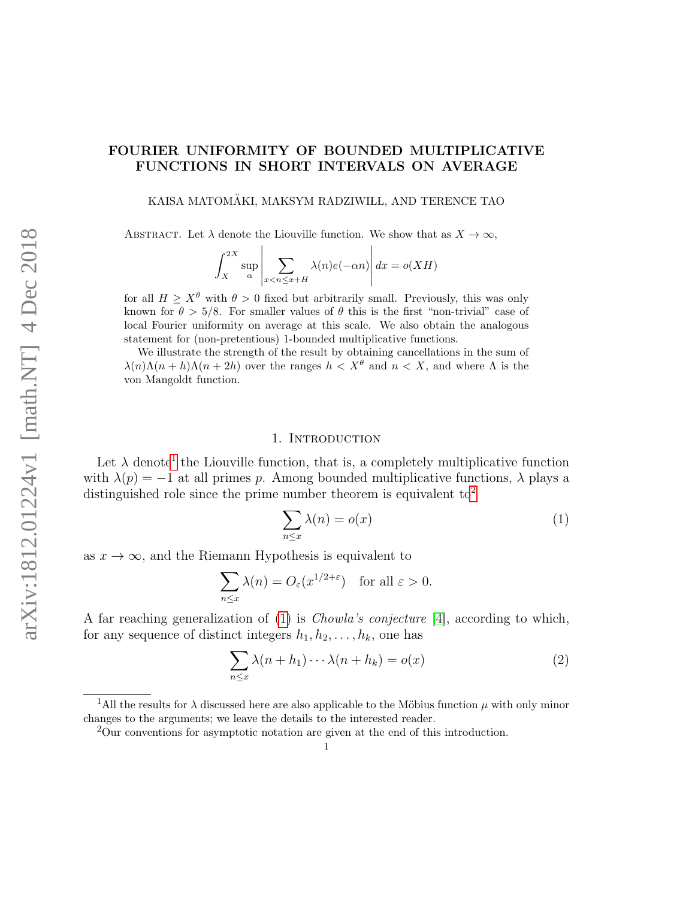# FOURIER UNIFORMITY OF BOUNDED MULTIPLICATIVE FUNCTIONS IN SHORT INTERVALS ON AVERAGE

KAISA MATOMÄKI, MAKSYM RADZIWIŁŁ, AND TERENCE TAO

Abstract. Let $\lambda$ denote the Liouville function. We show that as $X \to \infty$,

$$\int_X^{2X} \sup_\alpha \left| \sum_{x<n\leq x+H} \lambda(n) e(-\alpha n) \right| dx = o(XH)$$

for all $H \geq X^\theta$ with $\theta > 0$ fixed but arbitrarily small. Previously, this was only known for $\theta > 5/8$. For smaller values of $\theta$ this is the first "non-trivial" case of local Fourier uniformity on average at this scale. We also obtain the analogous statement for (non-pretentious) 1-bounded multiplicative functions.

We illustrate the strength of the result by obtaining cancellations in the sum of $\lambda(n)\Lambda(n+h)\Lambda(n+2h)$ over the ranges $h < X^\theta$ and $n < X$, and where $\Lambda$ is the von Mangoldt function.

## 1. Introduction

Let $\lambda$ denote[1] the Liouville function, that is, a completely multiplicative function with $\lambda(p) = -1$ at all primes $p$. Among bounded multiplicative functions, $\lambda$ plays a distinguished role since the prime number theorem is equivalent to[2]

$$\sum_{n\leq x} \lambda(n) = o(x) \tag{1}$$

as $x \to \infty$, and the Riemann Hypothesis is equivalent to

$$\sum_{n\leq x} \lambda(n) = O_\varepsilon(x^{1/2+\varepsilon}) \quad \text{for all } \varepsilon > 0.$$

A far reaching generalization of (1) is *Chowla's conjecture* [4], according to which, for any sequence of distinct integers $h_1, h_2, \ldots, h_k$, one has

$$\sum_{n\leq x} \lambda(n+h_1)\cdots\lambda(n+h_k) = o(x) \tag{2}$$

[1] All the results for $\lambda$ discussed here are also applicable to the Möbius function $\mu$ with only minor changes to the arguments; we leave the details to the interested reader.

[2] Our conventions for asymptotic notation are given at the end of this introduction.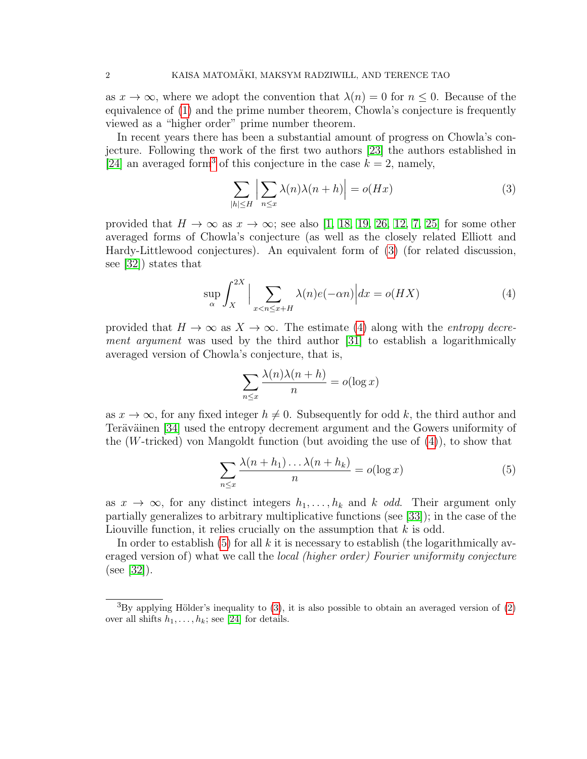as $x \to \infty$, where we adopt the convention that $\lambda(n) = 0$ for $n \leq 0$. Because of the equivalence of (1) and the prime number theorem, Chowla's conjecture is frequently viewed as a "higher order" prime number theorem.

In recent years there has been a substantial amount of progress on Chowla's conjecture. Following the work of the first two authors [23] the authors established in [24] an averaged form[3] of this conjecture in the case $k = 2$, namely,

$$\sum_{|h| \leq H} \Big| \sum_{n \leq x} \lambda(n)\lambda(n+h) \Big| = o(Hx) \tag{3}$$

provided that $H \to \infty$ as $x \to \infty$; see also [1, 18, 19, 26, 12, 7, 25] for some other averaged forms of Chowla's conjecture (as well as the closely related Elliott and Hardy-Littlewood conjectures). An equivalent form of (3) (for related discussion, see [32]) states that

$$\sup_{\alpha} \int_X^{2X} \Big| \sum_{x < n \leq x+H} \lambda(n) e(-\alpha n) \Big| dx = o(HX) \tag{4}$$

provided that $H \to \infty$ as $X \to \infty$. The estimate (4) along with the *entropy decrement argument* was used by the third author [31] to establish a logarithmically averaged version of Chowla's conjecture, that is,

$$\sum_{n \leq x} \frac{\lambda(n)\lambda(n+h)}{n} = o(\log x)$$

as $x \to \infty$, for any fixed integer $h \neq 0$. Subsequently for odd $k$, the third author and Teräväinen [34] used the entropy decrement argument and the Gowers uniformity of the ($W$-tricked) von Mangoldt function (but avoiding the use of (4)), to show that

$$\sum_{n \leq x} \frac{\lambda(n+h_1) \dots \lambda(n+h_k)}{n} = o(\log x) \tag{5}$$

as $x \to \infty$, for any distinct integers $h_1, \dots, h_k$ and $k$ *odd*. Their argument only partially generalizes to arbitrary multiplicative functions (see [33]); in the case of the Liouville function, it relies crucially on the assumption that $k$ is odd.

In order to establish (5) for all $k$ it is necessary to establish (the logarithmically averaged version of) what we call the *local (higher order) Fourier uniformity conjecture* (see [32]).

[3] By applying Hölder's inequality to (3), it is also possible to obtain an averaged version of (2) over all shifts $h_1, \dots, h_k$; see [24] for details.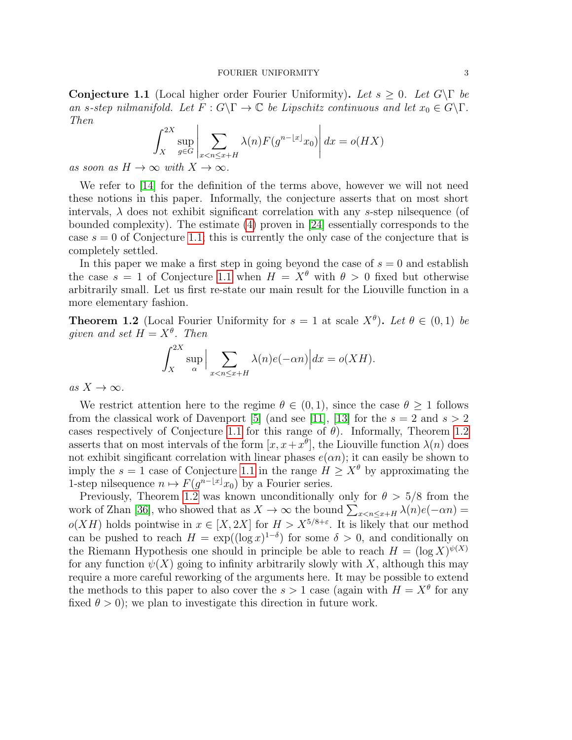**Conjecture 1.1** (Local higher order Fourier Uniformity)**.** *Let $s \geq 0$. Let $G\backslash\Gamma$ be an $s$-step nilmanifold. Let $F : G\backslash\Gamma \to \mathbb{C}$ be Lipschitz continuous and let $x_0 \in G\backslash\Gamma$. Then*

$$\int_X^{2X} \sup_{g \in G} \Big| \sum_{x < n \leq x+H} \lambda(n) F(g^{n - \lfloor x \rfloor} x_0) \Big| \, dx = o(HX)$$

*as soon as $H \to \infty$ with $X \to \infty$.*

We refer to [14] for the definition of the terms above, however we will not need these notions in this paper. Informally, the conjecture asserts that on most short intervals, $\lambda$ does not exhibit significant correlation with any $s$-step nilsequence (of bounded complexity). The estimate (4) proven in [24] essentially corresponds to the case $s = 0$ of Conjecture 1.1; this is currently the only case of the conjecture that is completely settled.

In this paper we make a first step in going beyond the case of $s = 0$ and establish the case $s = 1$ of Conjecture 1.1 when $H = X^{\theta}$ with $\theta > 0$ fixed but otherwise arbitrarily small. Let us first re-state our main result for the Liouville function in a more elementary fashion.

**Theorem 1.2** (Local Fourier Uniformity for $s = 1$ at scale $X^{\theta}$)**.** *Let $\theta \in (0, 1)$ be given and set $H = X^{\theta}$. Then*

$$\int_X^{2X} \sup_{\alpha} \Big| \sum_{x < n \leq x+H} \lambda(n) e(-\alpha n) \Big| dx = o(XH).$$

*as $X \to \infty$.*

We restrict attention here to the regime $\theta \in (0, 1)$, since the case $\theta \geq 1$ follows from the classical work of Davenport [5] (and see [11], [13] for the $s = 2$ and $s > 2$ cases respectively of Conjecture 1.1 for this range of $\theta$). Informally, Theorem 1.2 asserts that on most intervals of the form $[x, x + x^{\theta}]$, the Liouville function $\lambda(n)$ does not exhibit significant correlation with linear phases $e(\alpha n)$; it can easily be shown to imply the $s = 1$ case of Conjecture 1.1 in the range $H \geq X^{\theta}$ by approximating the 1-step nilsequence $n \mapsto F(g^{n - \lfloor x \rfloor} x_0)$ by a Fourier series.

Previously, Theorem 1.2 was known unconditionally only for $\theta > 5/8$ from the work of Zhan [36], who showed that as $X \to \infty$ the bound $\sum_{x < n \leq x+H} \lambda(n) e(-\alpha n) = o(XH)$ holds pointwise in $x \in [X, 2X]$ for $H > X^{5/8+\varepsilon}$. It is likely that our method can be pushed to reach $H = \exp((\log x)^{1-\delta})$ for some $\delta > 0$, and conditionally on the Riemann Hypothesis one should in principle be able to reach $H = (\log X)^{\psi(X)}$ for any function $\psi(X)$ going to infinity arbitrarily slowly with $X$, although this may require a more careful reworking of the arguments here. It may be possible to extend the methods to this paper to also cover the $s > 1$ case (again with $H = X^{\theta}$ for any fixed $\theta > 0$); we plan to investigate this direction in future work.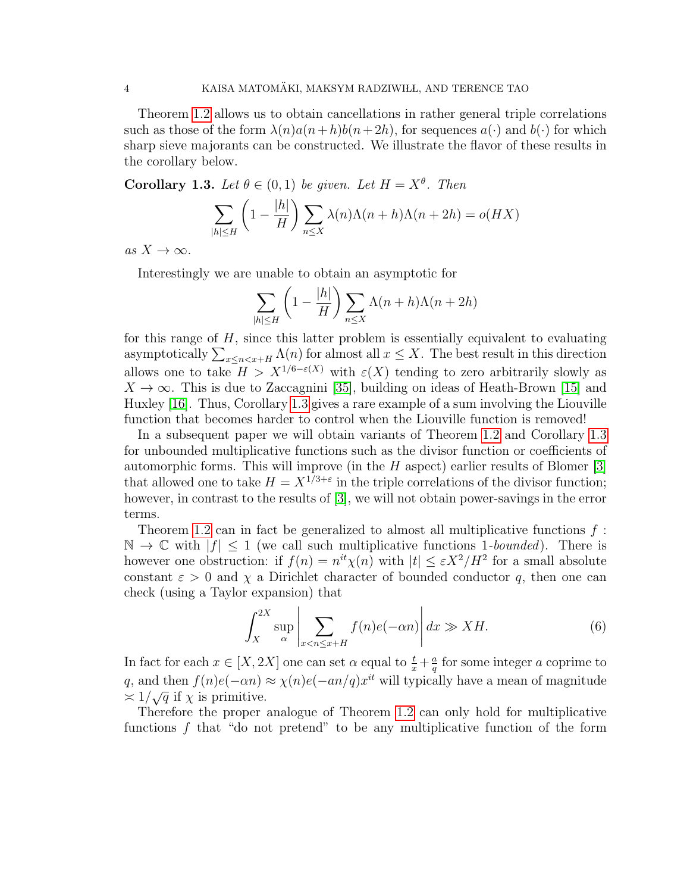Theorem 1.2 allows us to obtain cancellations in rather general triple correlations such as those of the form $\lambda(n)a(n+h)b(n+2h)$, for sequences $a(\cdot)$ and $b(\cdot)$ for which sharp sieve majorants can be constructed. We illustrate the flavor of these results in the corollary below.

**Corollary 1.3.** *Let $\theta \in (0,1)$ be given. Let $H = X^\theta$. Then*

$$\sum_{|h| \leq H} \left(1 - \frac{|h|}{H}\right) \sum_{n \leq X} \lambda(n)\Lambda(n+h)\Lambda(n+2h) = o(HX)$$

*as $X \to \infty$.*

Interestingly we are unable to obtain an asymptotic for

$$\sum_{|h| \leq H} \left(1 - \frac{|h|}{H}\right) \sum_{n \leq X} \Lambda(n+h)\Lambda(n+2h)$$

for this range of $H$, since this latter problem is essentially equivalent to evaluating asymptotically $\sum_{x \leq n < x+H} \Lambda(n)$ for almost all $x \leq X$. The best result in this direction allows one to take $H > X^{1/6 - \varepsilon(X)}$ with $\varepsilon(X)$ tending to zero arbitrarily slowly as $X \to \infty$. This is due to Zaccagnini [35], building on ideas of Heath-Brown [15] and Huxley [16]. Thus, Corollary 1.3 gives a rare example of a sum involving the Liouville function that becomes harder to control when the Liouville function is removed!

In a subsequent paper we will obtain variants of Theorem 1.2 and Corollary 1.3 for unbounded multiplicative functions such as the divisor function or coefficients of automorphic forms. This will improve (in the $H$ aspect) earlier results of Blomer [3] that allowed one to take $H = X^{1/3+\varepsilon}$ in the triple correlations of the divisor function; however, in contrast to the results of [3], we will not obtain power-savings in the error terms.

Theorem 1.2 can in fact be generalized to almost all multiplicative functions $f : \mathbb{N} \to \mathbb{C}$ with $|f| \leq 1$ (we call such multiplicative functions 1-*bounded*). There is however one obstruction: if $f(n) = n^{it}\chi(n)$ with $|t| \leq \varepsilon X^2/H^2$ for a small absolute constant $\varepsilon > 0$ and $\chi$ a Dirichlet character of bounded conductor $q$, then one can check (using a Taylor expansion) that

$$\int_X^{2X} \sup_\alpha \left| \sum_{x < n \leq x+H} f(n)e(-\alpha n) \right| dx \gg XH. \tag{6}$$

In fact for each $x \in [X, 2X]$ one can set $\alpha$ equal to $\frac{t}{x} + \frac{a}{q}$ for some integer $a$ coprime to $q$, and then $f(n)e(-\alpha n) \approx \chi(n)e(-an/q)x^{it}$ will typically have a mean of magnitude $\asymp 1/\sqrt{q}$ if $\chi$ is primitive.

Therefore the proper analogue of Theorem 1.2 can only hold for multiplicative functions $f$ that "do not pretend" to be any multiplicative function of the form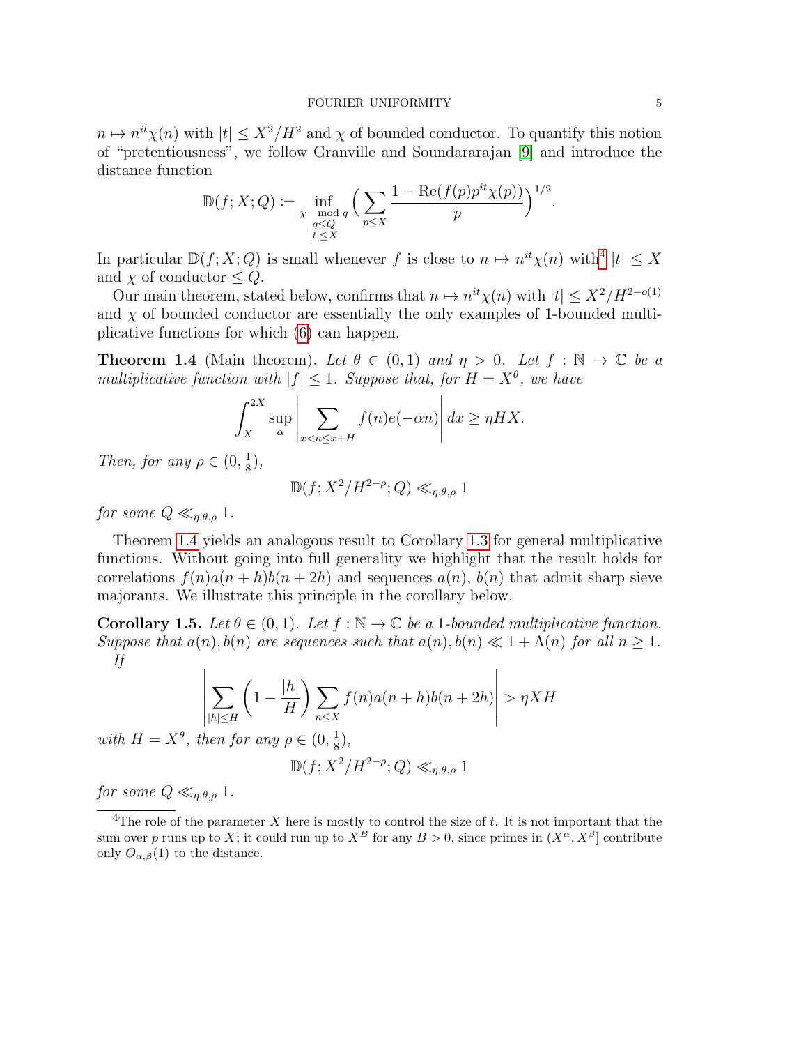$n \mapsto n^{it}\chi(n)$ with $|t| \le X^2/H^2$ and $\chi$ of bounded conductor. To quantify this notion of "pretentiousness", we follow Granville and Soundararajan [9] and introduce the distance function

$$\mathbb{D}(f; X; Q) := \inf_{\substack{\chi \bmod q \\ q \le Q \\ |t| \le X}} \Big( \sum_{p \le X} \frac{1 - \mathrm{Re}(f(p)p^{it}\chi(p))}{p} \Big)^{1/2}.$$

In particular $\mathbb{D}(f; X; Q)$ is small whenever $f$ is close to $n \mapsto n^{it}\chi(n)$ with[4] $|t| \le X$ and $\chi$ of conductor $\le Q$.

Our main theorem, stated below, confirms that $n \mapsto n^{it}\chi(n)$ with $|t| \le X^2/H^{2-o(1)}$ and $\chi$ of bounded conductor are essentially the only examples of 1-bounded multiplicative functions for which (6) can happen.

**Theorem 1.4** (Main theorem)**.** *Let $\theta \in (0,1)$ and $\eta > 0$. Let $f : \mathbb{N} \to \mathbb{C}$ be a multiplicative function with $|f| \le 1$. Suppose that, for $H = X^\theta$, we have*

$$\int_X^{2X} \sup_\alpha \Big| \sum_{x < n \le x+H} f(n) e(-\alpha n) \Big| \, dx \ge \eta H X.$$

*Then, for any $\rho \in (0, \frac{1}{8})$,*

$$\mathbb{D}(f; X^2/H^{2-\rho}; Q) \ll_{\eta,\theta,\rho} 1$$

*for some $Q \ll_{\eta,\theta,\rho} 1$.*

Theorem 1.4 yields an analogous result to Corollary 1.3 for general multiplicative functions. Without going into full generality we highlight that the result holds for correlations $f(n)a(n+h)b(n+2h)$ and sequences $a(n)$, $b(n)$ that admit sharp sieve majorants. We illustrate this principle in the corollary below.

**Corollary 1.5.** *Let $\theta \in (0,1)$. Let $f : \mathbb{N} \to \mathbb{C}$ be a 1-bounded multiplicative function. Suppose that $a(n), b(n)$ are sequences such that $a(n), b(n) \ll 1 + \Lambda(n)$ for all $n \ge 1$.*

*If*

$$\Big| \sum_{|h| \le H} \Big(1 - \frac{|h|}{H}\Big) \sum_{n \le X} f(n) a(n+h) b(n+2h) \Big| > \eta X H$$

*with $H = X^\theta$, then for any $\rho \in (0, \frac{1}{8})$,*

$$\mathbb{D}(f; X^2/H^{2-\rho}; Q) \ll_{\eta,\theta,\rho} 1$$

*for some $Q \ll_{\eta,\theta,\rho} 1$.*

---

[4] The role of the parameter $X$ here is mostly to control the size of $t$. It is not important that the sum over $p$ runs up to $X$; it could run up to $X^B$ for any $B > 0$, since primes in $(X^\alpha, X^\beta]$ contribute only $O_{\alpha,\beta}(1)$ to the distance.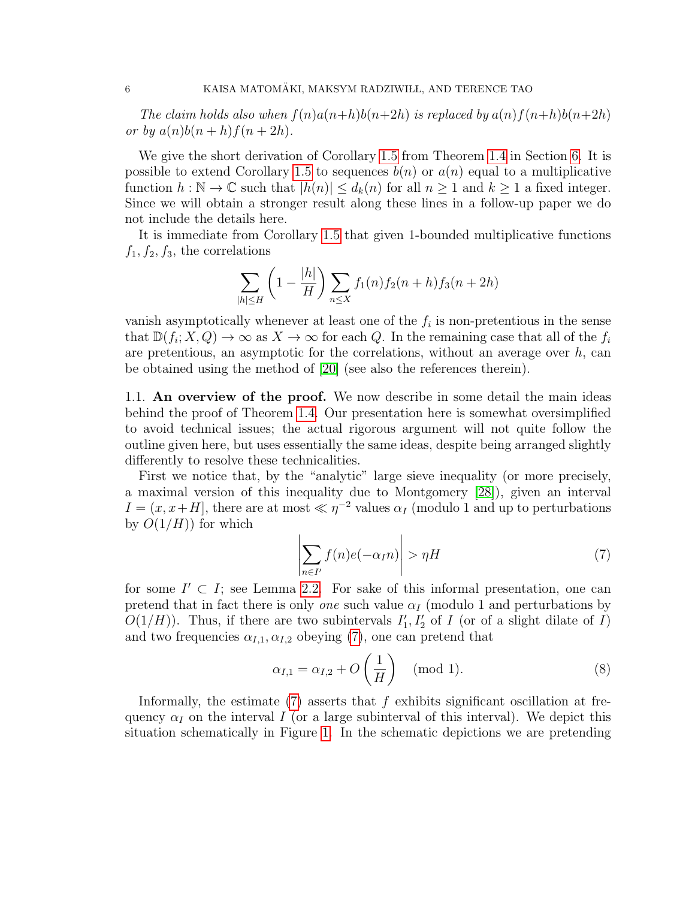*The claim holds also when $f(n)a(n+h)b(n+2h)$ is replaced by $a(n)f(n+h)b(n+2h)$ or by $a(n)b(n+h)f(n+2h)$.*

We give the short derivation of Corollary 1.5 from Theorem 1.4 in Section 6. It is possible to extend Corollary 1.5 to sequences $b(n)$ or $a(n)$ equal to a multiplicative function $h : \mathbb{N} \to \mathbb{C}$ such that $|h(n)| \leq d_k(n)$ for all $n \geq 1$ and $k \geq 1$ a fixed integer. Since we will obtain a stronger result along these lines in a follow-up paper we do not include the details here.

It is immediate from Corollary 1.5 that given 1-bounded multiplicative functions $f_1, f_2, f_3$, the correlations

$$\sum_{|h| \leq H} \left(1 - \frac{|h|}{H}\right) \sum_{n \leq X} f_1(n) f_2(n+h) f_3(n+2h)$$

vanish asymptotically whenever at least one of the $f_i$ is non-pretentious in the sense that $\mathbb{D}(f_i; X, Q) \to \infty$ as $X \to \infty$ for each $Q$. In the remaining case that all of the $f_i$ are pretentious, an asymptotic for the correlations, without an average over $h$, can be obtained using the method of [20] (see also the references therein).

## 1.1. An overview of the proof.

We now describe in some detail the main ideas behind the proof of Theorem 1.4. Our presentation here is somewhat oversimplified to avoid technical issues; the actual rigorous argument will not quite follow the outline given here, but uses essentially the same ideas, despite being arranged slightly differently to resolve these technicalities.

First we notice that, by the "analytic" large sieve inequality (or more precisely, a maximal version of this inequality due to Montgomery [28]), given an interval $I = (x, x+H]$, there are at most $\ll \eta^{-2}$ values $\alpha_I$ (modulo 1 and up to perturbations by $O(1/H)$) for which

$$\left| \sum_{n \in I'} f(n) e(-\alpha_I n) \right| > \eta H \tag{7}$$

for some $I' \subset I$; see Lemma 2.2. For sake of this informal presentation, one can pretend that in fact there is only *one* such value $\alpha_I$ (modulo 1 and perturbations by $O(1/H)$). Thus, if there are two subintervals $I'_1, I'_2$ of $I$ (or of a slight dilate of $I$) and two frequencies $\alpha_{I,1}, \alpha_{I,2}$ obeying (7), one can pretend that

$$\alpha_{I,1} = \alpha_{I,2} + O\left(\frac{1}{H}\right) \pmod 1. \tag{8}$$

Informally, the estimate (7) asserts that $f$ exhibits significant oscillation at frequency $\alpha_I$ on the interval $I$ (or a large subinterval of this interval). We depict this situation schematically in Figure 1. In the schematic depictions we are pretending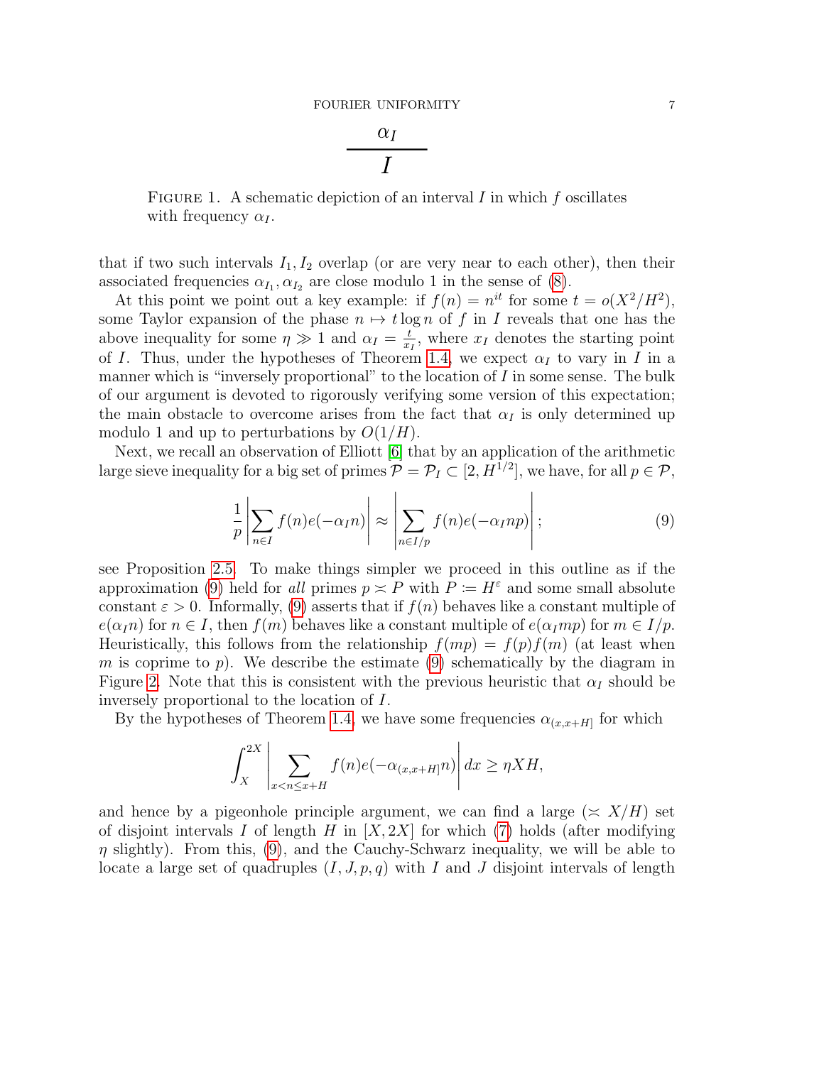$$\frac{\alpha_I}{I}$$

FIGURE 1. A schematic depiction of an interval $I$ in which $f$ oscillates with frequency $\alpha_I$.

that if two such intervals $I_1, I_2$ overlap (or are very near to each other), then their associated frequencies $\alpha_{I_1}, \alpha_{I_2}$ are close modulo 1 in the sense of (8).

At this point we point out a key example: if $f(n) = n^{it}$ for some $t = o(X^2/H^2)$, some Taylor expansion of the phase $n \mapsto t \log n$ of $f$ in $I$ reveals that one has the above inequality for some $\eta \gg 1$ and $\alpha_I = \frac{t}{x_I}$, where $x_I$ denotes the starting point of $I$. Thus, under the hypotheses of Theorem 1.4, we expect $\alpha_I$ to vary in $I$ in a manner which is "inversely proportional" to the location of $I$ in some sense. The bulk of our argument is devoted to rigorously verifying some version of this expectation; the main obstacle to overcome arises from the fact that $\alpha_I$ is only determined up modulo 1 and up to perturbations by $O(1/H)$.

Next, we recall an observation of Elliott [6] that by an application of the arithmetic large sieve inequality for a big set of primes $\mathcal{P} = \mathcal{P}_I \subset [2, H^{1/2}]$, we have, for all $p \in \mathcal{P}$,

$$\frac{1}{p}\left|\sum_{n \in I} f(n) e(-\alpha_I n)\right| \approx \left|\sum_{n \in I/p} f(n) e(-\alpha_I np)\right|; \tag{9}$$

see Proposition 2.5. To make things simpler we proceed in this outline as if the approximation (9) held for *all* primes $p \asymp P$ with $P := H^{\varepsilon}$ and some small absolute constant $\varepsilon > 0$. Informally, (9) asserts that if $f(n)$ behaves like a constant multiple of $e(\alpha_I n)$ for $n \in I$, then $f(m)$ behaves like a constant multiple of $e(\alpha_I mp)$ for $m \in I/p$. Heuristically, this follows from the relationship $f(mp) = f(p)f(m)$ (at least when $m$ is coprime to $p$). We describe the estimate (9) schematically by the diagram in Figure 2. Note that this is consistent with the previous heuristic that $\alpha_I$ should be inversely proportional to the location of $I$.

By the hypotheses of Theorem 1.4, we have some frequencies $\alpha_{(x,x+H]}$ for which

$$\int_X^{2X} \left|\sum_{x < n \leq x+H} f(n) e(-\alpha_{(x,x+H]} n)\right| dx \geq \eta X H,$$

and hence by a pigeonhole principle argument, we can find a large ($\asymp X/H$) set of disjoint intervals $I$ of length $H$ in $[X, 2X]$ for which (7) holds (after modifying $\eta$ slightly). From this, (9), and the Cauchy-Schwarz inequality, we will be able to locate a large set of quadruples $(I, J, p, q)$ with $I$ and $J$ disjoint intervals of length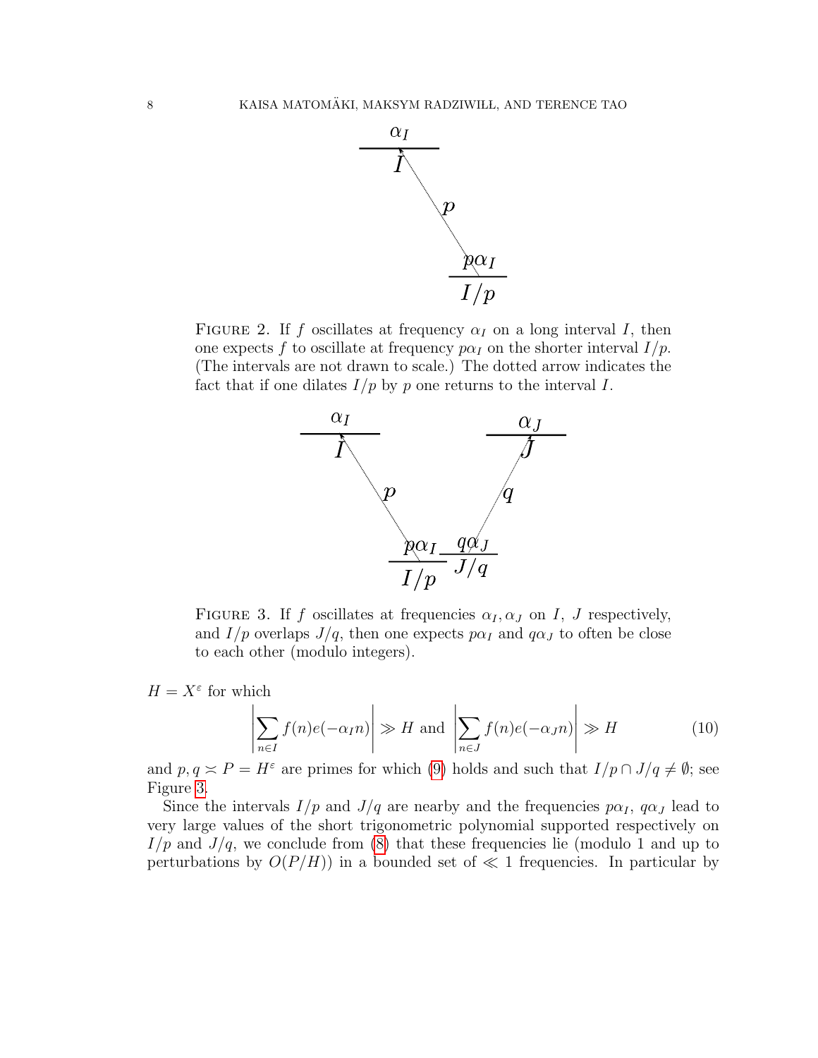FIGURE 2. If $f$ oscillates at frequency $\alpha_I$ on a long interval $I$, then one expects $f$ to oscillate at frequency $p\alpha_I$ on the shorter interval $I/p$. (The intervals are not drawn to scale.) The dotted arrow indicates the fact that if one dilates $I/p$ by $p$ one returns to the interval $I$.

FIGURE 3. If $f$ oscillates at frequencies $\alpha_I, \alpha_J$ on $I$, $J$ respectively, and $I/p$ overlaps $J/q$, then one expects $p\alpha_I$ and $q\alpha_J$ to often be close to each other (modulo integers).

$H = X^\varepsilon$ for which

$$\left|\sum_{n\in I} f(n)e(-\alpha_I n)\right| \gg H \text{ and } \left|\sum_{n\in J} f(n)e(-\alpha_J n)\right| \gg H \tag{10}$$

and $p, q \asymp P = H^\varepsilon$ are primes for which (9) holds and such that $I/p \cap J/q \neq \emptyset$; see Figure 3.

Since the intervals $I/p$ and $J/q$ are nearby and the frequencies $p\alpha_I$, $q\alpha_J$ lead to very large values of the short trigonometric polynomial supported respectively on $I/p$ and $J/q$, we conclude from (8) that these frequencies lie (modulo 1 and up to perturbations by $O(P/H)$) in a bounded set of $\ll 1$ frequencies. In particular by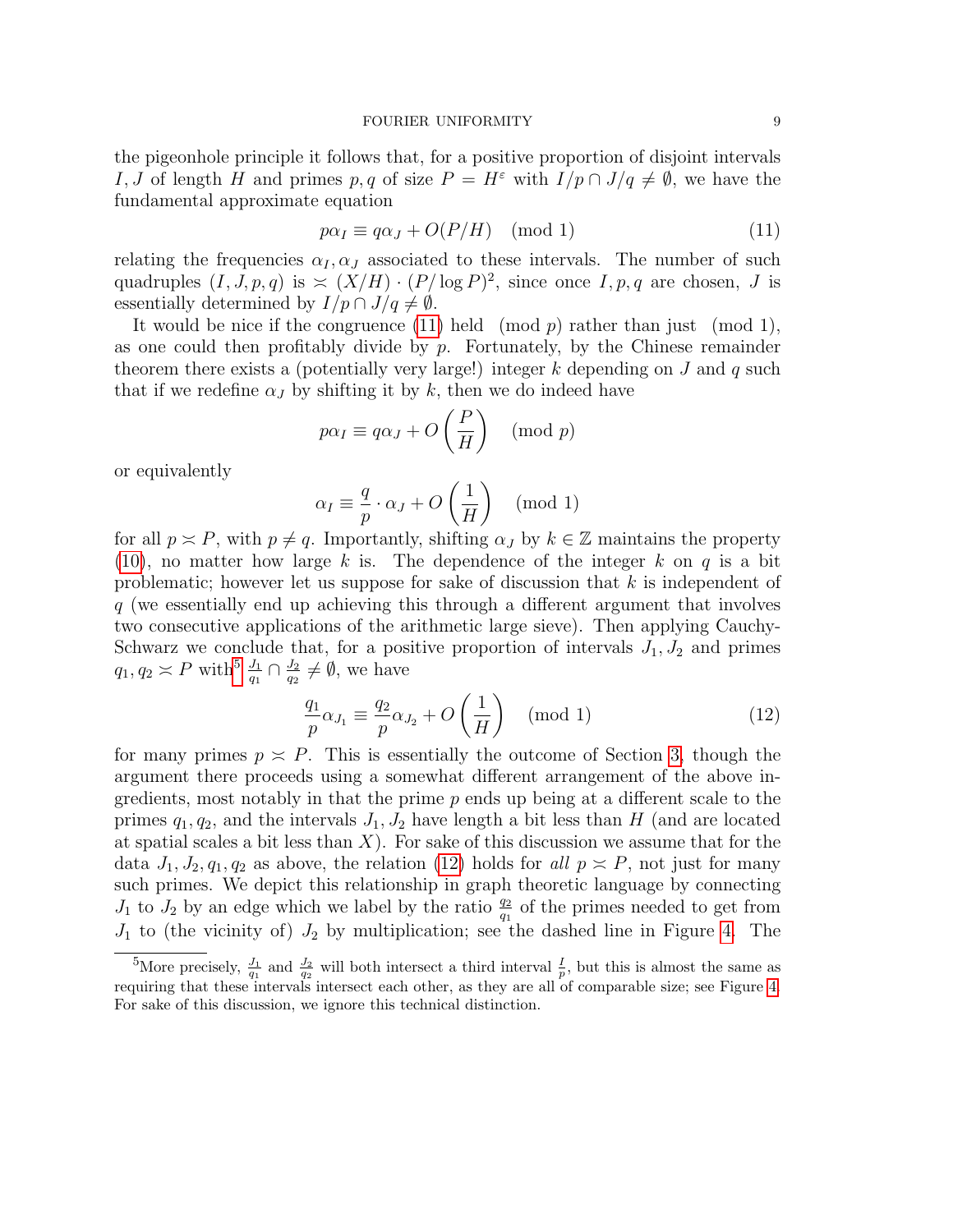the pigeonhole principle it follows that, for a positive proportion of disjoint intervals $I, J$ of length $H$ and primes $p, q$ of size $P = H^\varepsilon$ with $I/p \cap J/q \neq \emptyset$, we have the fundamental approximate equation

$$p\alpha_I \equiv q\alpha_J + O(P/H) \pmod 1 \tag{11}$$

relating the frequencies $\alpha_I, \alpha_J$ associated to these intervals. The number of such quadruples $(I, J, p, q)$ is $\asymp (X/H) \cdot (P/\log P)^2$, since once $I, p, q$ are chosen, $J$ is essentially determined by $I/p \cap J/q \neq \emptyset$.

It would be nice if the congruence (11) held $\pmod p$ rather than just $\pmod 1$, as one could then profitably divide by $p$. Fortunately, by the Chinese remainder theorem there exists a (potentially very large!) integer $k$ depending on $J$ and $q$ such that if we redefine $\alpha_J$ by shifting it by $k$, then we do indeed have

$$p\alpha_I \equiv q\alpha_J + O\left(\frac{P}{H}\right) \pmod p$$

or equivalently

$$\alpha_I \equiv \frac{q}{p} \cdot \alpha_J + O\left(\frac{1}{H}\right) \pmod 1$$

for all $p \asymp P$, with $p \neq q$. Importantly, shifting $\alpha_J$ by $k \in \mathbb{Z}$ maintains the property (10), no matter how large $k$ is. The dependence of the integer $k$ on $q$ is a bit problematic; however let us suppose for sake of discussion that $k$ is independent of $q$ (we essentially end up achieving this through a different argument that involves two consecutive applications of the arithmetic large sieve). Then applying Cauchy-Schwarz we conclude that, for a positive proportion of intervals $J_1, J_2$ and primes $q_1, q_2 \asymp P$ with[5] $\frac{J_1}{q_1} \cap \frac{J_2}{q_2} \neq \emptyset$, we have

$$\frac{q_1}{p}\alpha_{J_1} \equiv \frac{q_2}{p}\alpha_{J_2} + O\left(\frac{1}{H}\right) \pmod 1 \tag{12}$$

for many primes $p \asymp P$. This is essentially the outcome of Section 3, though the argument there proceeds using a somewhat different arrangement of the above ingredients, most notably in that the prime $p$ ends up being at a different scale to the primes $q_1, q_2$, and the intervals $J_1, J_2$ have length a bit less than $H$ (and are located at spatial scales a bit less than $X$). For sake of this discussion we assume that for the data $J_1, J_2, q_1, q_2$ as above, the relation (12) holds for *all* $p \asymp P$, not just for many such primes. We depict this relationship in graph theoretic language by connecting $J_1$ to $J_2$ by an edge which we label by the ratio $\frac{q_2}{q_1}$ of the primes needed to get from $J_1$ to (the vicinity of) $J_2$ by multiplication; see the dashed line in Figure 4. The

---

[5] More precisely, $\frac{J_1}{q_1}$ and $\frac{J_2}{q_2}$ will both intersect a third interval $\frac{I}{p}$, but this is almost the same as requiring that these intervals intersect each other, as they are all of comparable size; see Figure 4. For sake of this discussion, we ignore this technical distinction.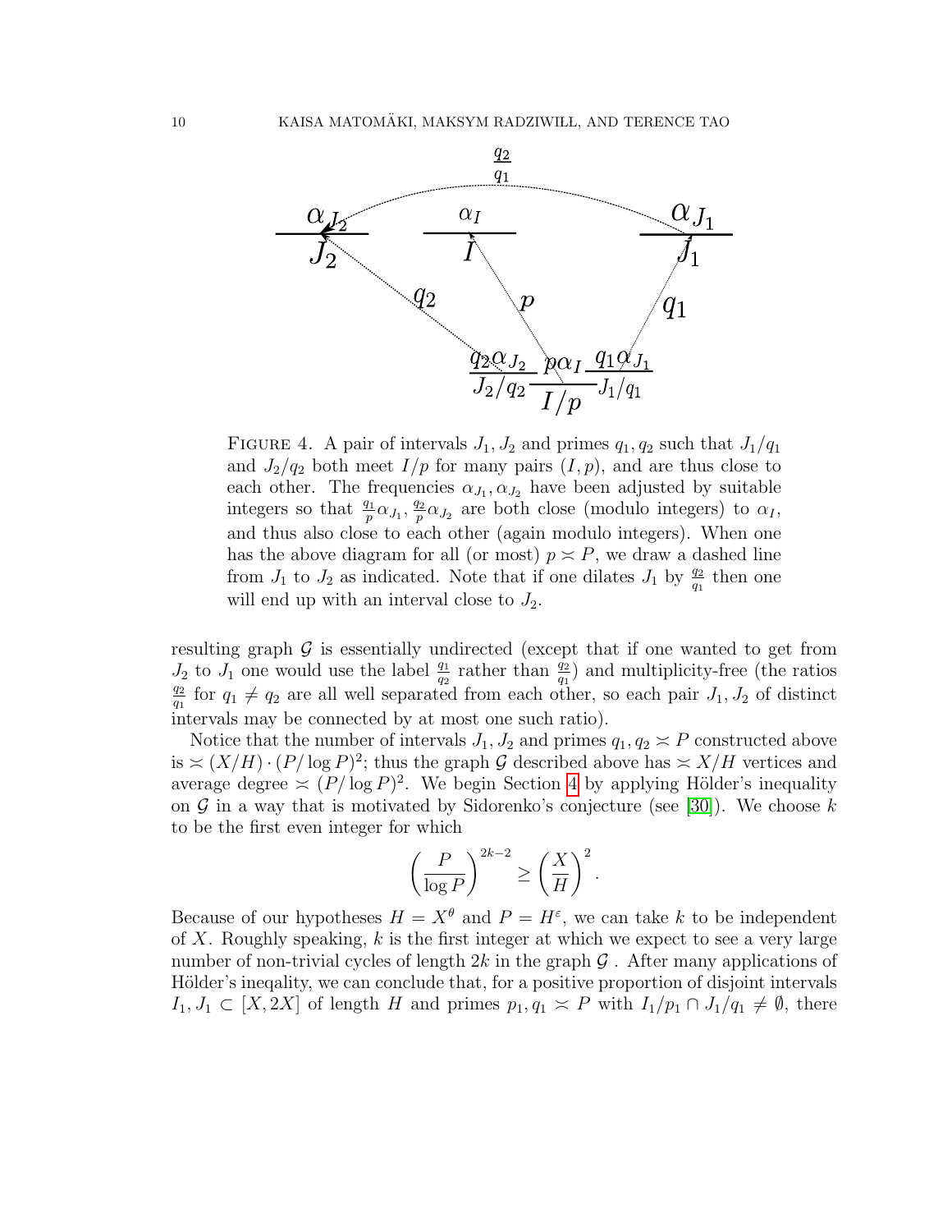FIGURE 4. A pair of intervals $J_1, J_2$ and primes $q_1, q_2$ such that $J_1/q_1$ and $J_2/q_2$ both meet $I/p$ for many pairs $(I, p)$, and are thus close to each other. The frequencies $\alpha_{J_1}, \alpha_{J_2}$ have been adjusted by suitable integers so that $\frac{q_1}{p}\alpha_{J_1}, \frac{q_2}{p}\alpha_{J_2}$ are both close (modulo integers) to $\alpha_I$, and thus also close to each other (again modulo integers). When one has the above diagram for all (or most) $p \asymp P$, we draw a dashed line from $J_1$ to $J_2$ as indicated. Note that if one dilates $J_1$ by $\frac{q_2}{q_1}$ then one will end up with an interval close to $J_2$.

resulting graph $\mathcal{G}$ is essentially undirected (except that if one wanted to get from $J_2$ to $J_1$ one would use the label $\frac{q_1}{q_2}$ rather than $\frac{q_2}{q_1}$) and multiplicity-free (the ratios $\frac{q_2}{q_1}$ for $q_1 \neq q_2$ are all well separated from each other, so each pair $J_1, J_2$ of distinct intervals may be connected by at most one such ratio).

Notice that the number of intervals $J_1, J_2$ and primes $q_1, q_2 \asymp P$ constructed above is $\asymp (X/H) \cdot (P/\log P)^2$; thus the graph $\mathcal{G}$ described above has $\asymp X/H$ vertices and average degree $\asymp (P/\log P)^2$. We begin Section 4 by applying Hölder's inequality on $\mathcal{G}$ in a way that is motivated by Sidorenko's conjecture (see [30]). We choose $k$ to be the first even integer for which

$$\left(\frac{P}{\log P}\right)^{2k-2} \geq \left(\frac{X}{H}\right)^2.$$

Because of our hypotheses $H = X^\theta$ and $P = H^\varepsilon$, we can take $k$ to be independent of $X$. Roughly speaking, $k$ is the first integer at which we expect to see a very large number of non-trivial cycles of length $2k$ in the graph $\mathcal{G}$ . After many applications of Hölder's ineqality, we can conclude that, for a positive proportion of disjoint intervals $I_1, J_1 \subset [X, 2X]$ of length $H$ and primes $p_1, q_1 \asymp P$ with $I_1/p_1 \cap J_1/q_1 \neq \emptyset$, there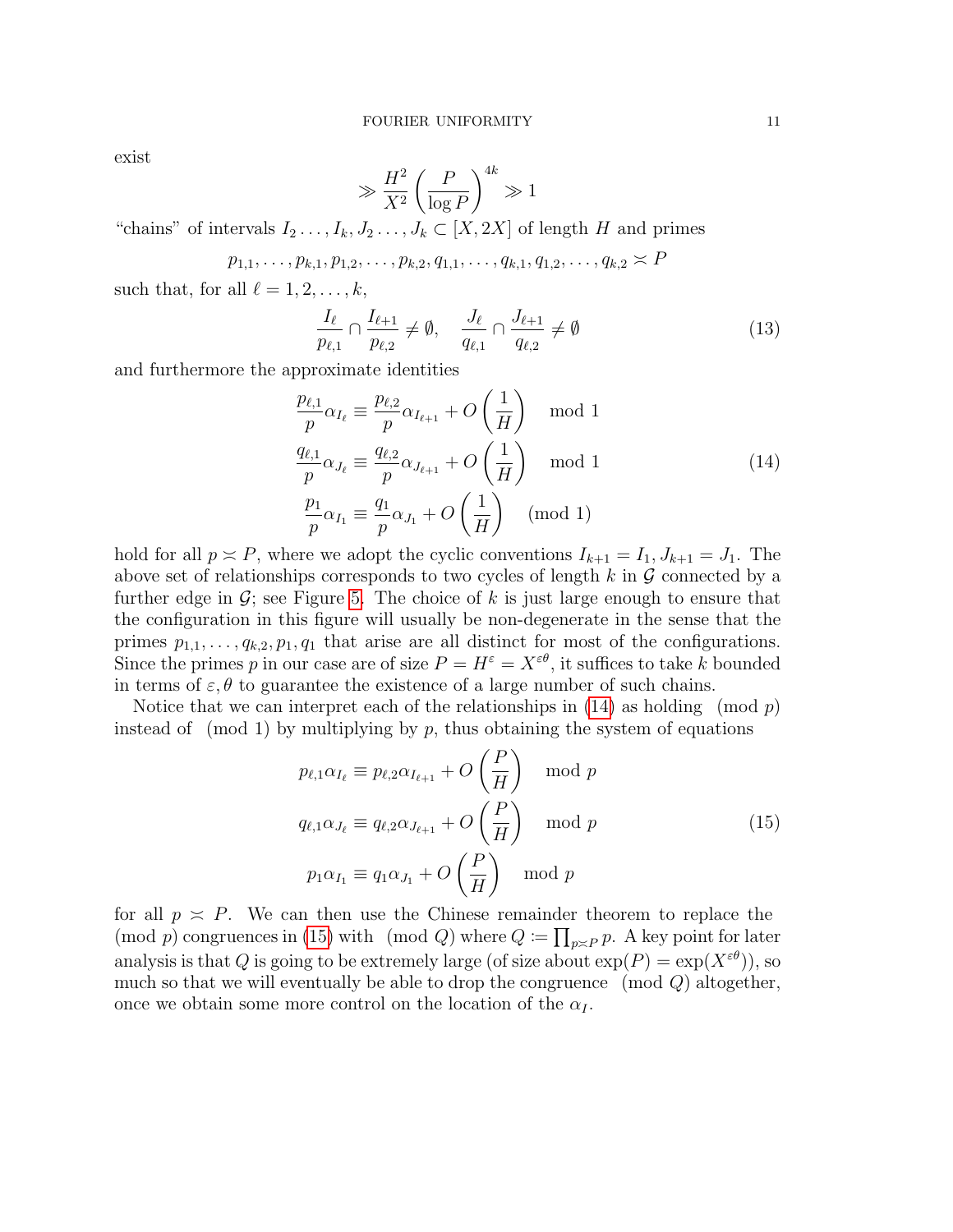exist

$$\gg \frac{H^2}{X^2}\left(\frac{P}{\log P}\right)^{4k} \gg 1$$

"chains" of intervals $I_2\dots,I_k,J_2\dots,J_k \subset [X,2X]$ of length $H$ and primes

$$p_{1,1},\dots,p_{k,1},p_{1,2},\dots,p_{k,2},q_{1,1},\dots,q_{k,1},q_{1,2},\dots,q_{k,2} \asymp P$$

such that, for all $\ell = 1,2,\dots,k$,

$$\frac{I_\ell}{p_{\ell,1}} \cap \frac{I_{\ell+1}}{p_{\ell,2}} \neq \emptyset, \quad \frac{J_\ell}{q_{\ell,1}} \cap \frac{J_{\ell+1}}{q_{\ell,2}} \neq \emptyset \tag{13}$$

and furthermore the approximate identities

$$\begin{aligned}
\frac{p_{\ell,1}}{p}\alpha_{I_\ell} &\equiv \frac{p_{\ell,2}}{p}\alpha_{I_{\ell+1}} + O\left(\frac{1}{H}\right) \mod 1\\
\frac{q_{\ell,1}}{p}\alpha_{J_\ell} &\equiv \frac{q_{\ell,2}}{p}\alpha_{J_{\ell+1}} + O\left(\frac{1}{H}\right) \mod 1\\
\frac{p_1}{p}\alpha_{I_1} &\equiv \frac{q_1}{p}\alpha_{J_1} + O\left(\frac{1}{H}\right) \pmod 1
\end{aligned} \tag{14}$$

hold for all $p \asymp P$, where we adopt the cyclic conventions $I_{k+1} = I_1$, $J_{k+1} = J_1$. The above set of relationships corresponds to two cycles of length $k$ in $\mathcal{G}$ connected by a further edge in $\mathcal{G}$; see Figure 5. The choice of $k$ is just large enough to ensure that the configuration in this figure will usually be non-degenerate in the sense that the primes $p_{1,1},\dots,q_{k,2},p_1,q_1$ that arise are all distinct for most of the configurations. Since the primes $p$ in our case are of size $P = H^\varepsilon = X^{\varepsilon\theta}$, it suffices to take $k$ bounded in terms of $\varepsilon,\theta$ to guarantee the existence of a large number of such chains.

Notice that we can interpret each of the relationships in (14) as holding $\pmod p$ instead of $\pmod 1$ by multiplying by $p$, thus obtaining the system of equations

$$\begin{aligned}
p_{\ell,1}\alpha_{I_\ell} &\equiv p_{\ell,2}\alpha_{I_{\ell+1}} + O\left(\frac{P}{H}\right) \mod p\\
q_{\ell,1}\alpha_{J_\ell} &\equiv q_{\ell,2}\alpha_{J_{\ell+1}} + O\left(\frac{P}{H}\right) \mod p\\
p_1\alpha_{I_1} &\equiv q_1\alpha_{J_1} + O\left(\frac{P}{H}\right) \mod p
\end{aligned} \tag{15}$$

for all $p \asymp P$. We can then use the Chinese remainder theorem to replace the $\pmod p$ congruences in (15) with $\pmod Q$ where $Q := \prod_{p\asymp P} p$. A key point for later analysis is that $Q$ is going to be extremely large (of size about $\exp(P) = \exp(X^{\varepsilon\theta})$), so much so that we will eventually be able to drop the congruence $\pmod Q$ altogether, once we obtain some more control on the location of the $\alpha_I$.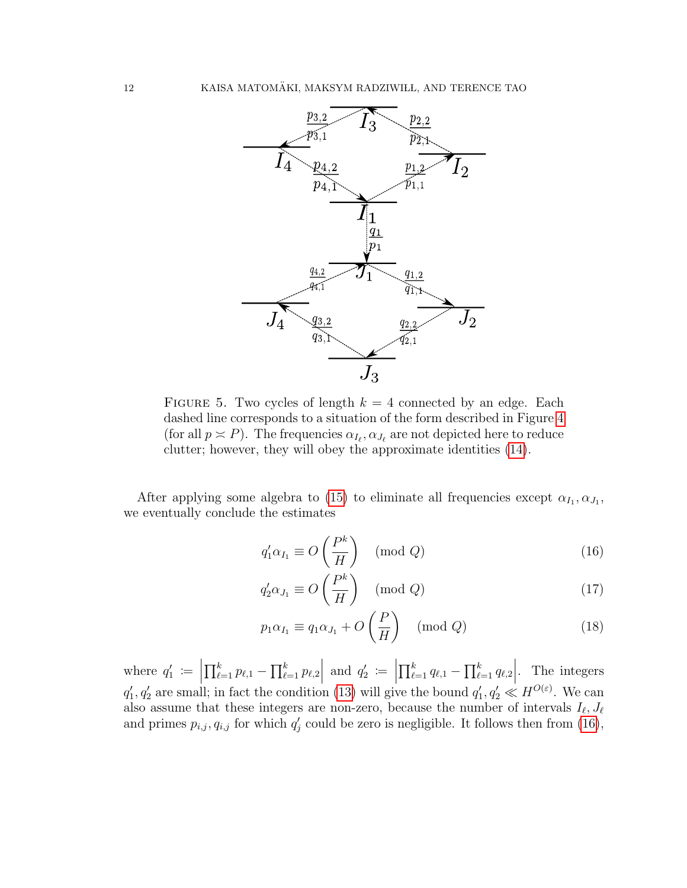Figure 5. Two cycles of length $k = 4$ connected by an edge. Each dashed line corresponds to a situation of the form described in Figure 4 (for all $p \asymp P$). The frequencies $\alpha_{I_\ell}, \alpha_{J_\ell}$ are not depicted here to reduce clutter; however, they will obey the approximate identities (14).

After applying some algebra to (15) to eliminate all frequencies except $\alpha_{I_1}, \alpha_{J_1}$, we eventually conclude the estimates

$$q_1' \alpha_{I_1} \equiv O\left(\frac{P^k}{H}\right) \pmod{Q} \tag{16}$$

$$q_2' \alpha_{J_1} \equiv O\left(\frac{P^k}{H}\right) \pmod{Q} \tag{17}$$

$$p_1 \alpha_{I_1} \equiv q_1 \alpha_{J_1} + O\left(\frac{P}{H}\right) \pmod{Q} \tag{18}$$

where $q_1' := \left|\prod_{\ell=1}^k p_{\ell,1} - \prod_{\ell=1}^k p_{\ell,2}\right|$ and $q_2' := \left|\prod_{\ell=1}^k q_{\ell,1} - \prod_{\ell=1}^k q_{\ell,2}\right|$. The integers $q_1', q_2'$ are small; in fact the condition (13) will give the bound $q_1', q_2' \ll H^{O(\varepsilon)}$. We can also assume that these integers are non-zero, because the number of intervals $I_\ell, J_\ell$ and primes $p_{i,j}, q_{i,j}$ for which $q_j'$ could be zero is negligible. It follows then from (16),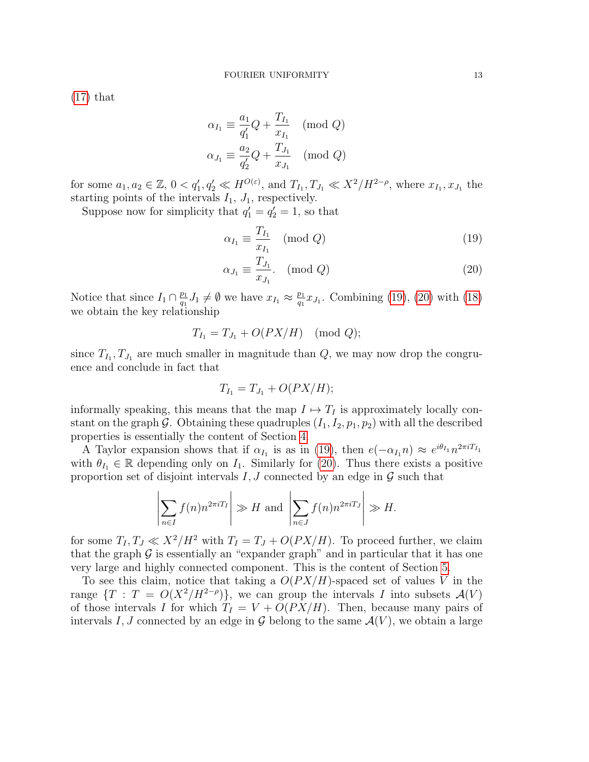(17) that

$$\alpha_{I_1} \equiv \frac{a_1}{q_1'}Q + \frac{T_{I_1}}{x_{I_1}} \pmod{Q}$$

$$\alpha_{J_1} \equiv \frac{a_2}{q_2'}Q + \frac{T_{J_1}}{x_{J_1}} \pmod{Q}$$

for some $a_1, a_2 \in \mathbb{Z}$, $0 < q_1', q_2' \ll H^{O(\varepsilon)}$, and $T_{I_1}, T_{J_1} \ll X^2/H^{2-\rho}$, where $x_{I_1}, x_{J_1}$ the starting points of the intervals $I_1$, $J_1$, respectively.

Suppose now for simplicity that $q_1' = q_2' = 1$, so that

$$\alpha_{I_1} \equiv \frac{T_{I_1}}{x_{I_1}} \pmod{Q} \tag{19}$$

$$\alpha_{J_1} \equiv \frac{T_{J_1}}{x_{J_1}}. \pmod{Q} \tag{20}$$

Notice that since $I_1 \cap \frac{p_1}{q_1} J_1 \neq \emptyset$ we have $x_{I_1} \approx \frac{p_1}{q_1} x_{J_1}$. Combining (19), (20) with (18) we obtain the key relationship

$$T_{I_1} = T_{J_1} + O(PX/H) \pmod{Q};$$

since $T_{I_1}, T_{J_1}$ are much smaller in magnitude than $Q$, we may now drop the congruence and conclude in fact that

$$T_{I_1} = T_{J_1} + O(PX/H);$$

informally speaking, this means that the map $I \mapsto T_I$ is approximately locally constant on the graph $\mathcal{G}$. Obtaining these quadruples $(I_1, I_2, p_1, p_2)$ with all the described properties is essentially the content of Section 4.

A Taylor expansion shows that if $\alpha_{I_1}$ is as in (19), then $e(-\alpha_{I_1} n) \approx e^{i\theta_{I_1}} n^{2\pi i T_{I_1}}$ with $\theta_{I_1} \in \mathbb{R}$ depending only on $I_1$. Similarly for (20). Thus there exists a positive proportion set of disjoint intervals $I, J$ connected by an edge in $\mathcal{G}$ such that

$$\left| \sum_{n \in I} f(n) n^{2\pi i T_I} \right| \gg H \text{ and } \left| \sum_{n \in J} f(n) n^{2\pi i T_J} \right| \gg H.$$

for some $T_I, T_J \ll X^2/H^2$ with $T_I = T_J + O(PX/H)$. To proceed further, we claim that the graph $\mathcal{G}$ is essentially an "expander graph" and in particular that it has one very large and highly connected component. This is the content of Section 5.

To see this claim, notice that taking a $O(PX/H)$-spaced set of values $V$ in the range $\{T : T = O(X^2/H^{2-\rho})\}$, we can group the intervals $I$ into subsets $\mathcal{A}(V)$ of those intervals $I$ for which $T_I = V + O(PX/H)$. Then, because many pairs of intervals $I, J$ connected by an edge in $\mathcal{G}$ belong to the same $\mathcal{A}(V)$, we obtain a large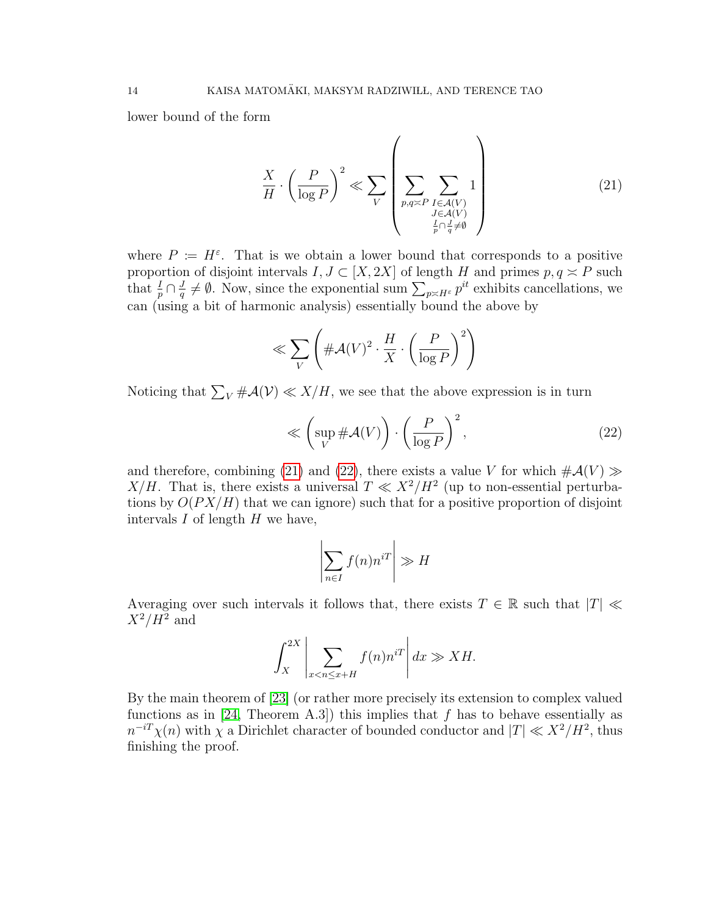lower bound of the form

$$\frac{X}{H} \cdot \left(\frac{P}{\log P}\right)^2 \ll \sum_V \left( \sum_{p,q \asymp P} \sum_{\substack{I \in \mathcal{A}(V) \\ J \in \mathcal{A}(V) \\ \frac{I}{p} \cap \frac{J}{q} \neq \emptyset}} 1 \right) \tag{21}$$

where $P := H^\varepsilon$. That is we obtain a lower bound that corresponds to a positive proportion of disjoint intervals $I, J \subset [X, 2X]$ of length $H$ and primes $p, q \asymp P$ such that $\frac{I}{p} \cap \frac{J}{q} \neq \emptyset$. Now, since the exponential sum $\sum_{p \asymp H^\varepsilon} p^{it}$ exhibits cancellations, we can (using a bit of harmonic analysis) essentially bound the above by

$$\ll \sum_V \left( \# \mathcal{A}(V)^2 \cdot \frac{H}{X} \cdot \left(\frac{P}{\log P}\right)^2 \right)$$

Noticing that $\sum_V \# \mathcal{A}(\mathcal{V}) \ll X/H$, we see that the above expression is in turn

$$\ll \left(\sup_V \# \mathcal{A}(V)\right) \cdot \left(\frac{P}{\log P}\right)^2, \tag{22}$$

and therefore, combining (21) and (22), there exists a value $V$ for which $\# \mathcal{A}(V) \gg X/H$. That is, there exists a universal $T \ll X^2/H^2$ (up to non-essential perturbations by $O(PX/H)$ that we can ignore) such that for a positive proportion of disjoint intervals $I$ of length $H$ we have,

$$\left| \sum_{n \in I} f(n) n^{iT} \right| \gg H$$

Averaging over such intervals it follows that, there exists $T \in \mathbb{R}$ such that $|T| \ll X^2/H^2$ and

$$\int_X^{2X} \left| \sum_{x < n \leq x+H} f(n) n^{iT} \right| dx \gg XH.$$

By the main theorem of [23] (or rather more precisely its extension to complex valued functions as in [24, Theorem A.3]) this implies that $f$ has to behave essentially as $n^{-iT}\chi(n)$ with $\chi$ a Dirichlet character of bounded conductor and $|T| \ll X^2/H^2$, thus finishing the proof.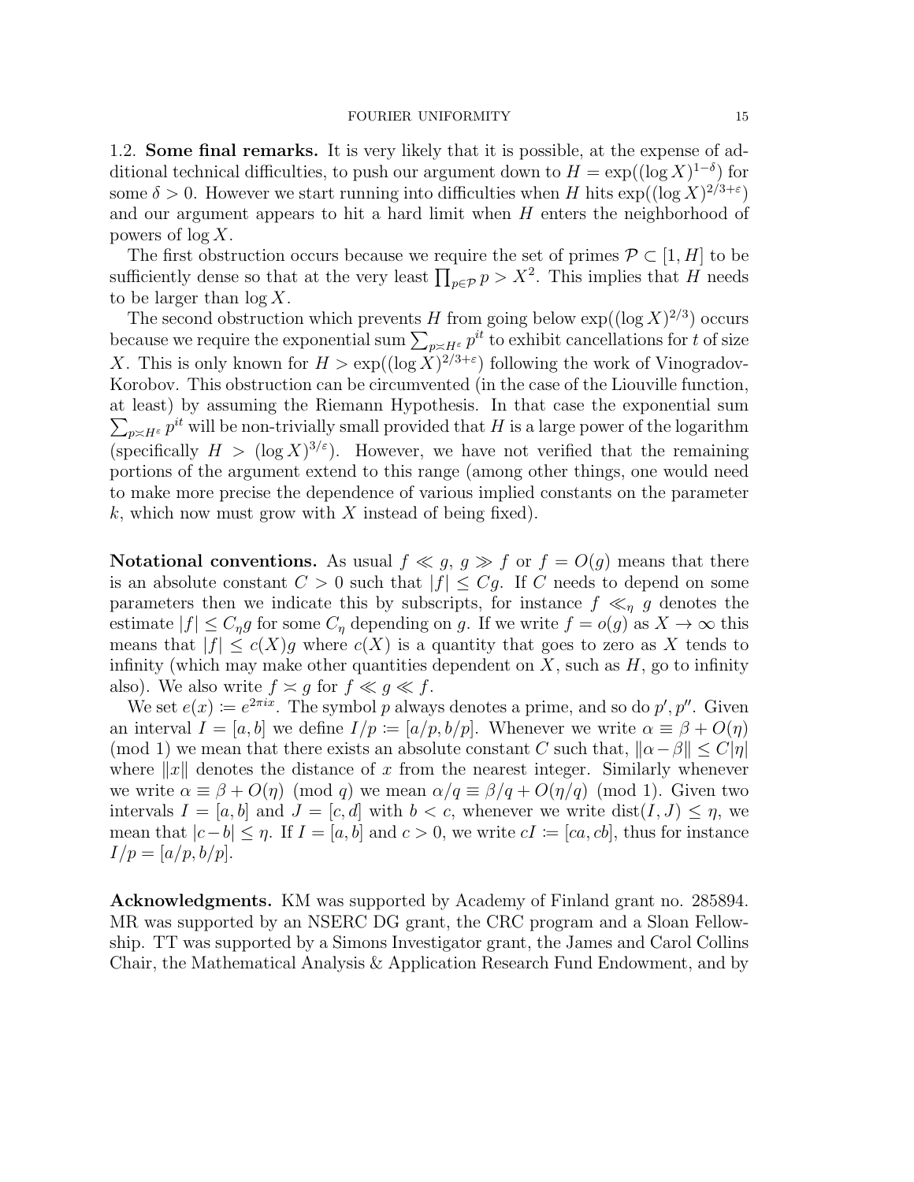### 1.2. Some final remarks.

It is very likely that it is possible, at the expense of additional technical difficulties, to push our argument down to $H = \exp((\log X)^{1-\delta})$ for some $\delta > 0$. However we start running into difficulties when $H$ hits $\exp((\log X)^{2/3+\varepsilon})$ and our argument appears to hit a hard limit when $H$ enters the neighborhood of powers of $\log X$.

The first obstruction occurs because we require the set of primes $\mathcal{P} \subset [1, H]$ to be sufficiently dense so that at the very least $\prod_{p \in \mathcal{P}} p > X^2$. This implies that $H$ needs to be larger than $\log X$.

The second obstruction which prevents $H$ from going below $\exp((\log X)^{2/3})$ occurs because we require the exponential sum $\sum_{p \asymp H^\varepsilon} p^{it}$ to exhibit cancellations for $t$ of size $X$. This is only known for $H > \exp((\log X)^{2/3+\varepsilon})$ following the work of Vinogradov-Korobov. This obstruction can be circumvented (in the case of the Liouville function, at least) by assuming the Riemann Hypothesis. In that case the exponential sum $\sum_{p \asymp H^\varepsilon} p^{it}$ will be non-trivially small provided that $H$ is a large power of the logarithm (specifically $H > (\log X)^{3/\varepsilon}$). However, we have not verified that the remaining portions of the argument extend to this range (among other things, one would need to make more precise the dependence of various implied constants on the parameter $k$, which now must grow with $X$ instead of being fixed).

**Notational conventions.** As usual $f \ll g$, $g \gg f$ or $f = O(g)$ means that there is an absolute constant $C > 0$ such that $|f| \leq Cg$. If $C$ needs to depend on some parameters then we indicate this by subscripts, for instance $f \ll_\eta g$ denotes the estimate $|f| \leq C_\eta g$ for some $C_\eta$ depending on $g$. If we write $f = o(g)$ as $X \to \infty$ this means that $|f| \leq c(X) g$ where $c(X)$ is a quantity that goes to zero as $X$ tends to infinity (which may make other quantities dependent on $X$, such as $H$, go to infinity also). We also write $f \asymp g$ for $f \ll g \ll f$.

We set $e(x) := e^{2\pi i x}$. The symbol $p$ always denotes a prime, and so do $p', p''$. Given an interval $I = [a, b]$ we define $I/p := [a/p, b/p]$. Whenever we write $\alpha \equiv \beta + O(\eta) \pmod 1$ we mean that there exists an absolute constant $C$ such that, $\|\alpha - \beta\| \leq C|\eta|$ where $\|x\|$ denotes the distance of $x$ from the nearest integer. Similarly whenever we write $\alpha \equiv \beta + O(\eta) \pmod q$ we mean $\alpha/q \equiv \beta/q + O(\eta/q) \pmod 1$. Given two intervals $I = [a, b]$ and $J = [c, d]$ with $b < c$, whenever we write $\mathrm{dist}(I, J) \leq \eta$, we mean that $|c - b| \leq \eta$. If $I = [a, b]$ and $c > 0$, we write $cI := [ca, cb]$, thus for instance $I/p = [a/p, b/p]$.

**Acknowledgments.** KM was supported by Academy of Finland grant no. 285894. MR was supported by an NSERC DG grant, the CRC program and a Sloan Fellowship. TT was supported by a Simons Investigator grant, the James and Carol Collins Chair, the Mathematical Analysis & Application Research Fund Endowment, and by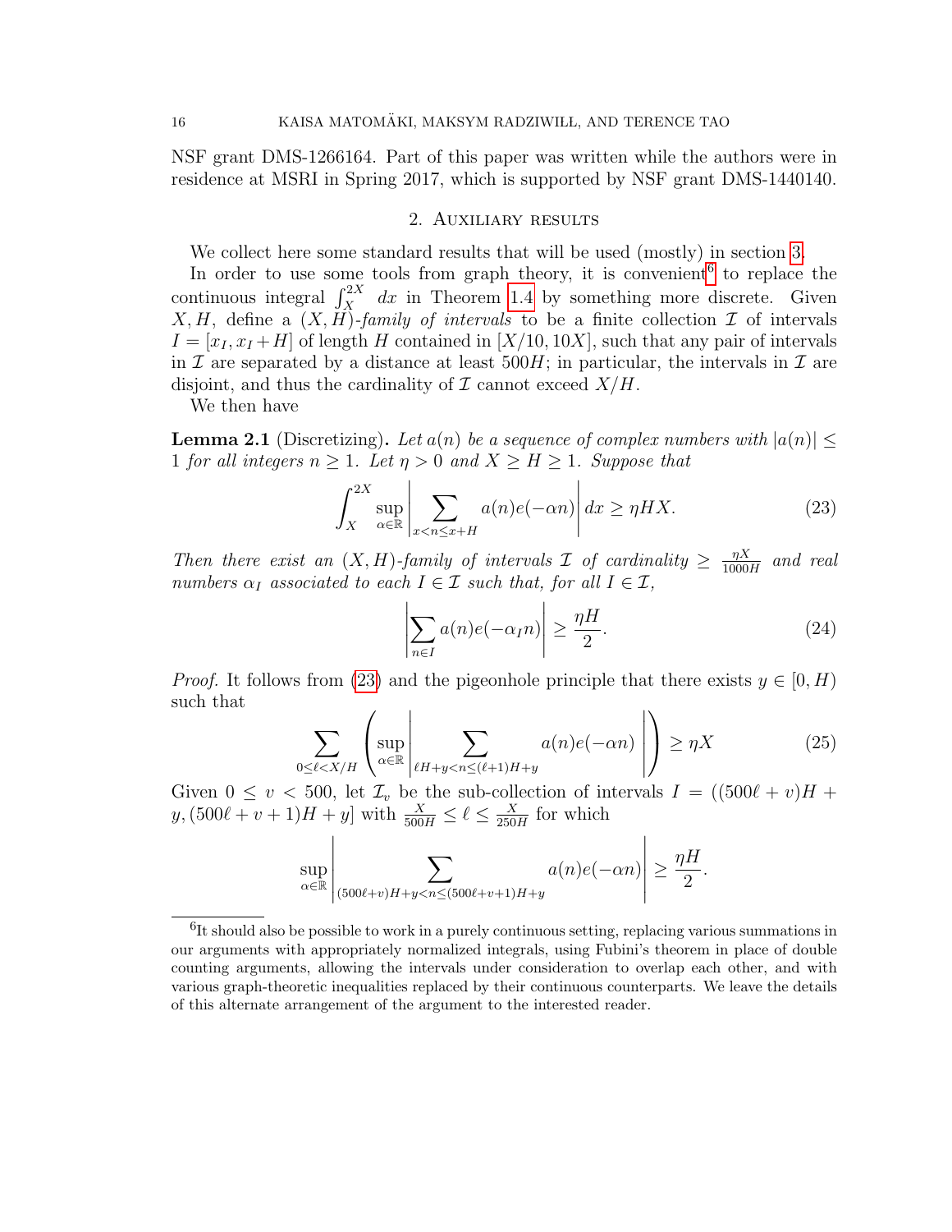NSF grant DMS-1266164. Part of this paper was written while the authors were in residence at MSRI in Spring 2017, which is supported by NSF grant DMS-1440140.

## 2. Auxiliary results

We collect here some standard results that will be used (mostly) in section 3.

In order to use some tools from graph theory, it is convenient[6] to replace the continuous integral $\int_X^{2X}\ dx$ in Theorem 1.4 by something more discrete. Given $X, H$, define a *$(X,H)$-family of intervals* to be a finite collection $\mathcal{I}$ of intervals $I = [x_I, x_I + H]$ of length $H$ contained in $[X/10, 10X]$, such that any pair of intervals in $\mathcal{I}$ are separated by a distance at least $500H$; in particular, the intervals in $\mathcal{I}$ are disjoint, and thus the cardinality of $\mathcal{I}$ cannot exceed $X/H$.

We then have

**Lemma 2.1** (Discretizing)**.** *Let $a(n)$ be a sequence of complex numbers with $|a(n)| \leq 1$ for all integers $n \geq 1$. Let $\eta > 0$ and $X \geq H \geq 1$. Suppose that*

$$\int_X^{2X} \sup_{\alpha \in \mathbb{R}} \left| \sum_{x < n \leq x+H} a(n) e(-\alpha n) \right| dx \geq \eta H X. \tag{23}$$

*Then there exist an $(X,H)$-family of intervals $\mathcal{I}$ of cardinality $\geq \frac{\eta X}{1000H}$ and real numbers $\alpha_I$ associated to each $I \in \mathcal{I}$ such that, for all $I \in \mathcal{I}$,*

$$\left| \sum_{n \in I} a(n) e(-\alpha_I n) \right| \geq \frac{\eta H}{2}. \tag{24}$$

*Proof.* It follows from (23) and the pigeonhole principle that there exists $y \in [0, H)$ such that

$$\sum_{0 \leq \ell < X/H} \left( \sup_{\alpha \in \mathbb{R}} \left| \sum_{\ell H + y < n \leq (\ell+1)H + y} a(n) e(-\alpha n) \right| \right) \geq \eta X \tag{25}$$

Given $0 \leq v < 500$, let $\mathcal{I}_v$ be the sub-collection of intervals $I = ((500\ell + v)H + y, (500\ell + v + 1)H + y]$ with $\frac{X}{500H} \leq \ell \leq \frac{X}{250H}$ for which

$$\sup_{\alpha \in \mathbb{R}} \left| \sum_{(500\ell+v)H + y < n \leq (500\ell+v+1)H+y} a(n) e(-\alpha n) \right| \geq \frac{\eta H}{2}.$$

[6] It should also be possible to work in a purely continuous setting, replacing various summations in our arguments with appropriately normalized integrals, using Fubini's theorem in place of double counting arguments, allowing the intervals under consideration to overlap each other, and with various graph-theoretic inequalities replaced by their continuous counterparts. We leave the details of this alternate arrangement of the argument to the interested reader.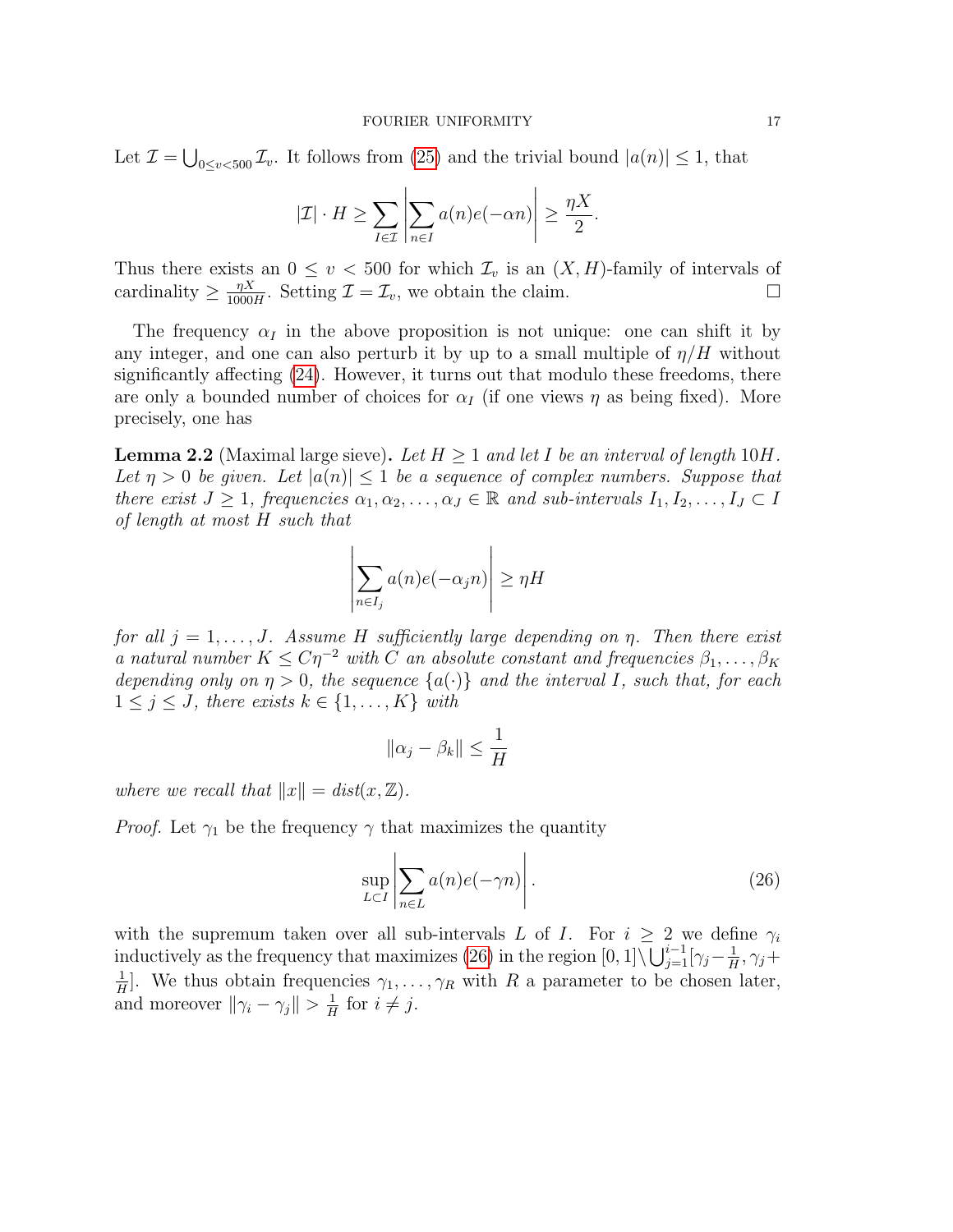Let $\mathcal{I} = \bigcup_{0 \le v < 500} \mathcal{I}_v$. It follows from (25) and the trivial bound $|a(n)| \le 1$, that

$$|\mathcal{I}| \cdot H \ge \sum_{I \in \mathcal{I}} \left| \sum_{n \in I} a(n) e(-\alpha n) \right| \ge \frac{\eta X}{2}.$$

Thus there exists an $0 \le v < 500$ for which $\mathcal{I}_v$ is an $(X, H)$-family of intervals of cardinality $\ge \frac{\eta X}{1000 H}$. Setting $\mathcal{I} = \mathcal{I}_v$, we obtain the claim. $\square$

The frequency $\alpha_I$ in the above proposition is not unique: one can shift it by any integer, and one can also perturb it by up to a small multiple of $\eta/H$ without significantly affecting (24). However, it turns out that modulo these freedoms, there are only a bounded number of choices for $\alpha_I$ (if one views $\eta$ as being fixed). More precisely, one has

**Lemma 2.2** (Maximal large sieve)**.** *Let $H \ge 1$ and let $I$ be an interval of length $10H$. Let $\eta > 0$ be given. Let $|a(n)| \le 1$ be a sequence of complex numbers. Suppose that there exist $J \ge 1$, frequencies $\alpha_1, \alpha_2, \ldots, \alpha_J \in \mathbb{R}$ and sub-intervals $I_1, I_2, \ldots, I_J \subset I$ of length at most $H$ such that*

$$\left| \sum_{n \in I_j} a(n) e(-\alpha_j n) \right| \ge \eta H$$

*for all $j = 1, \ldots, J$. Assume $H$ sufficiently large depending on $\eta$. Then there exist a natural number $K \le C\eta^{-2}$ with $C$ an absolute constant and frequencies $\beta_1, \ldots, \beta_K$ depending only on $\eta > 0$, the sequence $\{a(\cdot)\}$ and the interval $I$, such that, for each $1 \le j \le J$, there exists $k \in \{1, \ldots, K\}$ with*

$$\|\alpha_j - \beta_k\| \le \frac{1}{H}$$

*where we recall that $\|x\| = dist(x, \mathbb{Z})$.*

*Proof.* Let $\gamma_1$ be the frequency $\gamma$ that maximizes the quantity

$$\sup_{L \subset I} \left| \sum_{n \in L} a(n) e(-\gamma n) \right|. \tag{26}$$

with the supremum taken over all sub-intervals $L$ of $I$. For $i \ge 2$ we define $\gamma_i$ inductively as the frequency that maximizes (26) in the region $[0,1] \setminus \bigcup_{j=1}^{i-1} [\gamma_j - \frac{1}{H}, \gamma_j + \frac{1}{H}]$. We thus obtain frequencies $\gamma_1, \ldots, \gamma_R$ with $R$ a parameter to be chosen later, and moreover $\|\gamma_i - \gamma_j\| > \frac{1}{H}$ for $i \ne j$.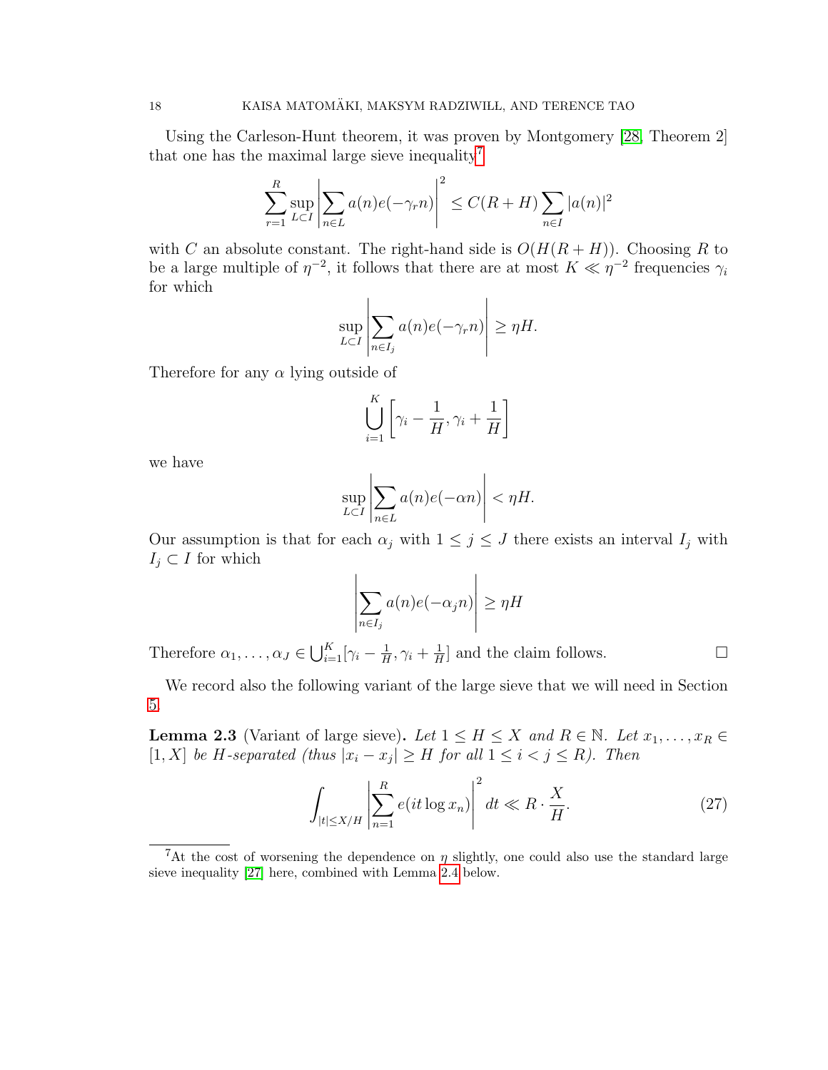Using the Carleson-Hunt theorem, it was proven by Montgomery [28, Theorem 2] that one has the maximal large sieve inequality[7]

$$\sum_{r=1}^{R} \sup_{L \subset I} \left| \sum_{n \in L} a(n) e(-\gamma_r n) \right|^2 \leq C(R+H) \sum_{n \in I} |a(n)|^2$$

with $C$ an absolute constant. The right-hand side is $O(H(R+H))$. Choosing $R$ to be a large multiple of $\eta^{-2}$, it follows that there are at most $K \ll \eta^{-2}$ frequencies $\gamma_i$ for which

$$\sup_{L \subset I} \left| \sum_{n \in I_j} a(n) e(-\gamma_r n) \right| \geq \eta H.$$

Therefore for any $\alpha$ lying outside of

$$\bigcup_{i=1}^{K} \left[ \gamma_i - \frac{1}{H}, \gamma_i + \frac{1}{H} \right]$$

we have

$$\sup_{L \subset I} \left| \sum_{n \in L} a(n) e(-\alpha n) \right| < \eta H.$$

Our assumption is that for each $\alpha_j$ with $1 \leq j \leq J$ there exists an interval $I_j$ with $I_j \subset I$ for which

$$\left| \sum_{n \in I_j} a(n) e(-\alpha_j n) \right| \geq \eta H$$

Therefore $\alpha_1, \ldots, \alpha_J \in \bigcup_{i=1}^{K} [\gamma_i - \frac{1}{H}, \gamma_i + \frac{1}{H}]$ and the claim follows. $\square$

We record also the following variant of the large sieve that we will need in Section 5.

**Lemma 2.3** (Variant of large sieve)**.** *Let $1 \leq H \leq X$ and $R \in \mathbb{N}$. Let $x_1, \ldots, x_R \in [1, X]$ be $H$-separated (thus $|x_i - x_j| \geq H$ for all $1 \leq i < j \leq R$). Then*

$$\int_{|t| \leq X/H} \left| \sum_{n=1}^{R} e(it \log x_n) \right|^2 dt \ll R \cdot \frac{X}{H}. \tag{27}$$

[7] At the cost of worsening the dependence on $\eta$ slightly, one could also use the standard large sieve inequality [27] here, combined with Lemma 2.4 below.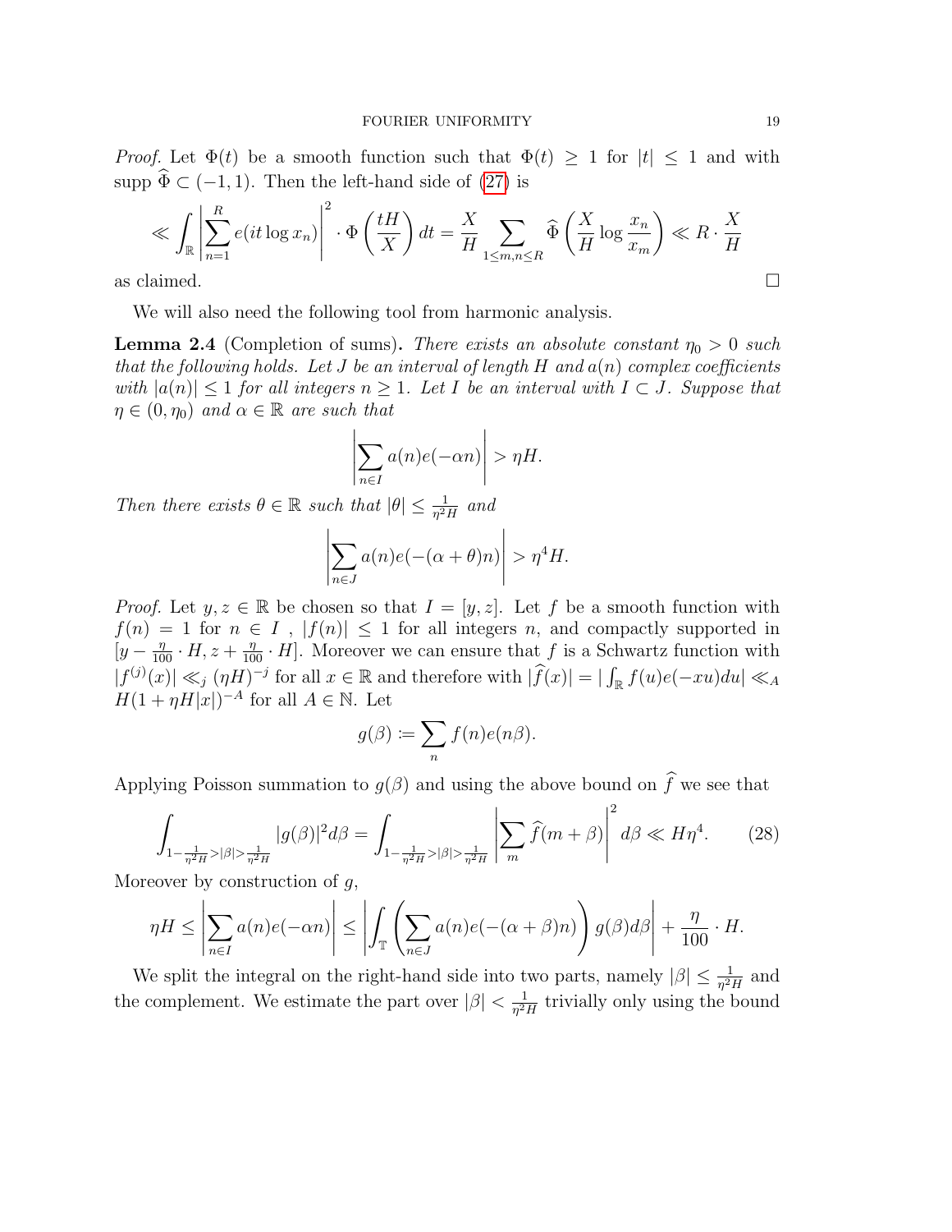*Proof.* Let $\Phi(t)$ be a smooth function such that $\Phi(t) \geq 1$ for $|t| \leq 1$ and with $\text{supp}\, \widehat{\Phi} \subset (-1, 1)$. Then the left-hand side of (27) is

$$\ll \int_{\mathbb{R}} \left| \sum_{n=1}^{R} e(it \log x_n) \right|^2 \cdot \Phi\left(\frac{tH}{X}\right) dt = \frac{X}{H} \sum_{1 \leq m,n \leq R} \widehat{\Phi}\left(\frac{X}{H} \log \frac{x_n}{x_m}\right) \ll R \cdot \frac{X}{H}$$

as claimed. $\square$

We will also need the following tool from harmonic analysis.

**Lemma 2.4** (Completion of sums)**.** *There exists an absolute constant $\eta_0 > 0$ such that the following holds. Let $J$ be an interval of length $H$ and $a(n)$ complex coefficients with $|a(n)| \leq 1$ for all integers $n \geq 1$. Let $I$ be an interval with $I \subset J$. Suppose that $\eta \in (0, \eta_0)$ and $\alpha \in \mathbb{R}$ are such that*

$$\left| \sum_{n \in I} a(n) e(-\alpha n) \right| > \eta H.$$

*Then there exists $\theta \in \mathbb{R}$ such that $|\theta| \leq \frac{1}{\eta^2 H}$ and*

$$\left| \sum_{n \in J} a(n) e(-(\alpha + \theta) n) \right| > \eta^4 H.$$

*Proof.* Let $y, z \in \mathbb{R}$ be chosen so that $I = [y, z]$. Let $f$ be a smooth function with $f(n) = 1$ for $n \in I$ , $|f(n)| \leq 1$ for all integers $n$, and compactly supported in $[y - \frac{\eta}{100} \cdot H, z + \frac{\eta}{100} \cdot H]$. Moreover we can ensure that $f$ is a Schwartz function with $|f^{(j)}(x)| \ll_j (\eta H)^{-j}$ for all $x \in \mathbb{R}$ and therefore with $|\widehat{f}(x)| = |\int_{\mathbb{R}} f(u) e(-xu) du| \ll_A H(1 + \eta H |x|)^{-A}$ for all $A \in \mathbb{N}$. Let

$$g(\beta) := \sum_n f(n) e(n\beta).$$

Applying Poisson summation to $g(\beta)$ and using the above bound on $\widehat{f}$ we see that

$$\int_{1 - \frac{1}{\eta^2 H} > |\beta| > \frac{1}{\eta^2 H}} |g(\beta)|^2 d\beta = \int_{1 - \frac{1}{\eta^2 H} > |\beta| > \frac{1}{\eta^2 H}} \left| \sum_m \widehat{f}(m + \beta) \right|^2 d\beta \ll H\eta^4. \tag{28}$$

Moreover by construction of $g$,

$$\eta H \leq \left| \sum_{n \in I} a(n) e(-\alpha n) \right| \leq \left| \int_{\mathbb{T}} \left( \sum_{n \in J} a(n) e(-(\alpha + \beta) n) \right) g(\beta) d\beta \right| + \frac{\eta}{100} \cdot H.$$

We split the integral on the right-hand side into two parts, namely $|\beta| \leq \frac{1}{\eta^2 H}$ and the complement. We estimate the part over $|\beta| < \frac{1}{\eta^2 H}$ trivially only using the bound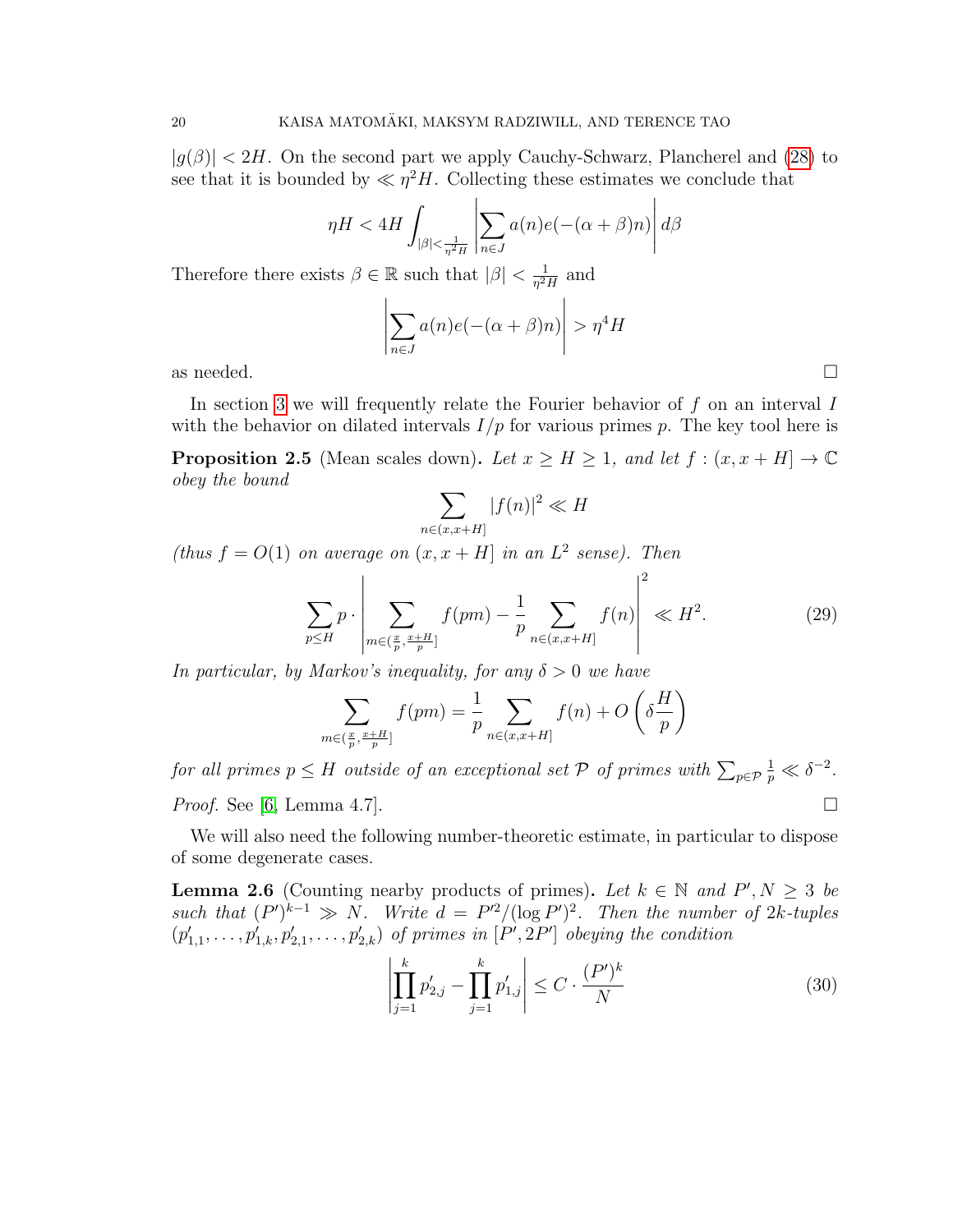$|g(\beta)| < 2H$. On the second part we apply Cauchy-Schwarz, Plancherel and (28) to see that it is bounded by $\ll \eta^2 H$. Collecting these estimates we conclude that

$$\eta H < 4H \int_{|\beta| < \frac{1}{\eta^2 H}} \left| \sum_{n \in J} a(n) e(-(\alpha + \beta) n) \right| d\beta$$

Therefore there exists $\beta \in \mathbb{R}$ such that $|\beta| < \frac{1}{\eta^2 H}$ and

$$\left| \sum_{n \in J} a(n) e(-(\alpha + \beta) n) \right| > \eta^4 H$$

as needed. $\square$

In section 3 we will frequently relate the Fourier behavior of $f$ on an interval $I$ with the behavior on dilated intervals $I/p$ for various primes $p$. The key tool here is

**Proposition 2.5** (Mean scales down). *Let $x \geq H \geq 1$, and let $f : (x, x+H] \to \mathbb{C}$ obey the bound*

$$\sum_{n \in (x, x+H]} |f(n)|^2 \ll H$$

*(thus $f = O(1)$ on average on $(x, x+H]$ in an $L^2$ sense). Then*

$$\sum_{p \leq H} p \cdot \left| \sum_{m \in (\frac{x}{p}, \frac{x+H}{p}]} f(pm) - \frac{1}{p} \sum_{n \in (x, x+H]} f(n) \right|^2 \ll H^2. \tag{29}$$

*In particular, by Markov's inequality, for any $\delta > 0$ we have*

$$\sum_{m \in (\frac{x}{p}, \frac{x+H}{p}]} f(pm) = \frac{1}{p} \sum_{n \in (x, x+H]} f(n) + O\left(\delta \frac{H}{p}\right)$$

*for all primes $p \leq H$ outside of an exceptional set $\mathcal{P}$ of primes with $\sum_{p \in \mathcal{P}} \frac{1}{p} \ll \delta^{-2}$.*

*Proof.* See [6, Lemma 4.7]. $\square$

We will also need the following number-theoretic estimate, in particular to dispose of some degenerate cases.

**Lemma 2.6** (Counting nearby products of primes). *Let $k \in \mathbb{N}$ and $P', N \geq 3$ be such that $(P')^{k-1} \gg N$. Write $d = P'^2/(\log P')^2$. Then the number of $2k$-tuples $(p'_{1,1}, \ldots, p'_{1,k}, p'_{2,1}, \ldots, p'_{2,k})$ of primes in $[P', 2P']$ obeying the condition*

$$\left| \prod_{j=1}^{k} p'_{2,j} - \prod_{j=1}^{k} p'_{1,j} \right| \leq C \cdot \frac{(P')^k}{N} \tag{30}$$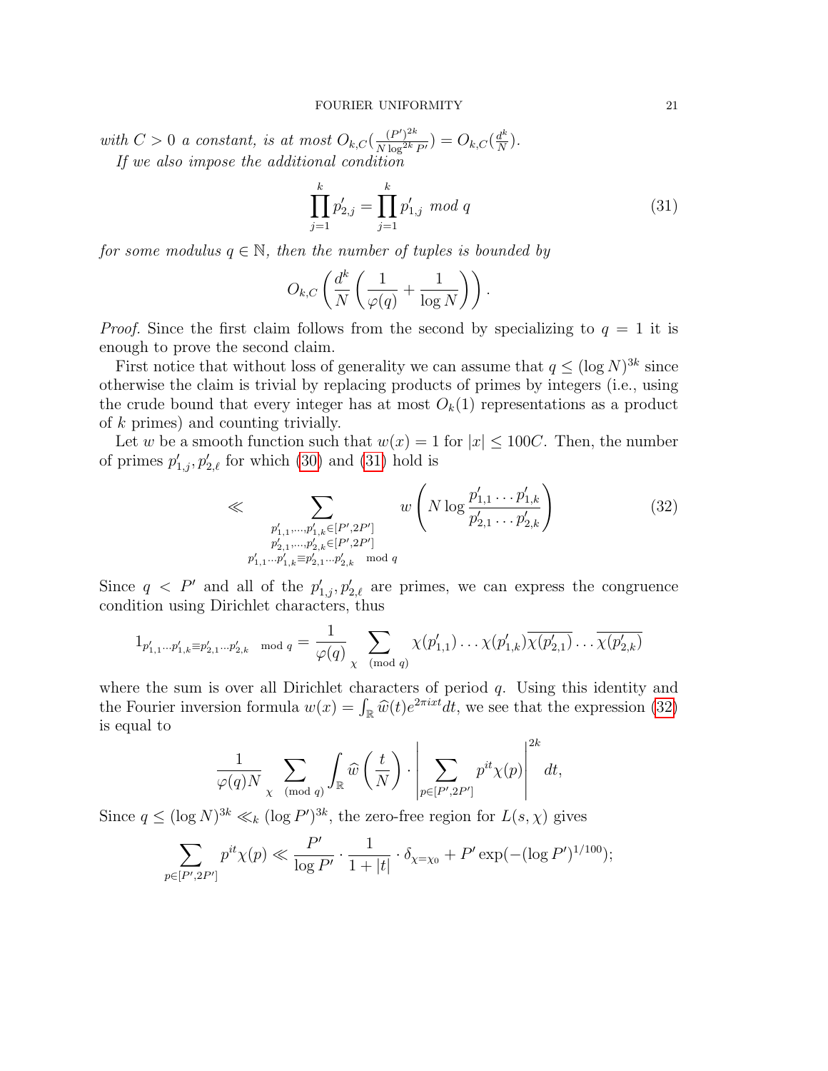*with $C > 0$ a constant, is at most $O_{k,C}(\frac{(P')^{2k}}{N \log^{2k} P'}) = O_{k,C}(\frac{d^k}{N})$.*

*If we also impose the additional condition*

$$\prod_{j=1}^{k} p'_{2,j} = \prod_{j=1}^{k} p'_{1,j} \mod q \tag{31}$$

*for some modulus $q \in \mathbb{N}$, then the number of tuples is bounded by*

$$O_{k,C}\left(\frac{d^k}{N}\left(\frac{1}{\varphi(q)} + \frac{1}{\log N}\right)\right).$$

*Proof.* Since the first claim follows from the second by specializing to $q = 1$ it is enough to prove the second claim.

First notice that without loss of generality we can assume that $q \leq (\log N)^{3k}$ since otherwise the claim is trivial by replacing products of primes by integers (i.e., using the crude bound that every integer has at most $O_k(1)$ representations as a product of $k$ primes) and counting trivially.

Let $w$ be a smooth function such that $w(x) = 1$ for $|x| \leq 100C$. Then, the number of primes $p'_{1,j}, p'_{2,\ell}$ for which (30) and (31) hold is

$$\ll \sum_{\substack{p'_{1,1},\ldots,p'_{1,k} \in [P',2P'] \\ p'_{2,1},\ldots,p'_{2,k} \in [P',2P'] \\ p'_{1,1}\cdots p'_{1,k} \equiv p'_{2,1}\cdots p'_{2,k} \mod q}} w\left(N \log \frac{p'_{1,1}\cdots p'_{1,k}}{p'_{2,1}\cdots p'_{2,k}}\right) \tag{32}$$

Since $q < P'$ and all of the $p'_{1,j}, p'_{2,\ell}$ are primes, we can express the congruence condition using Dirichlet characters, thus

$$1_{p'_{1,1}\cdots p'_{1,k} \equiv p'_{2,1}\cdots p'_{2,k} \mod q} = \frac{1}{\varphi(q)} \sum_{\chi \pmod q} \chi(p'_{1,1})\ldots\chi(p'_{1,k})\overline{\chi(p'_{2,1})}\ldots\overline{\chi(p'_{2,k})}$$

where the sum is over all Dirichlet characters of period $q$. Using this identity and the Fourier inversion formula $w(x) = \int_{\mathbb{R}} \widehat{w}(t) e^{2\pi i x t} dt$, we see that the expression (32) is equal to

$$\frac{1}{\varphi(q)N} \sum_{\chi \pmod q} \int_{\mathbb{R}} \widehat{w}\left(\frac{t}{N}\right) \cdot \left|\sum_{p \in [P',2P']} p^{it}\chi(p)\right|^{2k} dt,$$

Since $q \leq (\log N)^{3k} \ll_k (\log P')^{3k}$, the zero-free region for $L(s,\chi)$ gives

$$\sum_{p \in [P',2P']} p^{it}\chi(p) \ll \frac{P'}{\log P'} \cdot \frac{1}{1+|t|} \cdot \delta_{\chi=\chi_0} + P' \exp(-(\log P')^{1/100});$$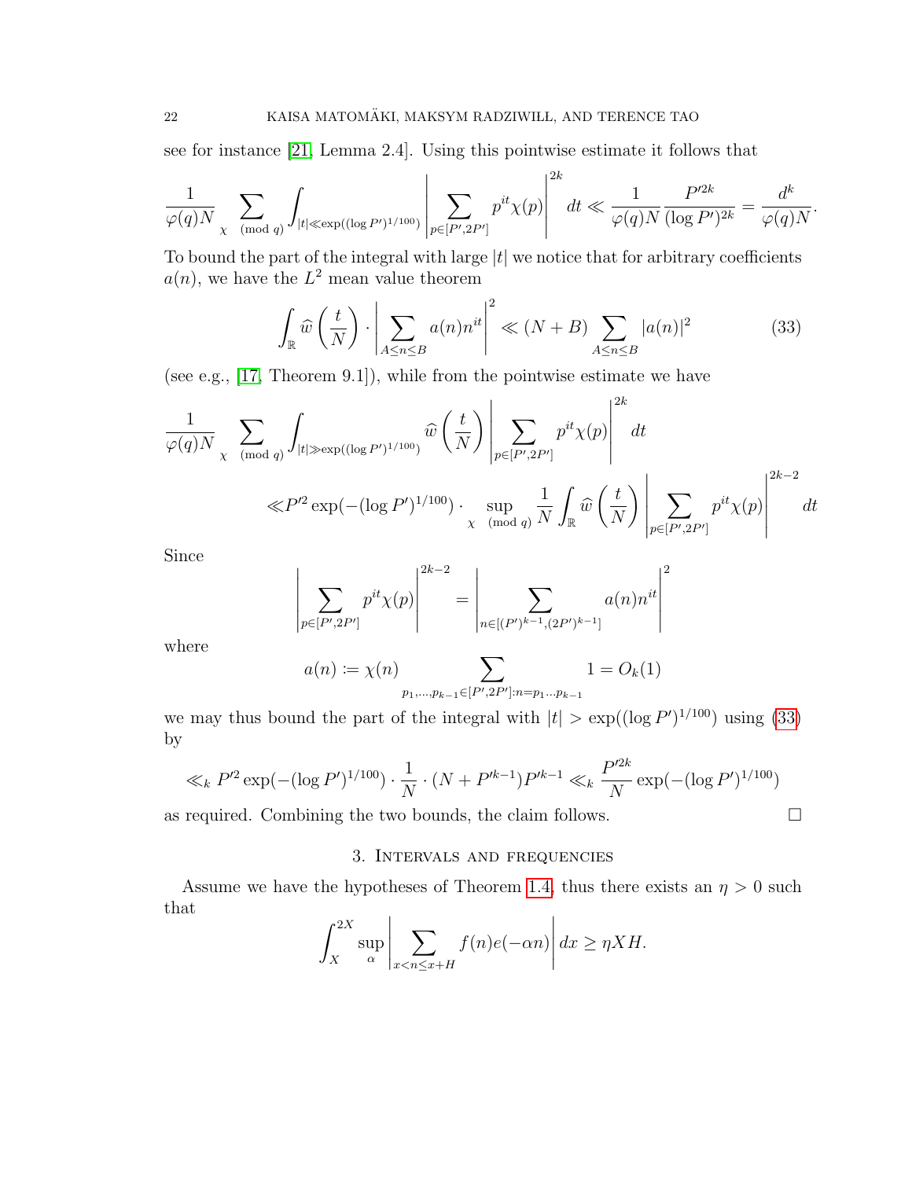see for instance [21, Lemma 2.4]. Using this pointwise estimate it follows that

$$\frac{1}{\varphi(q)N} \sum_{\chi \pmod q} \int_{|t| \ll \exp((\log P')^{1/100})} \left| \sum_{p \in [P', 2P']} p^{it} \chi(p) \right|^{2k} dt \ll \frac{1}{\varphi(q)N} \frac{P'^{2k}}{(\log P')^{2k}} = \frac{d^k}{\varphi(q)N}.$$

To bound the part of the integral with large $|t|$ we notice that for arbitrary coefficients $a(n)$, we have the $L^2$ mean value theorem

$$\int_{\mathbb{R}} \widehat{w}\left(\frac{t}{N}\right) \cdot \left| \sum_{A \le n \le B} a(n) n^{it} \right|^2 \ll (N + B) \sum_{A \le n \le B} |a(n)|^2 \tag{33}$$

(see e.g., [17, Theorem 9.1]), while from the pointwise estimate we have

$$\begin{aligned} \frac{1}{\varphi(q)N} \sum_{\chi \pmod q} \int_{|t| \gg \exp((\log P')^{1/100})} \widehat{w}\left(\frac{t}{N}\right) \left| \sum_{p \in [P', 2P']} p^{it} \chi(p) \right|^{2k} dt \\ \ll P'^2 \exp(-(\log P')^{1/100}) \cdot \sup_{\chi \pmod q} \frac{1}{N} \int_{\mathbb{R}} \widehat{w}\left(\frac{t}{N}\right) \left| \sum_{p \in [P', 2P']} p^{it} \chi(p) \right|^{2k-2} dt \end{aligned}$$

Since

$$\left| \sum_{p \in [P', 2P']} p^{it} \chi(p) \right|^{2k-2} = \left| \sum_{n \in [(P')^{k-1}, (2P')^{k-1}]} a(n) n^{it} \right|^2$$

where

$$a(n) := \chi(n) \sum_{p_1, \ldots, p_{k-1} \in [P', 2P'] : n = p_1 \ldots p_{k-1}} 1 = O_k(1)$$

we may thus bound the part of the integral with $|t| > \exp((\log P')^{1/100})$ using (33) by

$$\ll_k P'^2 \exp(-(\log P')^{1/100}) \cdot \frac{1}{N} \cdot (N + P'^{k-1}) P'^{k-1} \ll_k \frac{P'^{2k}}{N} \exp(-(\log P')^{1/100})$$

as required. Combining the two bounds, the claim follows. $\square$

## 3. Intervals and frequencies

Assume we have the hypotheses of Theorem 1.4, thus there exists an $\eta > 0$ such that

$$\int_X^{2X} \sup_\alpha \left| \sum_{x < n \le x+H} f(n) e(-\alpha n) \right| dx \ge \eta X H.$$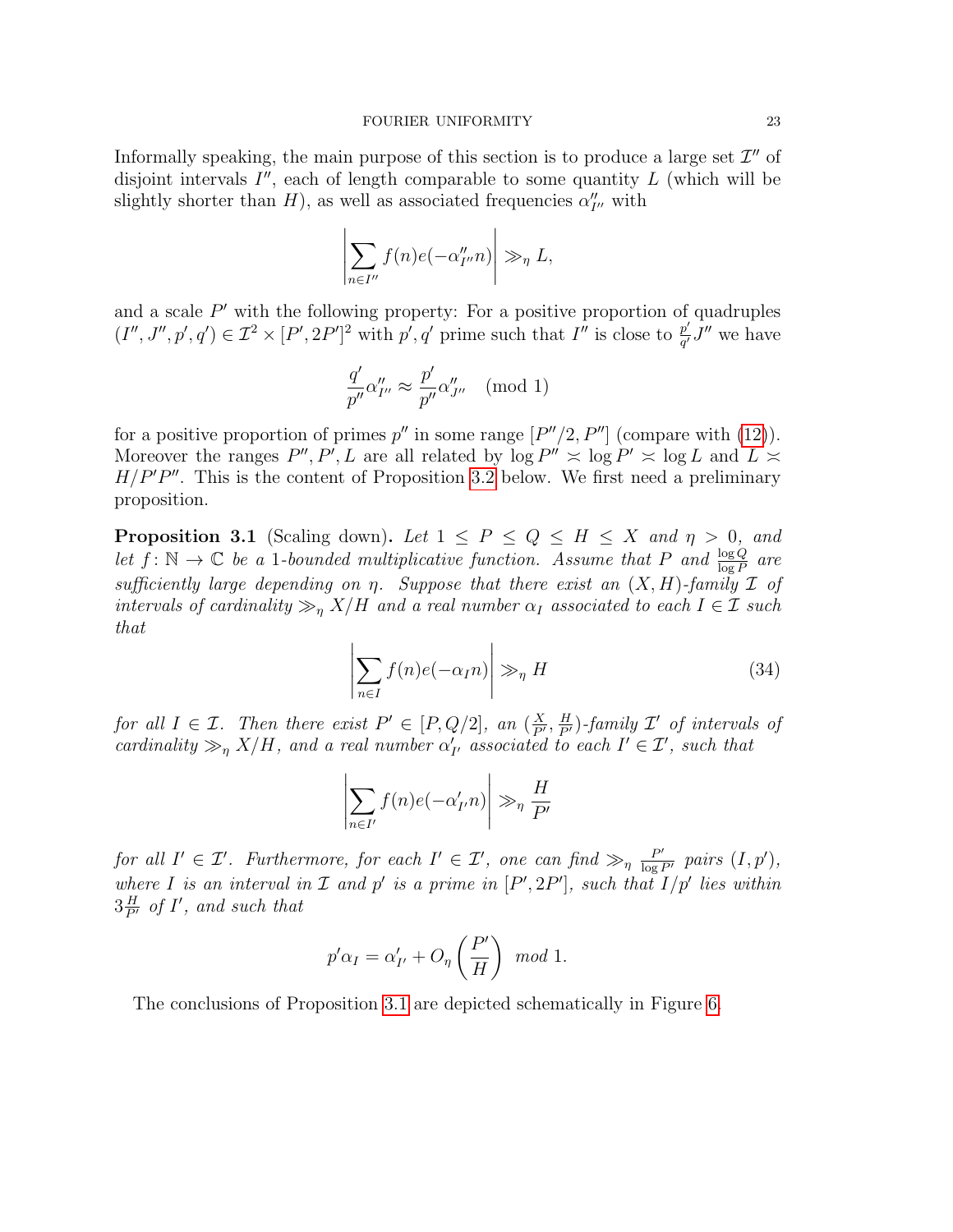Informally speaking, the main purpose of this section is to produce a large set $\mathcal{I}''$ of disjoint intervals $I''$, each of length comparable to some quantity $L$ (which will be slightly shorter than $H$), as well as associated frequencies $\alpha''_{I''}$ with

$$\left|\sum_{n\in I''} f(n)e(-\alpha''_{I''}n)\right| \gg_\eta L,$$

and a scale $P'$ with the following property: For a positive proportion of quadruples $(I'', J'', p', q') \in \mathcal{I}^2 \times [P', 2P']^2$ with $p', q'$ prime such that $I''$ is close to $\frac{p'}{q'}J''$ we have

$$\frac{q'}{p''}\alpha''_{I''} \approx \frac{p'}{p''}\alpha''_{J''} \pmod 1$$

for a positive proportion of primes $p''$ in some range $[P''/2, P'']$ (compare with (12)). Moreover the ranges $P'', P', L$ are all related by $\log P'' \asymp \log P' \asymp \log L$ and $L \asymp H/P'P''$. This is the content of Proposition 3.2 below. We first need a preliminary proposition.

**Proposition 3.1** (Scaling down)**.** *Let $1 \leq P \leq Q \leq H \leq X$ and $\eta > 0$, and let $f\colon \mathbb{N} \to \mathbb{C}$ be a 1-bounded multiplicative function. Assume that $P$ and $\frac{\log Q}{\log P}$ are sufficiently large depending on $\eta$. Suppose that there exist an $(X, H)$-family $\mathcal{I}$ of intervals of cardinality $\gg_\eta X/H$ and a real number $\alpha_I$ associated to each $I \in \mathcal{I}$ such that*

$$\left|\sum_{n\in I} f(n)e(-\alpha_I n)\right| \gg_\eta H \tag{34}$$

*for all $I \in \mathcal{I}$. Then there exist $P' \in [P, Q/2]$, an $(\frac{X}{P'}, \frac{H}{P'})$-family $\mathcal{I}'$ of intervals of cardinality $\gg_\eta X/H$, and a real number $\alpha'_{I'}$ associated to each $I' \in \mathcal{I}'$, such that*

$$\left|\sum_{n\in I'} f(n)e(-\alpha'_{I'}n)\right| \gg_\eta \frac{H}{P'}$$

*for all $I' \in \mathcal{I}'$. Furthermore, for each $I' \in \mathcal{I}'$, one can find $\gg_\eta \frac{P'}{\log P'}$ pairs $(I, p')$, where $I$ is an interval in $\mathcal{I}$ and $p'$ is a prime in $[P', 2P']$, such that $I/p'$ lies within $3\frac{H}{P'}$ of $I'$, and such that*

$$p'\alpha_I = \alpha'_{I'} + O_\eta\left(\frac{P'}{H}\right) \text{ mod } 1.$$

The conclusions of Proposition 3.1 are depicted schematically in Figure 6.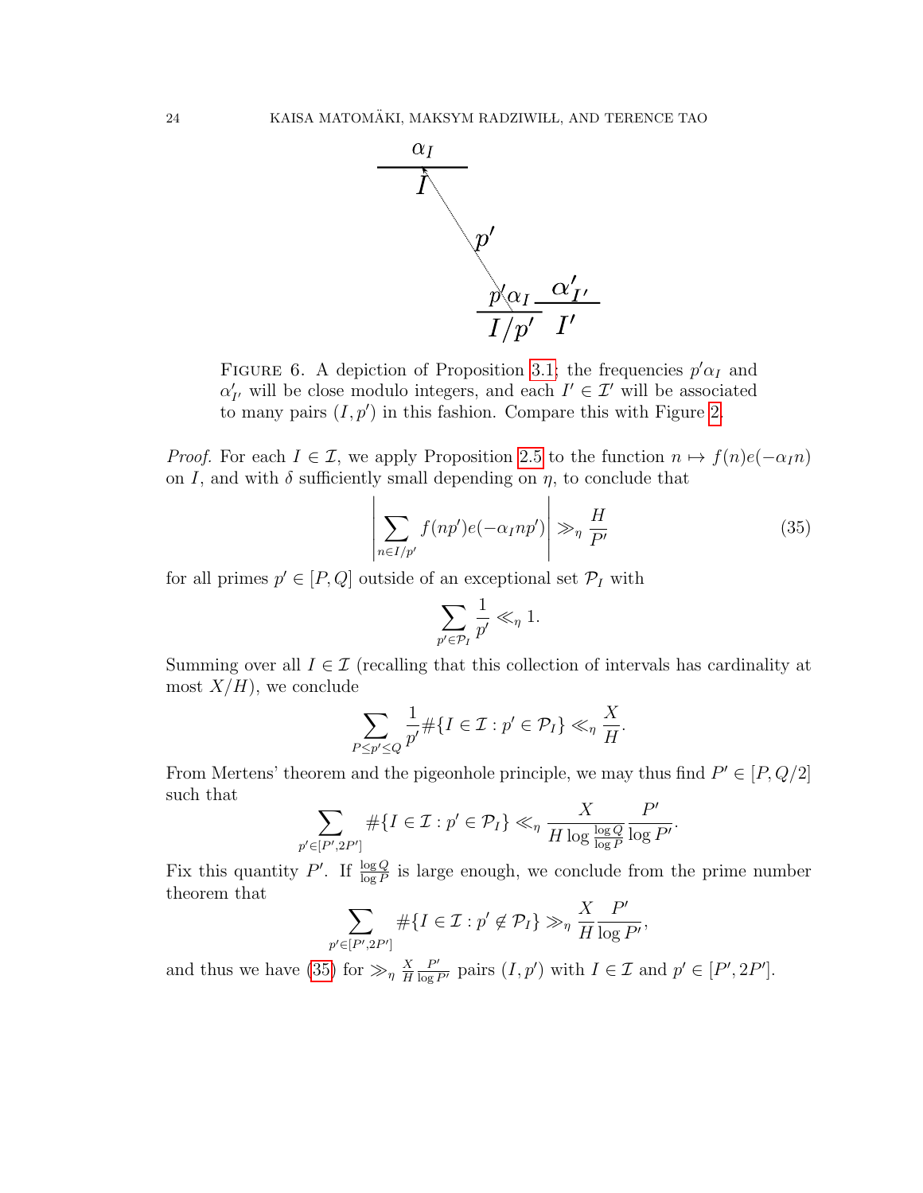FIGURE 6. A depiction of Proposition 3.1; the frequencies $p'\alpha_I$ and $\alpha'_{I'}$ will be close modulo integers, and each $I' \in \mathcal{I}'$ will be associated to many pairs $(I, p')$ in this fashion. Compare this with Figure 2.

*Proof.* For each $I \in \mathcal{I}$, we apply Proposition 2.5 to the function $n \mapsto f(n)e(-\alpha_I n)$ on $I$, and with $\delta$ sufficiently small depending on $\eta$, to conclude that

$$\left| \sum_{n \in I/p'} f(np')e(-\alpha_I np') \right| \gg_\eta \frac{H}{P'} \tag{35}$$

for all primes $p' \in [P, Q]$ outside of an exceptional set $\mathcal{P}_I$ with

$$\sum_{p' \in \mathcal{P}_I} \frac{1}{p'} \ll_\eta 1.$$

Summing over all $I \in \mathcal{I}$ (recalling that this collection of intervals has cardinality at most $X/H$), we conclude

$$\sum_{P \le p' \le Q} \frac{1}{p'} \#\{I \in \mathcal{I} : p' \in \mathcal{P}_I\} \ll_\eta \frac{X}{H}.$$

From Mertens' theorem and the pigeonhole principle, we may thus find $P' \in [P, Q/2]$ such that

$$\sum_{p' \in [P', 2P']} \#\{I \in \mathcal{I} : p' \in \mathcal{P}_I\} \ll_\eta \frac{X}{H \log \frac{\log Q}{\log P}} \frac{P'}{\log P'}.$$

Fix this quantity $P'$. If $\frac{\log Q}{\log P}$ is large enough, we conclude from the prime number theorem that

$$\sum_{p' \in [P', 2P']} \#\{I \in \mathcal{I} : p' \notin \mathcal{P}_I\} \gg_\eta \frac{X}{H} \frac{P'}{\log P'},$$

and thus we have (35) for $\gg_\eta \frac{X}{H} \frac{P'}{\log P'}$ pairs $(I, p')$ with $I \in \mathcal{I}$ and $p' \in [P', 2P']$.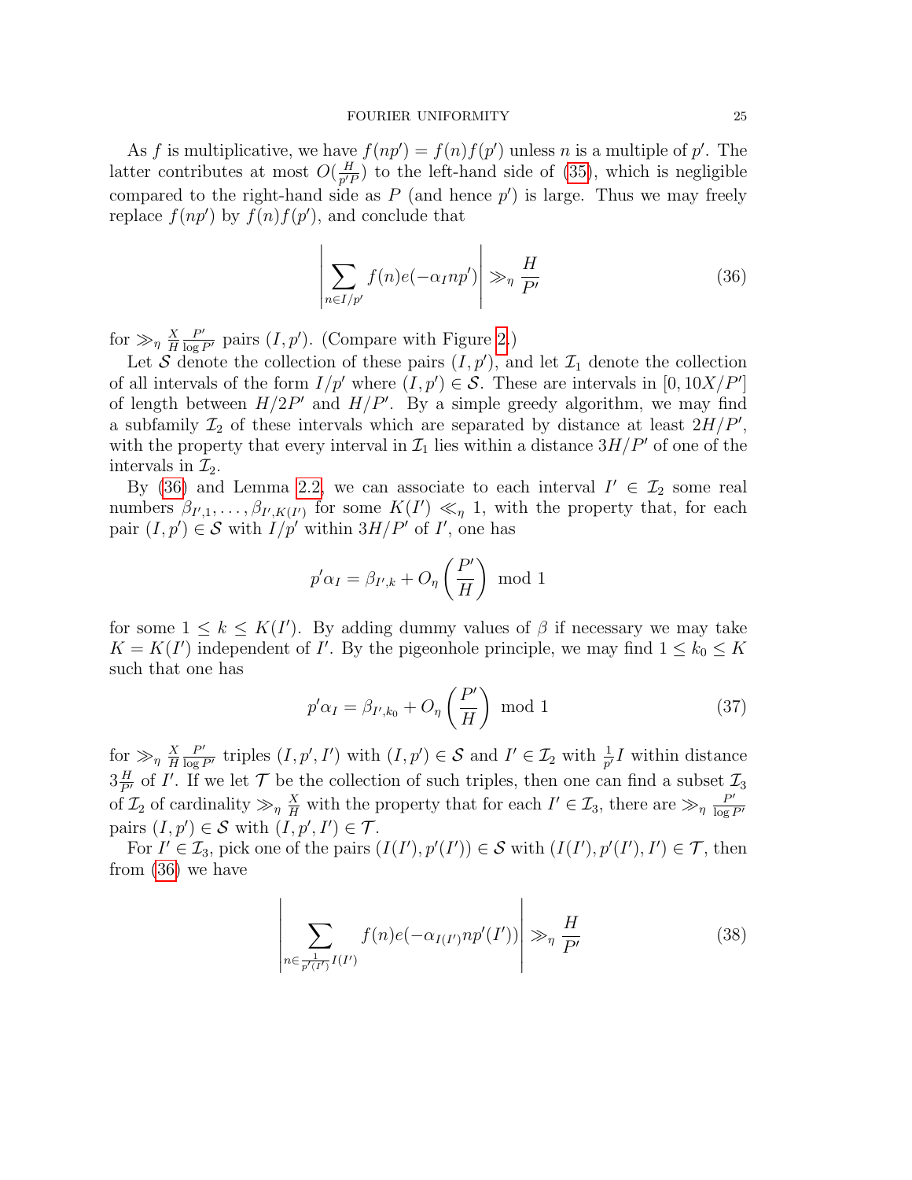As $f$ is multiplicative, we have $f(np') = f(n)f(p')$ unless $n$ is a multiple of $p'$. The latter contributes at most $O(\frac{H}{p'P})$ to the left-hand side of (35), which is negligible compared to the right-hand side as $P$ (and hence $p'$) is large. Thus we may freely replace $f(np')$ by $f(n)f(p')$, and conclude that

$$\left|\sum_{n \in I/p'} f(n) e(-\alpha_I n p')\right| \gg_\eta \frac{H}{P'} \tag{36}$$

for $\gg_\eta \frac{X}{H} \frac{P'}{\log P'}$ pairs $(I, p')$. (Compare with Figure 2.)

Let $\mathcal{S}$ denote the collection of these pairs $(I, p')$, and let $\mathcal{I}_1$ denote the collection of all intervals of the form $I/p'$ where $(I, p') \in \mathcal{S}$. These are intervals in $[0, 10X/P']$ of length between $H/2P'$ and $H/P'$. By a simple greedy algorithm, we may find a subfamily $\mathcal{I}_2$ of these intervals which are separated by distance at least $2H/P'$, with the property that every interval in $\mathcal{I}_1$ lies within a distance $3H/P'$ of one of the intervals in $\mathcal{I}_2$.

By (36) and Lemma 2.2, we can associate to each interval $I' \in \mathcal{I}_2$ some real numbers $\beta_{I',1}, \dots, \beta_{I',K(I')}$ for some $K(I') \ll_\eta 1$, with the property that, for each pair $(I, p') \in \mathcal{S}$ with $I/p'$ within $3H/P'$ of $I'$, one has

$$p'\alpha_I = \beta_{I',k} + O_\eta\left(\frac{P'}{H}\right) \mod 1$$

for some $1 \leq k \leq K(I')$. By adding dummy values of $\beta$ if necessary we may take $K = K(I')$ independent of $I'$. By the pigeonhole principle, we may find $1 \leq k_0 \leq K$ such that one has

$$p'\alpha_I = \beta_{I',k_0} + O_\eta\left(\frac{P'}{H}\right) \mod 1 \tag{37}$$

for $\gg_\eta \frac{X}{H} \frac{P'}{\log P'}$ triples $(I, p', I')$ with $(I, p') \in \mathcal{S}$ and $I' \in \mathcal{I}_2$ with $\frac{1}{p'} I$ within distance $3\frac{H}{P'}$ of $I'$. If we let $\mathcal{T}$ be the collection of such triples, then one can find a subset $\mathcal{I}_3$ of $\mathcal{I}_2$ of cardinality $\gg_\eta \frac{X}{H}$ with the property that for each $I' \in \mathcal{I}_3$, there are $\gg_\eta \frac{P'}{\log P'}$ pairs $(I, p') \in \mathcal{S}$ with $(I, p', I') \in \mathcal{T}$.

For $I' \in \mathcal{I}_3$, pick one of the pairs $(I(I'), p'(I')) \in \mathcal{S}$ with $(I(I'), p'(I'), I') \in \mathcal{T}$, then from (36) we have

$$\left|\sum_{n \in \frac{1}{p'(I')} I(I')} f(n) e(-\alpha_{I(I')} n p'(I'))\right| \gg_\eta \frac{H}{P'} \tag{38}$$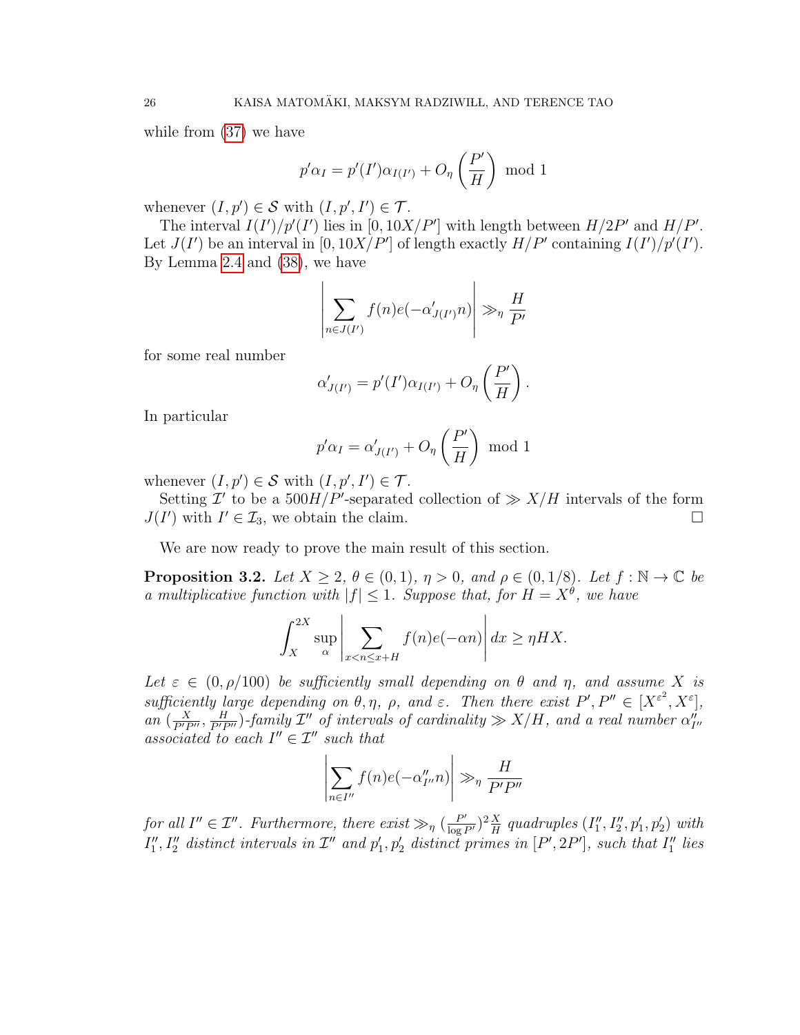while from (37) we have

$$p'\alpha_I = p'(I')\alpha_{I(I')} + O_\eta\left(\frac{P'}{H}\right) \mod 1$$

whenever $(I, p') \in \mathcal{S}$ with $(I, p', I') \in \mathcal{T}$.

The interval $I(I')/p'(I')$ lies in $[0, 10X/P']$ with length between $H/2P'$ and $H/P'$. Let $J(I')$ be an interval in $[0, 10X/P']$ of length exactly $H/P'$ containing $I(I')/p'(I')$. By Lemma 2.4 and (38), we have

$$\left|\sum_{n \in J(I')} f(n) e(-\alpha'_{J(I')} n)\right| \gg_\eta \frac{H}{P'}$$

for some real number

$$\alpha'_{J(I')} = p'(I')\alpha_{I(I')} + O_\eta\left(\frac{P'}{H}\right).$$

In particular

$$p'\alpha_I = \alpha'_{J(I')} + O_\eta\left(\frac{P'}{H}\right) \mod 1$$

whenever $(I, p') \in \mathcal{S}$ with $(I, p', I') \in \mathcal{T}$.

Setting $\mathcal{I}'$ to be a $500H/P'$-separated collection of $\gg X/H$ intervals of the form $J(I')$ with $I' \in \mathcal{I}_3$, we obtain the claim. $\square$

We are now ready to prove the main result of this section.

**Proposition 3.2.** *Let $X \geq 2$, $\theta \in (0,1)$, $\eta > 0$, and $\rho \in (0, 1/8)$. Let $f : \mathbb{N} \to \mathbb{C}$ be a multiplicative function with $|f| \leq 1$. Suppose that, for $H = X^\theta$, we have*

$$\int_X^{2X} \sup_\alpha \left|\sum_{x < n \leq x+H} f(n) e(-\alpha n)\right| dx \geq \eta H X.$$

*Let $\varepsilon \in (0, \rho/100)$ be sufficiently small depending on $\theta$ and $\eta$, and assume $X$ is sufficiently large depending on $\theta, \eta$, $\rho$, and $\varepsilon$. Then there exist $P', P'' \in [X^{\varepsilon^2}, X^\varepsilon]$, an $(\frac{X}{P'P''}, \frac{H}{P'P''})$-family $\mathcal{I}''$ of intervals of cardinality $\gg X/H$, and a real number $\alpha''_{I''}$ associated to each $I'' \in \mathcal{I}''$ such that*

$$\left|\sum_{n \in I''} f(n) e(-\alpha''_{I''} n)\right| \gg_\eta \frac{H}{P'P''}$$

*for all $I'' \in \mathcal{I}''$. Furthermore, there exist $\gg_\eta (\frac{P'}{\log P'})^2 \frac{X}{H}$ quadruples $(I''_1, I''_2, p'_1, p'_2)$ with $I''_1, I''_2$ distinct intervals in $\mathcal{I}''$ and $p'_1, p'_2$ distinct primes in $[P', 2P']$, such that $I''_1$ lies*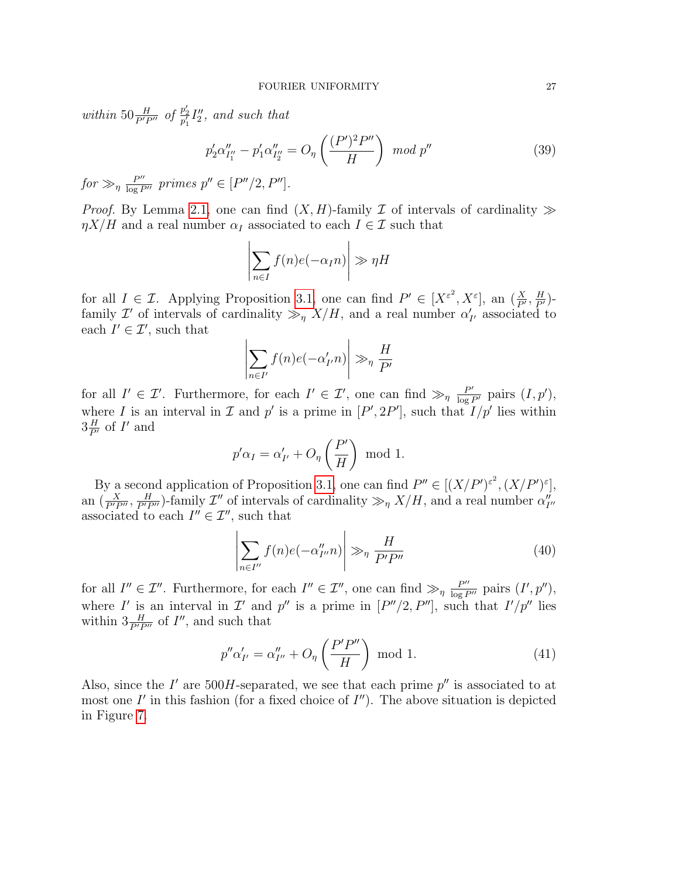*within* $50\frac{H}{P'P''}$ *of* $\frac{p_2'}{p_1'}I_2''$*, and such that*

$$p_2'\alpha''_{I_1''} - p_1'\alpha''_{I_2''} = O_\eta\left(\frac{(P')^2P''}{H}\right) \text{ mod } p'' \tag{39}$$

*for* $\gg_\eta \frac{P''}{\log P''}$ *primes* $p'' \in [P''/2, P'']$.

*Proof.* By Lemma 2.1, one can find $(X,H)$-family $\mathcal{I}$ of intervals of cardinality $\gg \eta X/H$ and a real number $\alpha_I$ associated to each $I \in \mathcal{I}$ such that

$$\left|\sum_{n\in I} f(n)e(-\alpha_I n)\right| \gg \eta H$$

for all $I \in \mathcal{I}$. Applying Proposition 3.1, one can find $P' \in [X^{\varepsilon^2}, X^\varepsilon]$, an $(\frac{X}{P'}, \frac{H}{P'})$-family $\mathcal{I}'$ of intervals of cardinality $\gg_\eta X/H$, and a real number $\alpha'_{I'}$ associated to each $I' \in \mathcal{I}'$, such that

$$\left|\sum_{n\in I'} f(n)e(-\alpha'_{I'} n)\right| \gg_\eta \frac{H}{P'}$$

for all $I' \in \mathcal{I}'$. Furthermore, for each $I' \in \mathcal{I}'$, one can find $\gg_\eta \frac{P'}{\log P'}$ pairs $(I, p')$, where $I$ is an interval in $\mathcal{I}$ and $p'$ is a prime in $[P', 2P']$, such that $I/p'$ lies within $3\frac{H}{P'}$ of $I'$ and

$$p'\alpha_I = \alpha'_{I'} + O_\eta\left(\frac{P'}{H}\right) \text{ mod } 1.$$

By a second application of Proposition 3.1, one can find $P'' \in [(X/P')^{\varepsilon^2}, (X/P')^\varepsilon]$, an $(\frac{X}{P'P''}, \frac{H}{P'P''})$-family $\mathcal{I}''$ of intervals of cardinality $\gg_\eta X/H$, and a real number $\alpha''_{I''}$ associated to each $I'' \in \mathcal{I}''$, such that

$$\left|\sum_{n\in I''} f(n)e(-\alpha''_{I''} n)\right| \gg_\eta \frac{H}{P'P''} \tag{40}$$

for all $I'' \in \mathcal{I}''$. Furthermore, for each $I'' \in \mathcal{I}''$, one can find $\gg_\eta \frac{P''}{\log P''}$ pairs $(I', p'')$, where $I'$ is an interval in $\mathcal{I}'$ and $p''$ is a prime in $[P''/2, P'']$, such that $I'/p''$ lies within $3\frac{H}{P'P''}$ of $I''$, and such that

$$p''\alpha'_{I'} = \alpha''_{I''} + O_\eta\left(\frac{P'P''}{H}\right) \text{ mod } 1. \tag{41}$$

Also, since the $I'$ are $500H$-separated, we see that each prime $p''$ is associated to at most one $I'$ in this fashion (for a fixed choice of $I''$). The above situation is depicted in Figure 7.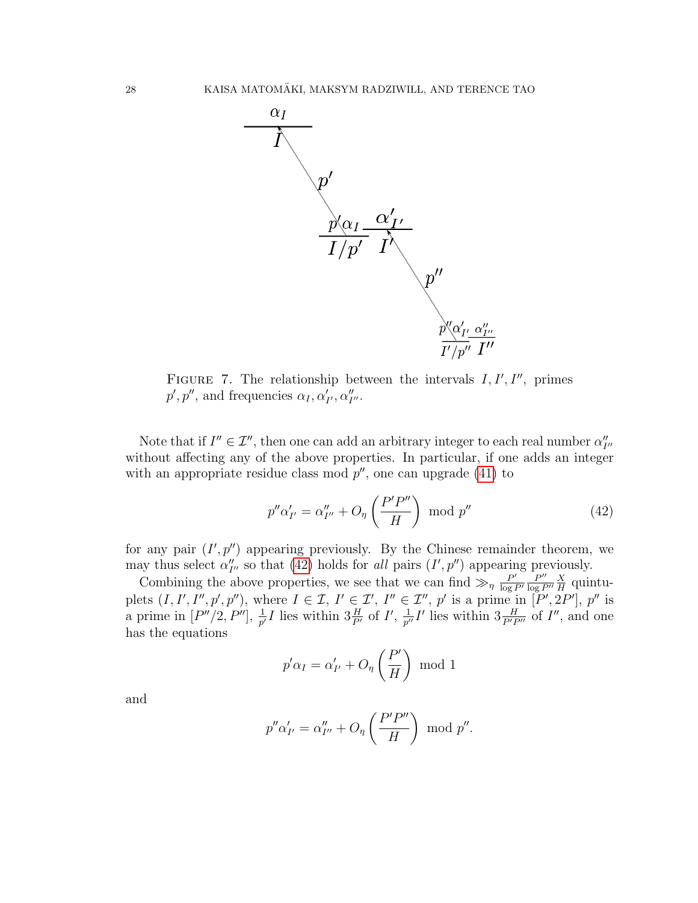FIGURE 7. The relationship between the intervals $I, I', I''$, primes $p', p''$, and frequencies $\alpha_I, \alpha'_{I'}, \alpha''_{I''}$.

Note that if $I'' \in \mathcal{I}''$, then one can add an arbitrary integer to each real number $\alpha''_{I''}$ without affecting any of the above properties. In particular, if one adds an integer with an appropriate residue class mod $p''$, one can upgrade (41) to

$$p''\alpha'_{I'} = \alpha''_{I''} + O_\eta\left(\frac{P'P''}{H}\right) \bmod p'' \tag{42}$$

for any pair $(I', p'')$ appearing previously. By the Chinese remainder theorem, we may thus select $\alpha''_{I''}$ so that (42) holds for *all* pairs $(I', p'')$ appearing previously.

Combining the above properties, we see that we can find $\gg_\eta \frac{P'}{\log P'} \frac{P''}{\log P''} \frac{X}{H}$ quintuplets $(I, I', I'', p', p'')$, where $I \in \mathcal{I}$, $I' \in \mathcal{I}'$, $I'' \in \mathcal{I}''$, $p'$ is a prime in $[P', 2P']$, $p''$ is a prime in $[P''/2, P'']$, $\frac{1}{p'}I$ lies within $3\frac{H}{P'}$ of $I'$, $\frac{1}{p''}I'$ lies within $3\frac{H}{P'P''}$ of $I''$, and one has the equations

$$p'\alpha_I = \alpha'_{I'} + O_\eta\left(\frac{P'}{H}\right) \bmod 1$$

and

$$p''\alpha'_{I'} = \alpha''_{I''} + O_\eta\left(\frac{P'P''}{H}\right) \bmod p''.$$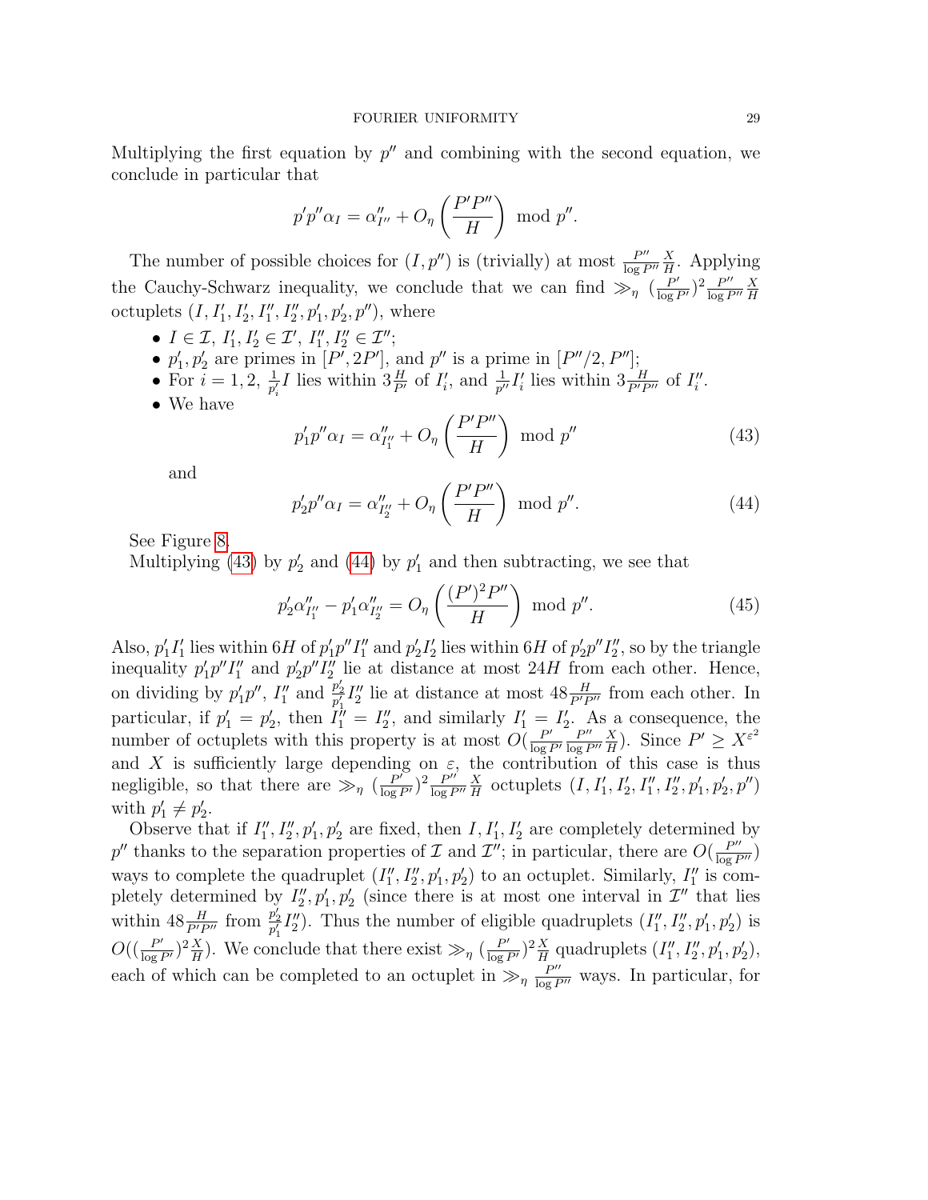Multiplying the first equation by $p''$ and combining with the second equation, we conclude in particular that

$$p'p''\alpha_I = \alpha''_{I''} + O_\eta\left(\frac{P'P''}{H}\right) \bmod p''.$$

The number of possible choices for $(I, p'')$ is (trivially) at most $\frac{P''}{\log P''}\frac{X}{H}$. Applying the Cauchy-Schwarz inequality, we conclude that we can find $\gg_\eta (\frac{P'}{\log P'})^2 \frac{P''}{\log P''}\frac{X}{H}$ octuplets $(I, I'_1, I'_2, I''_1, I''_2, p'_1, p'_2, p'')$, where

- $I \in \mathcal{I}$, $I'_1, I'_2 \in \mathcal{I}'$, $I''_1, I''_2 \in \mathcal{I}''$;
- $p'_1, p'_2$ are primes in $[P', 2P']$, and $p''$ is a prime in $[P''/2, P'']$;
- For $i = 1, 2$, $\frac{1}{p'_i}I$ lies within $3\frac{H}{P'}$ of $I'_i$, and $\frac{1}{p''}I'_i$ lies within $3\frac{H}{P'P''}$ of $I''_i$.
- We have

$$p'_1 p''\alpha_I = \alpha''_{I''_1} + O_\eta\left(\frac{P'P''}{H}\right) \bmod p'' \tag{43}$$

and

$$p'_2 p''\alpha_I = \alpha''_{I''_2} + O_\eta\left(\frac{P'P''}{H}\right) \bmod p''. \tag{44}$$

See Figure 8.

Multiplying (43) by $p'_2$ and (44) by $p'_1$ and then subtracting, we see that

$$p'_2\alpha''_{I''_1} - p'_1\alpha''_{I''_2} = O_\eta\left(\frac{(P')^2P''}{H}\right) \bmod p''. \tag{45}$$

Also, $p'_1 I'_1$ lies within $6H$ of $p'_1 p'' I''_1$ and $p'_2 I'_2$ lies within $6H$ of $p'_2 p'' I''_2$, so by the triangle inequality $p'_1 p'' I''_1$ and $p'_2 p'' I''_2$ lie at distance at most $24H$ from each other. Hence, on dividing by $p'_1 p''$, $I''_1$ and $\frac{p'_2}{p'_1} I''_2$ lie at distance at most $48\frac{H}{P'P''}$ from each other. In particular, if $p'_1 = p'_2$, then $I''_1 = I''_2$, and similarly $I'_1 = I'_2$. As a consequence, the number of octuplets with this property is at most $O(\frac{P'}{\log P'}\frac{P''}{\log P''}\frac{X}{H})$. Since $P' \geq X^{\varepsilon^2}$ and $X$ is sufficiently large depending on $\varepsilon$, the contribution of this case is thus negligible, so that there are $\gg_\eta (\frac{P'}{\log P'})^2 \frac{P''}{\log P''}\frac{X}{H}$ octuplets $(I, I'_1, I'_2, I''_1, I''_2, p'_1, p'_2, p'')$ with $p'_1 \neq p'_2$.

Observe that if $I''_1, I''_2, p'_1, p'_2$ are fixed, then $I, I'_1, I'_2$ are completely determined by $p''$ thanks to the separation properties of $\mathcal{I}$ and $\mathcal{I}''$; in particular, there are $O(\frac{P''}{\log P''})$ ways to complete the quadruplet $(I''_1, I''_2, p'_1, p'_2)$ to an octuplet. Similarly, $I''_1$ is completely determined by $I''_2, p'_1, p'_2$ (since there is at most one interval in $\mathcal{I}''$ that lies within $48\frac{H}{P'P''}$ from $\frac{p'_2}{p'_1}I''_2$). Thus the number of eligible quadruplets $(I''_1, I''_2, p'_1, p'_2)$ is $O((\frac{P'}{\log P'})^2\frac{X}{H})$. We conclude that there exist $\gg_\eta (\frac{P'}{\log P'})^2\frac{X}{H}$ quadruplets $(I''_1, I''_2, p'_1, p'_2)$, each of which can be completed to an octuplet in $\gg_\eta \frac{P''}{\log P''}$ ways. In particular, for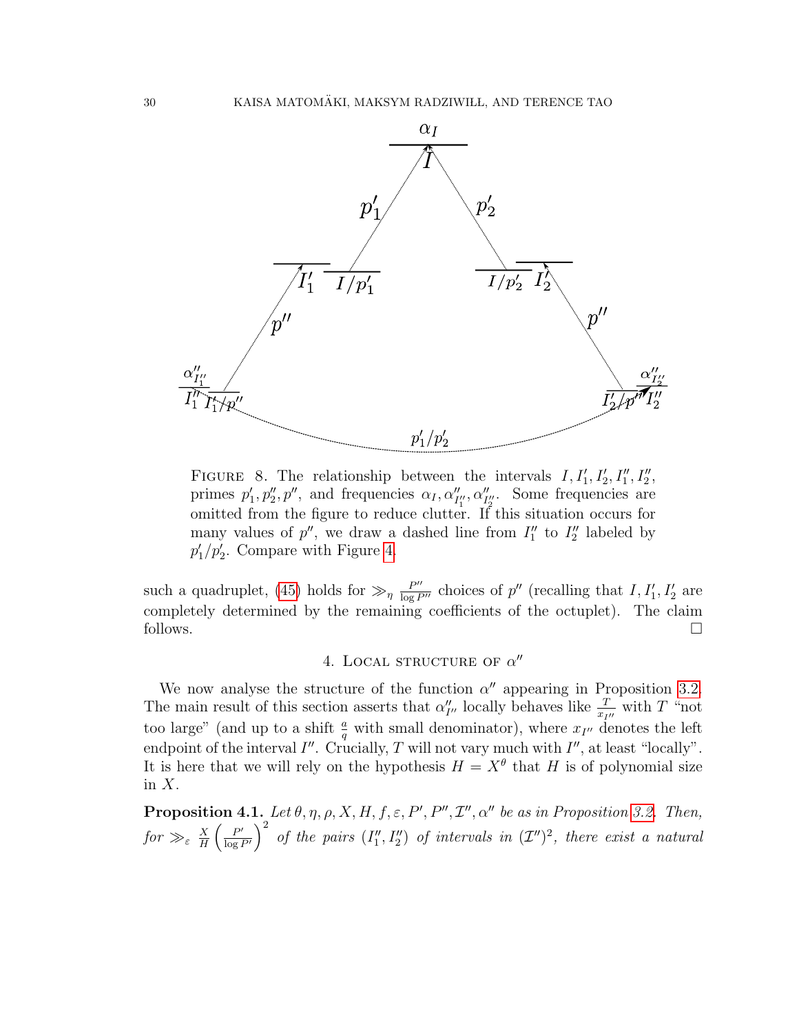FIGURE 8. The relationship between the intervals $I, I'_1, I'_2, I''_1, I''_2$, primes $p'_1, p''_2, p''$, and frequencies $\alpha_I, \alpha''_{I''_1}, \alpha''_{I''_2}$. Some frequencies are omitted from the figure to reduce clutter. If this situation occurs for many values of $p''$, we draw a dashed line from $I''_1$ to $I''_2$ labeled by $p'_1/p'_2$. Compare with Figure 4.

such a quadruplet, (45) holds for $\gg_\eta \frac{P''}{\log P''}$ choices of $p''$ (recalling that $I, I'_1, I'_2$ are completely determined by the remaining coefficients of the octuplet). The claim follows. $\square$

## 4. Local structure of $\alpha''$

We now analyse the structure of the function $\alpha''$ appearing in Proposition 3.2. The main result of this section asserts that $\alpha''_{I''}$ locally behaves like $\frac{T}{x_{I''}}$ with $T$ "not too large" (and up to a shift $\frac{a}{q}$ with small denominator), where $x_{I''}$ denotes the left endpoint of the interval $I''$. Crucially, $T$ will not vary much with $I''$, at least "locally". It is here that we will rely on the hypothesis $H = X^\theta$ that $H$ is of polynomial size in $X$.

**Proposition 4.1.** *Let $\theta, \eta, \rho, X, H, f, \varepsilon, P', P'', \mathcal{I}'', \alpha''$ be as in Proposition 3.2. Then, for $\gg_\varepsilon \frac{X}{H}\left(\frac{P'}{\log P'}\right)^2$ of the pairs $(I''_1, I''_2)$ of intervals in $(\mathcal{I}'')^2$, there exist a natural*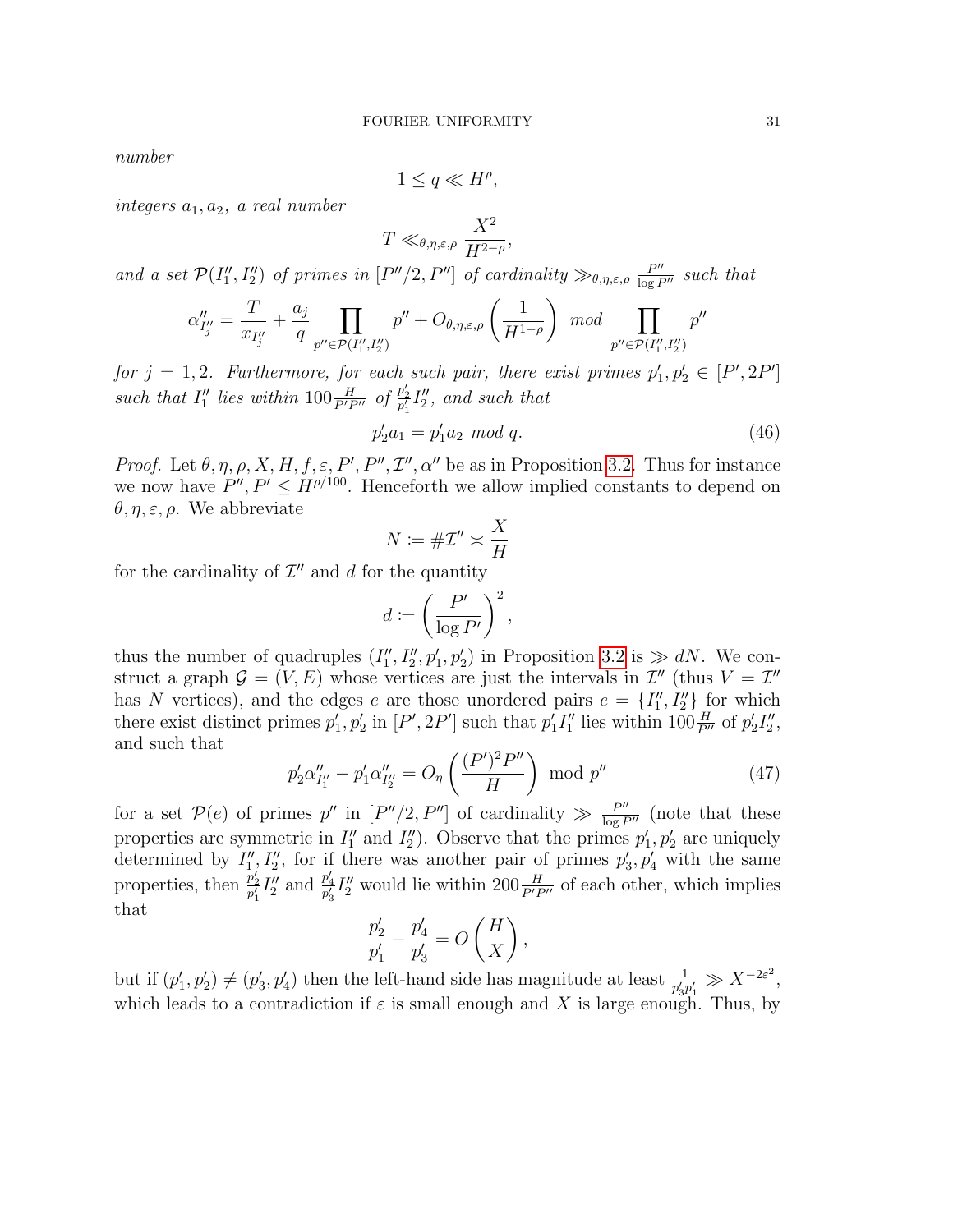*number*

$$1 \leq q \ll H^{\rho},$$

*integers $a_1, a_2$, a real number*

$$T \ll_{\theta,\eta,\varepsilon,\rho} \frac{X^2}{H^{2-\rho}},$$

*and a set $\mathcal{P}(I_1'', I_2'')$ of primes in $[P''/2, P'']$ of cardinality $\gg_{\theta,\eta,\varepsilon,\rho} \frac{P''}{\log P''}$ such that*

$$\alpha''_{I''_j} = \frac{T}{x_{I''_j}} + \frac{a_j}{q} \prod_{p'' \in \mathcal{P}(I''_1, I''_2)} p'' + O_{\theta,\eta,\varepsilon,\rho}\left(\frac{1}{H^{1-\rho}}\right) \ \mathit{mod} \prod_{p'' \in \mathcal{P}(I''_1, I''_2)} p''$$

*for $j = 1, 2$. Furthermore, for each such pair, there exist primes $p'_1, p'_2 \in [P', 2P']$ such that $I''_1$ lies within $100\frac{H}{P'P''}$ of $\frac{p'_2}{p'_1} I''_2$, and such that*

$$p'_2 a_1 = p'_1 a_2 \ \mathit{mod}\ q. \tag{46}$$

*Proof.* Let $\theta, \eta, \rho, X, H, f, \varepsilon, P', P'', \mathcal{I}'', \alpha''$ be as in Proposition 3.2. Thus for instance we now have $P'', P' \leq H^{\rho/100}$. Henceforth we allow implied constants to depend on $\theta, \eta, \varepsilon, \rho$. We abbreviate

$$N := \# \mathcal{I}'' \asymp \frac{X}{H}$$

for the cardinality of $\mathcal{I}''$ and $d$ for the quantity

$$d := \left(\frac{P'}{\log P'}\right)^2,$$

thus the number of quadruples $(I''_1, I''_2, p'_1, p'_2)$ in Proposition 3.2 is $\gg dN$. We construct a graph $\mathcal{G} = (V, E)$ whose vertices are just the intervals in $\mathcal{I}''$ (thus $V = \mathcal{I}''$ has $N$ vertices), and the edges $e$ are those unordered pairs $e = \{I''_1, I''_2\}$ for which there exist distinct primes $p'_1, p'_2$ in $[P', 2P']$ such that $p'_1 I''_1$ lies within $100\frac{H}{P''}$ of $p'_2 I''_2$, and such that

$$p'_2 \alpha''_{I''_1} - p'_1 \alpha''_{I''_2} = O_\eta\left(\frac{(P')^2 P''}{H}\right) \ \text{mod}\ p'' \tag{47}$$

for a set $\mathcal{P}(e)$ of primes $p''$ in $[P''/2, P'']$ of cardinality $\gg \frac{P''}{\log P''}$ (note that these properties are symmetric in $I''_1$ and $I''_2$). Observe that the primes $p'_1, p'_2$ are uniquely determined by $I''_1, I''_2$, for if there was another pair of primes $p'_3, p'_4$ with the same properties, then $\frac{p'_2}{p'_1} I''_2$ and $\frac{p'_4}{p'_3} I''_2$ would lie within $200\frac{H}{P'P''}$ of each other, which implies that

$$\frac{p'_2}{p'_1} - \frac{p'_4}{p'_3} = O\left(\frac{H}{X}\right),$$

but if $(p'_1, p'_2) \neq (p'_3, p'_4)$ then the left-hand side has magnitude at least $\frac{1}{p'_3 p'_1} \gg X^{-2\varepsilon^2}$, which leads to a contradiction if $\varepsilon$ is small enough and $X$ is large enough. Thus, by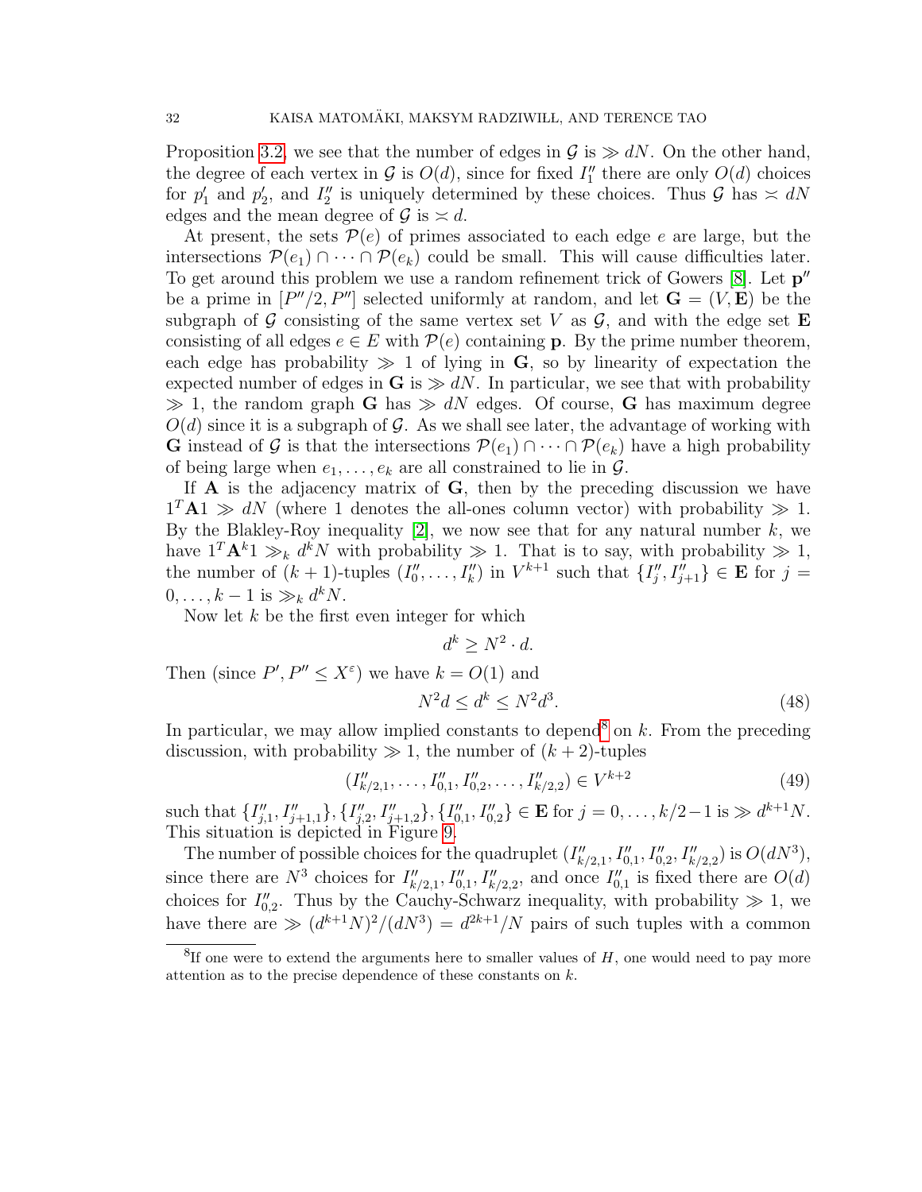Proposition 3.2, we see that the number of edges in $\mathcal{G}$ is $\gg dN$. On the other hand, the degree of each vertex in $\mathcal{G}$ is $O(d)$, since for fixed $I''_1$ there are only $O(d)$ choices for $p'_1$ and $p'_2$, and $I''_2$ is uniquely determined by these choices. Thus $\mathcal{G}$ has $\asymp dN$ edges and the mean degree of $\mathcal{G}$ is $\asymp d$.

At present, the sets $\mathcal{P}(e)$ of primes associated to each edge $e$ are large, but the intersections $\mathcal{P}(e_1) \cap \cdots \cap \mathcal{P}(e_k)$ could be small. This will cause difficulties later. To get around this problem we use a random refinement trick of Gowers [8]. Let $\mathbf{p}''$ be a prime in $[P''/2, P'']$ selected uniformly at random, and let $\mathbf{G} = (V, \mathbf{E})$ be the subgraph of $\mathcal{G}$ consisting of the same vertex set $V$ as $\mathcal{G}$, and with the edge set $\mathbf{E}$ consisting of all edges $e \in E$ with $\mathcal{P}(e)$ containing $\mathbf{p}$. By the prime number theorem, each edge has probability $\gg 1$ of lying in $\mathbf{G}$, so by linearity of expectation the expected number of edges in $\mathbf{G}$ is $\gg dN$. In particular, we see that with probability $\gg 1$, the random graph $\mathbf{G}$ has $\gg dN$ edges. Of course, $\mathbf{G}$ has maximum degree $O(d)$ since it is a subgraph of $\mathcal{G}$. As we shall see later, the advantage of working with $\mathbf{G}$ instead of $\mathcal{G}$ is that the intersections $\mathcal{P}(e_1) \cap \cdots \cap \mathcal{P}(e_k)$ have a high probability of being large when $e_1, \dots, e_k$ are all constrained to lie in $\mathcal{G}$.

If $\mathbf{A}$ is the adjacency matrix of $\mathbf{G}$, then by the preceding discussion we have $1^T \mathbf{A} 1 \gg dN$ (where $1$ denotes the all-ones column vector) with probability $\gg 1$. By the Blakley-Roy inequality [2], we now see that for any natural number $k$, we have $1^T \mathbf{A}^k 1 \gg_k d^k N$ with probability $\gg 1$. That is to say, with probability $\gg 1$, the number of $(k+1)$-tuples $(I''_0, \dots, I''_k)$ in $V^{k+1}$ such that $\{I''_j, I''_{j+1}\} \in \mathbf{E}$ for $j = 0, \dots, k-1$ is $\gg_k d^k N$.

Now let $k$ be the first even integer for which

$$d^k \geq N^2 \cdot d.$$

Then (since $P', P'' \leq X^\varepsilon$) we have $k = O(1)$ and

$$N^2 d \leq d^k \leq N^2 d^3. \tag{48}$$

In particular, we may allow implied constants to depend[8] on $k$. From the preceding discussion, with probability $\gg 1$, the number of $(k+2)$-tuples

$$(I''_{k/2,1}, \dots, I''_{0,1}, I''_{0,2}, \dots, I''_{k/2,2}) \in V^{k+2} \tag{49}$$

such that $\{I''_{j,1}, I''_{j+1,1}\}, \{I''_{j,2}, I''_{j+1,2}\}, \{I''_{0,1}, I''_{0,2}\} \in \mathbf{E}$ for $j = 0, \dots, k/2 - 1$ is $\gg d^{k+1} N$. This situation is depicted in Figure 9.

The number of possible choices for the quadruplet $(I''_{k/2,1}, I''_{0,1}, I''_{0,2}, I''_{k/2,2})$ is $O(dN^3)$, since there are $N^3$ choices for $I''_{k/2,1}, I''_{0,1}, I''_{k/2,2}$, and once $I''_{0,1}$ is fixed there are $O(d)$ choices for $I''_{0,2}$. Thus by the Cauchy-Schwarz inequality, with probability $\gg 1$, we have there are $\gg (d^{k+1}N)^2/(dN^3) = d^{2k+1}/N$ pairs of such tuples with a common

[8] If one were to extend the arguments here to smaller values of $H$, one would need to pay more attention as to the precise dependence of these constants on $k$.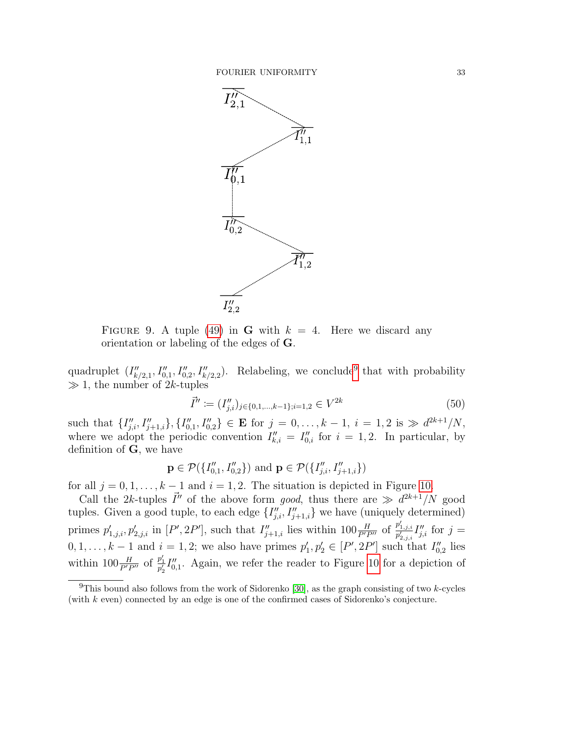FIGURE 9. A tuple (49) in $\mathbf{G}$ with $k = 4$. Here we discard any orientation or labeling of the edges of $\mathbf{G}$.

quadruplet $(I''_{k/2,1}, I''_{0,1}, I''_{0,2}, I''_{k/2,2})$. Relabeling, we conclude[9] that with probability $\gg 1$, the number of $2k$-tuples

$$\vec{I}'' := (I''_{j,i})_{j \in \{0,1,\ldots,k-1\}; i=1,2} \in V^{2k} \tag{50}$$

such that $\{I''_{j,i}, I''_{j+1,i}\}, \{I''_{0,1}, I''_{0,2}\} \in \mathbf{E}$ for $j = 0, \ldots, k-1$, $i = 1, 2$ is $\gg d^{2k+1}/N$, where we adopt the periodic convention $I''_{k,i} = I''_{0,i}$ for $i = 1, 2$. In particular, by definition of $\mathbf{G}$, we have

$$\mathbf{p} \in \mathcal{P}(\{I''_{0,1}, I''_{0,2}\}) \text{ and } \mathbf{p} \in \mathcal{P}(\{I''_{j,i}, I''_{j+1,i}\})$$

for all $j = 0, 1, \ldots, k-1$ and $i = 1, 2$. The situation is depicted in Figure 10.

Call the $2k$-tuples $\vec{I}''$ of the above form *good*, thus there are $\gg d^{2k+1}/N$ good tuples. Given a good tuple, to each edge $\{I''_{j,i}, I''_{j+1,i}\}$ we have (uniquely determined) primes $p'_{1,j,i}, p'_{2,j,i}$ in $[P', 2P']$, such that $I''_{j+1,i}$ lies within $100\frac{H}{P'P''}$ of $\frac{p'_{1,j,i}}{p'_{2,j,i}} I''_{j,i}$ for $j = 0, 1, \ldots, k-1$ and $i = 1, 2$; we also have primes $p'_1, p'_2 \in [P', 2P']$ such that $I''_{0,2}$ lies within $100\frac{H}{P'P''}$ of $\frac{p'_1}{p'_2} I''_{0,1}$. Again, we refer the reader to Figure 10 for a depiction of

[9] This bound also follows from the work of Sidorenko [30], as the graph consisting of two $k$-cycles (with $k$ even) connected by an edge is one of the confirmed cases of Sidorenko's conjecture.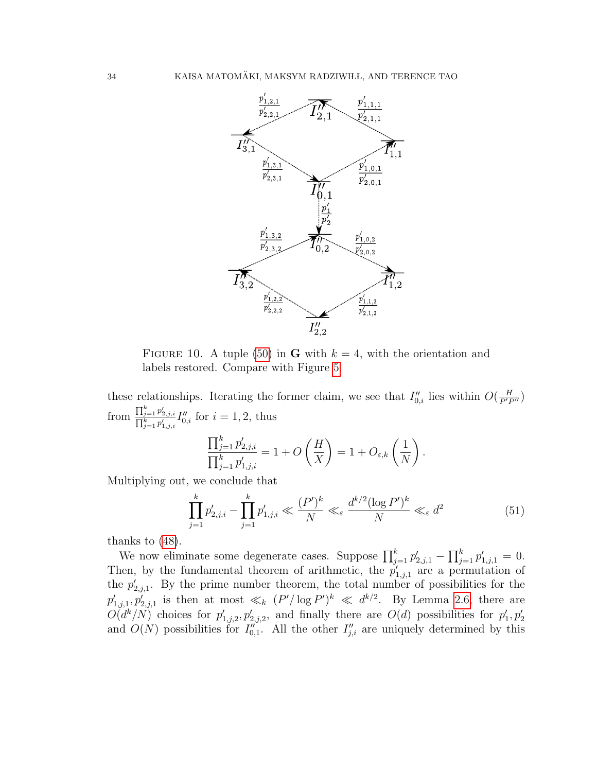FIGURE 10. A tuple (50) in $\mathbf{G}$ with $k = 4$, with the orientation and labels restored. Compare with Figure 5.

these relationships. Iterating the former claim, we see that $I''_{0,i}$ lies within $O(\frac{H}{P'P''})$ from $\frac{\prod_{j=1}^k p'_{2,j,i}}{\prod_{j=1}^k p'_{1,j,i}} I''_{0,i}$ for $i = 1, 2$, thus

$$\frac{\prod_{j=1}^k p'_{2,j,i}}{\prod_{j=1}^k p'_{1,j,i}} = 1 + O\left(\frac{H}{X}\right) = 1 + O_{\varepsilon,k}\left(\frac{1}{N}\right).$$

Multiplying out, we conclude that

$$\prod_{j=1}^k p'_{2,j,i} - \prod_{j=1}^k p'_{1,j,i} \ll \frac{(P')^k}{N} \ll_\varepsilon \frac{d^{k/2}(\log P')^k}{N} \ll_\varepsilon d^2 \tag{51}$$

thanks to (48).

We now eliminate some degenerate cases. Suppose $\prod_{j=1}^k p'_{2,j,1} - \prod_{j=1}^k p'_{1,j,1} = 0$. Then, by the fundamental theorem of arithmetic, the $p'_{1,j,1}$ are a permutation of the $p'_{2,j,1}$. By the prime number theorem, the total number of possibilities for the $p'_{1,j,1}, p'_{2,j,1}$ is then at most $\ll_k (P'/\log P')^k \ll d^{k/2}$. By Lemma 2.6, there are $O(d^k/N)$ choices for $p'_{1,j,2}, p'_{2,j,2}$, and finally there are $O(d)$ possibilities for $p'_1, p'_2$ and $O(N)$ possibilities for $I''_{0,1}$. All the other $I''_{j,i}$ are uniquely determined by this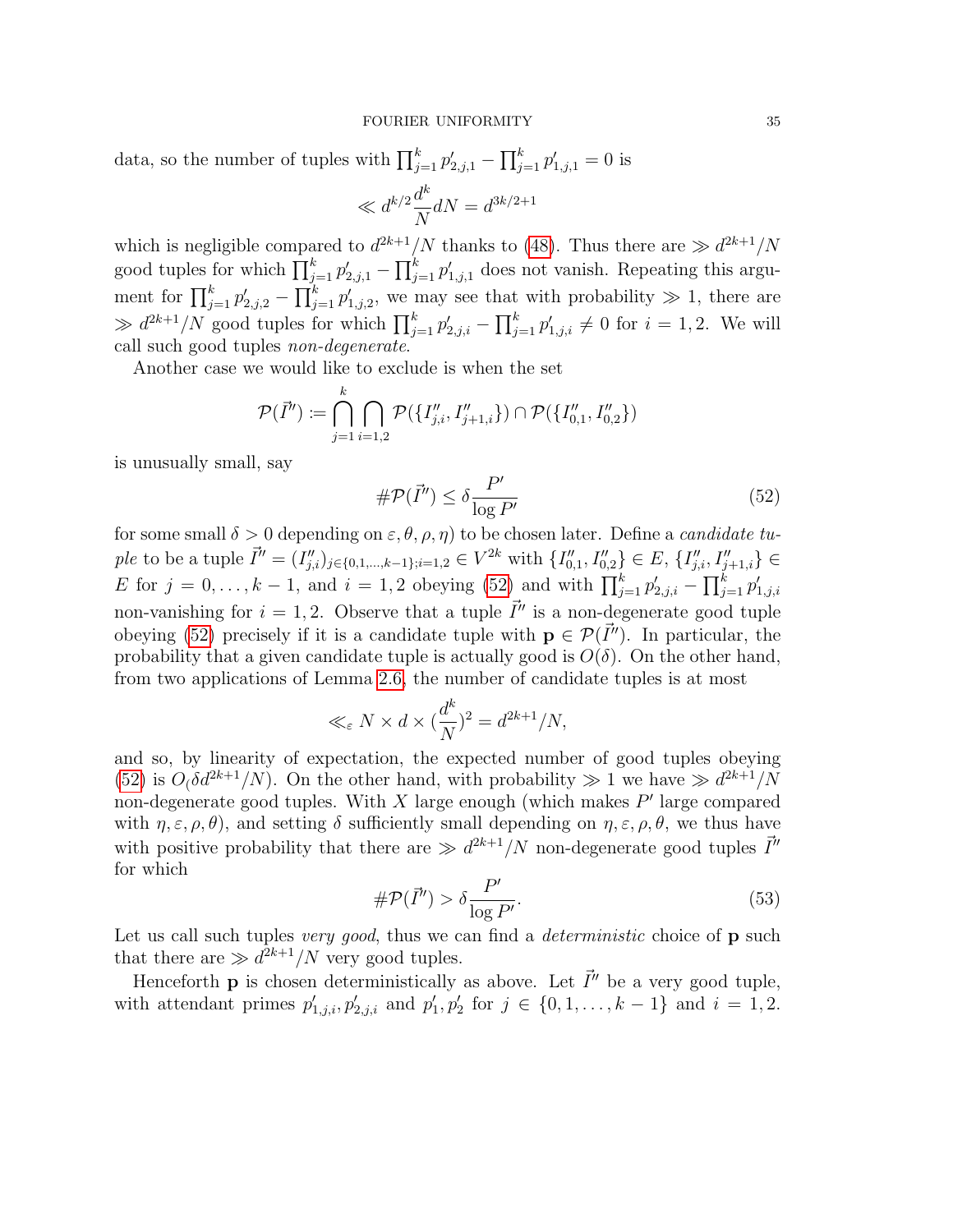data, so the number of tuples with $\prod_{j=1}^k p'_{2,j,1} - \prod_{j=1}^k p'_{1,j,1} = 0$ is

$$\ll d^{k/2} \frac{d^k}{N} dN = d^{3k/2+1}$$

which is negligible compared to $d^{2k+1}/N$ thanks to (48). Thus there are $\gg d^{2k+1}/N$ good tuples for which $\prod_{j=1}^k p'_{2,j,1} - \prod_{j=1}^k p'_{1,j,1}$ does not vanish. Repeating this argument for $\prod_{j=1}^k p'_{2,j,2} - \prod_{j=1}^k p'_{1,j,2}$, we may see that with probability $\gg 1$, there are $\gg d^{2k+1}/N$ good tuples for which $\prod_{j=1}^k p'_{2,j,i} - \prod_{j=1}^k p'_{1,j,i} \neq 0$ for $i = 1, 2$. We will call such good tuples *non-degenerate*.

Another case we would like to exclude is when the set

$$\mathcal{P}(\vec{I}'') := \bigcap_{j=1}^{k} \bigcap_{i=1,2} \mathcal{P}(\{I''_{j,i}, I''_{j+1,i}\}) \cap \mathcal{P}(\{I''_{0,1}, I''_{0,2}\})$$

is unusually small, say

$$\#\mathcal{P}(\vec{I}'') \leq \delta \frac{P'}{\log P'} \tag{52}$$

for some small $\delta > 0$ depending on $\varepsilon, \theta, \rho, \eta$) to be chosen later. Define a *candidate tuple* to be a tuple $\vec{I}'' = (I''_{j,i})_{j \in \{0,1,\dots,k-1\}; i=1,2} \in V^{2k}$ with $\{I''_{0,1}, I''_{0,2}\} \in E$, $\{I''_{j,i}, I''_{j+1,i}\} \in E$ for $j = 0, \dots, k-1$, and $i = 1, 2$ obeying (52) and with $\prod_{j=1}^k p'_{2,j,i} - \prod_{j=1}^k p'_{1,j,i}$ non-vanishing for $i = 1, 2$. Observe that a tuple $\vec{I}''$ is a non-degenerate good tuple obeying (52) precisely if it is a candidate tuple with $\mathbf{p} \in \mathcal{P}(\vec{I}'')$. In particular, the probability that a given candidate tuple is actually good is $O(\delta)$. On the other hand, from two applications of Lemma 2.6, the number of candidate tuples is at most

$$\ll_\varepsilon N \times d \times (\frac{d^k}{N})^2 = d^{2k+1}/N,$$

and so, by linearity of expectation, the expected number of good tuples obeying (52) is $O_(\delta d^{2k+1}/N)$. On the other hand, with probability $\gg 1$ we have $\gg d^{2k+1}/N$ non-degenerate good tuples. With $X$ large enough (which makes $P'$ large compared with $\eta, \varepsilon, \rho, \theta$), and setting $\delta$ sufficiently small depending on $\eta, \varepsilon, \rho, \theta$, we thus have with positive probability that there are $\gg d^{2k+1}/N$ non-degenerate good tuples $\vec{I}''$ for which

$$\#\mathcal{P}(\vec{I}'') > \delta \frac{P'}{\log P'}. \tag{53}$$

Let us call such tuples *very good*, thus we can find a *deterministic* choice of $\mathbf{p}$ such that there are $\gg d^{2k+1}/N$ very good tuples.

Henceforth $\mathbf{p}$ is chosen deterministically as above. Let $\vec{I}''$ be a very good tuple, with attendant primes $p'_{1,j,i}, p'_{2,j,i}$ and $p'_1, p'_2$ for $j \in \{0, 1, \dots, k-1\}$ and $i = 1, 2$.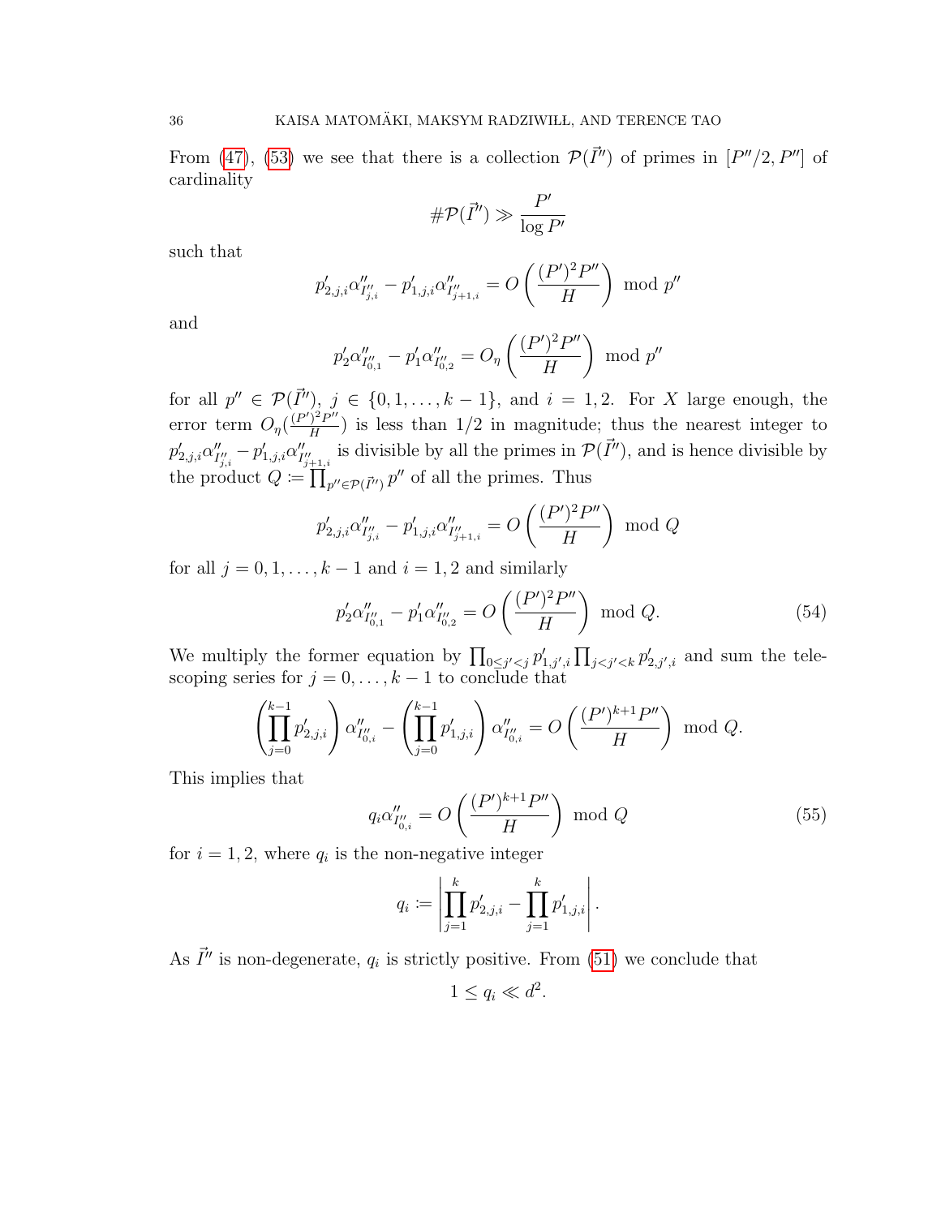From (47), (53) we see that there is a collection $\mathcal{P}(\vec{I}'')$ of primes in $[P''/2, P'']$ of cardinality

$$\#\mathcal{P}(\vec{I}'') \gg \frac{P'}{\log P'}$$

such that

$$p'_{2,j,i}\alpha''_{I''_{j,i}} - p'_{1,j,i}\alpha''_{I''_{j+1,i}} = O\left(\frac{(P')^2 P''}{H}\right) \bmod p''$$

and

$$p'_2\alpha''_{I''_{0,1}} - p'_1\alpha''_{I''_{0,2}} = O_\eta\left(\frac{(P')^2 P''}{H}\right) \bmod p''$$

for all $p'' \in \mathcal{P}(\vec{I}'')$, $j \in \{0, 1, \dots, k-1\}$, and $i = 1, 2$. For $X$ large enough, the error term $O_\eta(\frac{(P')^2 P''}{H})$ is less than $1/2$ in magnitude; thus the nearest integer to $p'_{2,j,i}\alpha''_{I''_{j,i}} - p'_{1,j,i}\alpha''_{I''_{j+1,i}}$ is divisible by all the primes in $\mathcal{P}(\vec{I}'')$, and is hence divisible by the product $Q := \prod_{p'' \in \mathcal{P}(\vec{I}'')} p''$ of all the primes. Thus

$$p'_{2,j,i}\alpha''_{I''_{j,i}} - p'_{1,j,i}\alpha''_{I''_{j+1,i}} = O\left(\frac{(P')^2 P''}{H}\right) \bmod Q$$

for all $j = 0, 1, \dots, k-1$ and $i = 1, 2$ and similarly

$$p'_2\alpha''_{I''_{0,1}} - p'_1\alpha''_{I''_{0,2}} = O\left(\frac{(P')^2 P''}{H}\right) \bmod Q. \tag{54}$$

We multiply the former equation by $\prod_{0 \le j' < j} p'_{1,j',i} \prod_{j < j' < k} p'_{2,j',i}$ and sum the telescoping series for $j = 0, \dots, k-1$ to conclude that

$$\left(\prod_{j=0}^{k-1} p'_{2,j,i}\right)\alpha''_{I''_{0,i}} - \left(\prod_{j=0}^{k-1} p'_{1,j,i}\right)\alpha''_{I''_{0,i}} = O\left(\frac{(P')^{k+1} P''}{H}\right) \bmod Q.$$

This implies that

$$q_i\alpha''_{I''_{0,i}} = O\left(\frac{(P')^{k+1} P''}{H}\right) \bmod Q \tag{55}$$

for $i = 1, 2$, where $q_i$ is the non-negative integer

$$q_i := \left|\prod_{j=1}^{k} p'_{2,j,i} - \prod_{j=1}^{k} p'_{1,j,i}\right|.$$

As $\vec{I}''$ is non-degenerate, $q_i$ is strictly positive. From (51) we conclude that

$$1 \le q_i \ll d^2.$$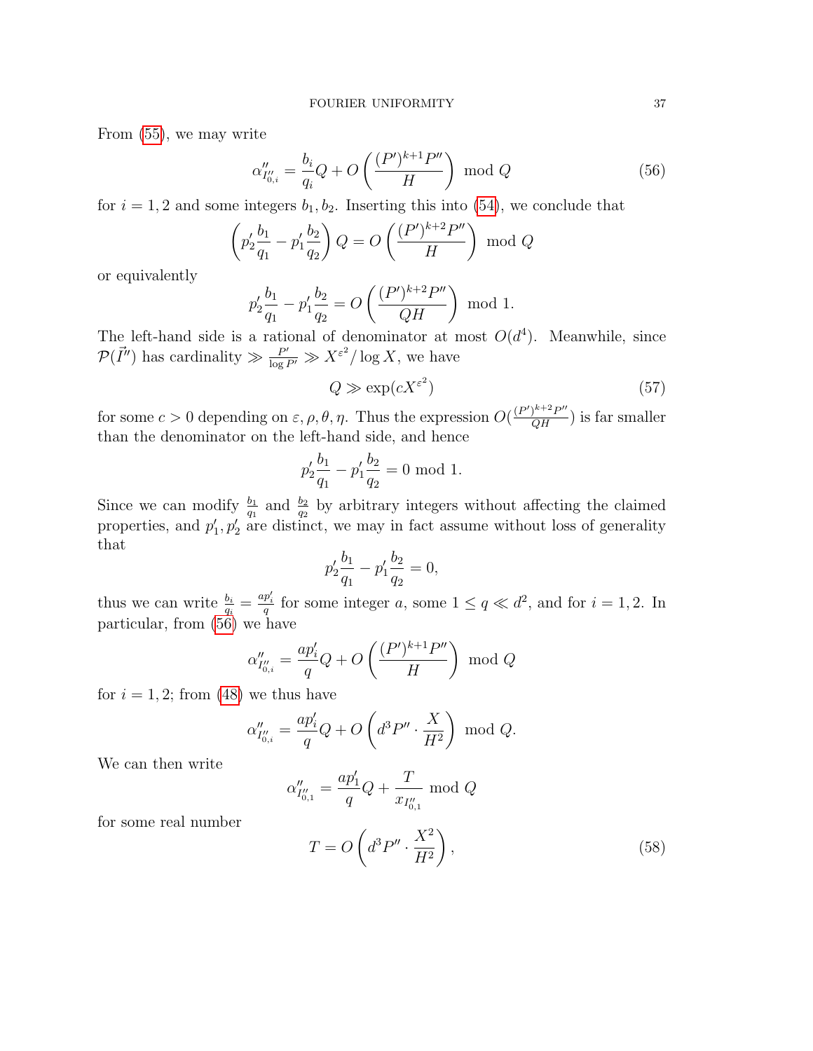From (55), we may write

$$\alpha''_{I''_{0,i}} = \frac{b_i}{q_i} Q + O\left( \frac{(P')^{k+1} P''}{H} \right) \mod Q \tag{56}$$

for $i = 1, 2$ and some integers $b_1, b_2$. Inserting this into (54), we conclude that

$$\left( p'_2 \frac{b_1}{q_1} - p'_1 \frac{b_2}{q_2} \right) Q = O\left( \frac{(P')^{k+2} P''}{H} \right) \mod Q$$

or equivalently

$$p'_2 \frac{b_1}{q_1} - p'_1 \frac{b_2}{q_2} = O\left( \frac{(P')^{k+2} P''}{QH} \right) \mod 1.$$

The left-hand side is a rational of denominator at most $O(d^4)$. Meanwhile, since $\mathcal{P}(\vec{I}'')$ has cardinality $\gg \frac{P'}{\log P'} \gg X^{\varepsilon^2}/\log X$, we have

$$Q \gg \exp(cX^{\varepsilon^2}) \tag{57}$$

for some $c > 0$ depending on $\varepsilon, \rho, \theta, \eta$. Thus the expression $O(\frac{(P')^{k+2} P''}{QH})$ is far smaller than the denominator on the left-hand side, and hence

$$p'_2 \frac{b_1}{q_1} - p'_1 \frac{b_2}{q_2} = 0 \mod 1.$$

Since we can modify $\frac{b_1}{q_1}$ and $\frac{b_2}{q_2}$ by arbitrary integers without affecting the claimed properties, and $p'_1, p'_2$ are distinct, we may in fact assume without loss of generality that

$$p'_2 \frac{b_1}{q_1} - p'_1 \frac{b_2}{q_2} = 0,$$

thus we can write $\frac{b_i}{q_i} = \frac{ap'_i}{q}$ for some integer $a$, some $1 \leq q \ll d^2$, and for $i = 1, 2$. In particular, from (56) we have

$$\alpha''_{I''_{0,i}} = \frac{ap'_i}{q} Q + O\left( \frac{(P')^{k+1} P''}{H} \right) \mod Q$$

for $i = 1, 2$; from (48) we thus have

$$\alpha''_{I''_{0,i}} = \frac{ap'_i}{q} Q + O\left( d^3 P'' \cdot \frac{X}{H^2} \right) \mod Q.$$

We can then write

$$\alpha''_{I''_{0,1}} = \frac{ap'_1}{q} Q + \frac{T}{x_{I''_{0,1}}} \mod Q$$

for some real number

$$T = O\left( d^3 P'' \cdot \frac{X^2}{H^2} \right), \tag{58}$$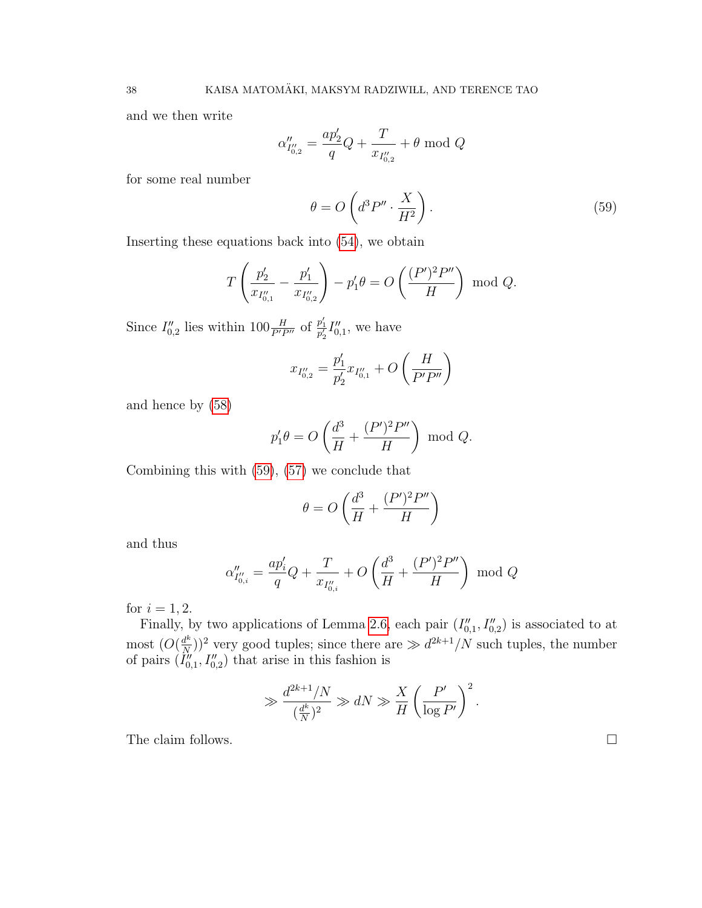and we then write

$$\alpha''_{I''_{0,2}} = \frac{ap'_2}{q}Q + \frac{T}{x_{I''_{0,2}}} + \theta \bmod Q$$

for some real number

$$\theta = O\left(d^3 P'' \cdot \frac{X}{H^2}\right). \tag{59}$$

Inserting these equations back into (54), we obtain

$$T\left(\frac{p'_2}{x_{I''_{0,1}}} - \frac{p'_1}{x_{I''_{0,2}}}\right) - p'_1\theta = O\left(\frac{(P')^2 P''}{H}\right) \bmod Q.$$

Since $I''_{0,2}$ lies within $100\frac{H}{P'P''}$ of $\frac{p'_1}{p'_2}I''_{0,1}$, we have

$$x_{I''_{0,2}} = \frac{p'_1}{p'_2}x_{I''_{0,1}} + O\left(\frac{H}{P'P''}\right)$$

and hence by (58)

$$p'_1\theta = O\left(\frac{d^3}{H} + \frac{(P')^2 P''}{H}\right) \bmod Q.$$

Combining this with (59), (57) we conclude that

$$\theta = O\left(\frac{d^3}{H} + \frac{(P')^2 P''}{H}\right)$$

and thus

$$\alpha''_{I''_{0,i}} = \frac{ap'_i}{q}Q + \frac{T}{x_{I''_{0,i}}} + O\left(\frac{d^3}{H} + \frac{(P')^2 P''}{H}\right) \bmod Q$$

for $i = 1, 2$.

Finally, by two applications of Lemma 2.6, each pair $(I''_{0,1}, I''_{0,2})$ is associated to at most $(O(\frac{d^k}{N}))^2$ very good tuples; since there are $\gg d^{2k+1}/N$ such tuples, the number of pairs $(I''_{0,1}, I''_{0,2})$ that arise in this fashion is

$$\gg \frac{d^{2k+1}/N}{(\frac{d^k}{N})^2} \gg dN \gg \frac{X}{H}\left(\frac{P'}{\log P'}\right)^2.$$

The claim follows. $\square$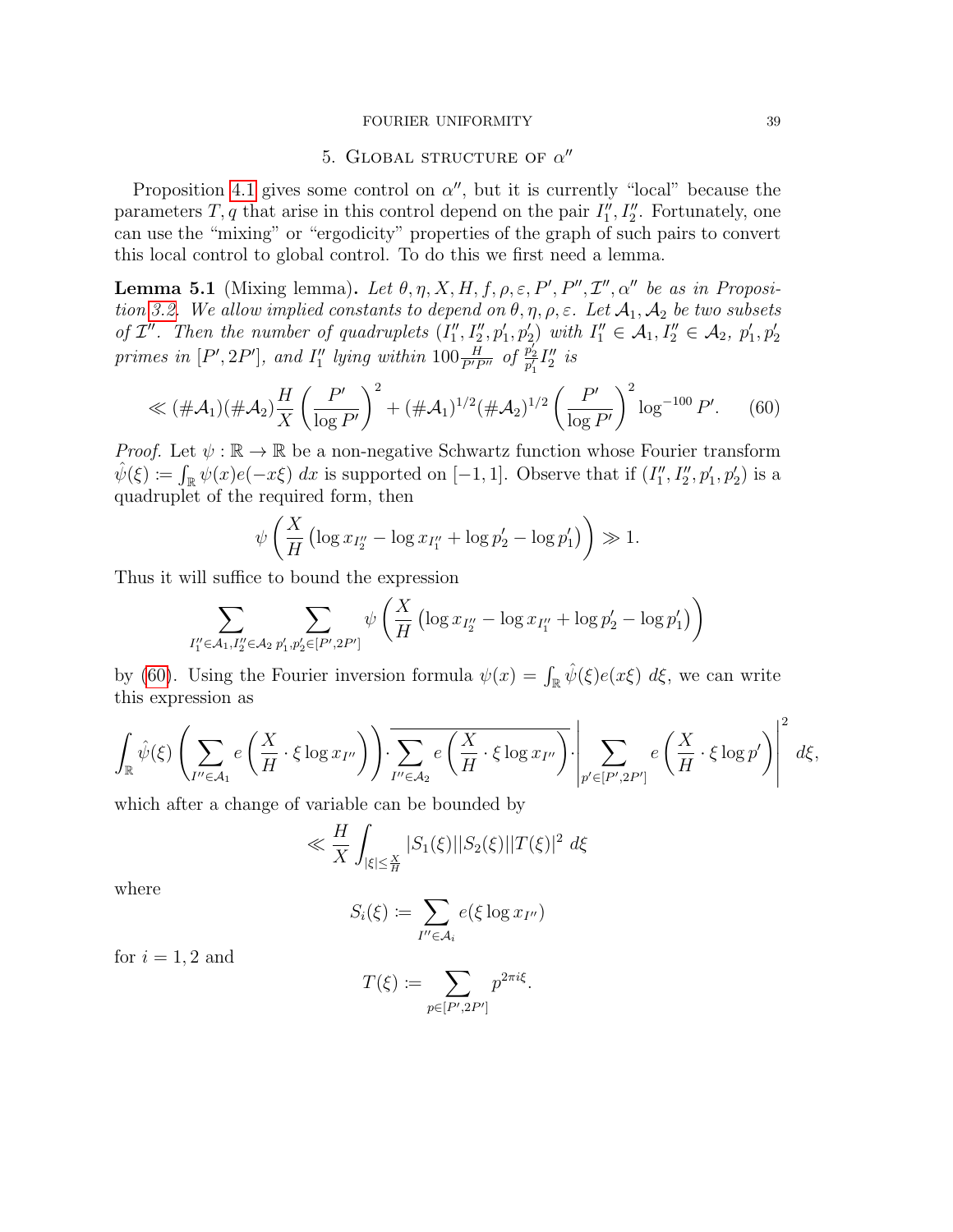## 5. Global structure of $\alpha''$

Proposition 4.1 gives some control on $\alpha''$, but it is currently "local" because the parameters $T, q$ that arise in this control depend on the pair $I_1'', I_2''$. Fortunately, one can use the "mixing" or "ergodicity" properties of the graph of such pairs to convert this local control to global control. To do this we first need a lemma.

**Lemma 5.1** (Mixing lemma)**.** *Let $\theta, \eta, X, H, f, \rho, \varepsilon, P', P'', \mathcal{I}'', \alpha''$ be as in Proposition 3.2. We allow implied constants to depend on $\theta, \eta, \rho, \varepsilon$. Let $\mathcal{A}_1, \mathcal{A}_2$ be two subsets of $\mathcal{I}''$. Then the number of quadruplets $(I_1'', I_2'', p_1', p_2')$ with $I_1'' \in \mathcal{A}_1$, $I_2'' \in \mathcal{A}_2$, $p_1', p_2'$ primes in $[P', 2P']$, and $I_1''$ lying within $100\frac{H}{P'P''}$ of $\frac{p_2'}{p_1'}I_2''$ is*

$$\ll (\#\mathcal{A}_1)(\#\mathcal{A}_2)\frac{H}{X}\left(\frac{P'}{\log P'}\right)^2 + (\#\mathcal{A}_1)^{1/2}(\#\mathcal{A}_2)^{1/2}\left(\frac{P'}{\log P'}\right)^2 \log^{-100} P'. \tag{60}$$

*Proof.* Let $\psi : \mathbb{R} \to \mathbb{R}$ be a non-negative Schwartz function whose Fourier transform $\hat{\psi}(\xi) := \int_{\mathbb{R}} \psi(x) e(-x\xi)\, dx$ is supported on $[-1, 1]$. Observe that if $(I_1'', I_2'', p_1', p_2')$ is a quadruplet of the required form, then

$$\psi\left(\frac{X}{H}\left(\log x_{I_2''} - \log x_{I_1''} + \log p_2' - \log p_1'\right)\right) \gg 1.$$

Thus it will suffice to bound the expression

$$\sum_{I_1'' \in \mathcal{A}_1, I_2'' \in \mathcal{A}_2} \sum_{p_1', p_2' \in [P', 2P']} \psi\left(\frac{X}{H}\left(\log x_{I_2''} - \log x_{I_1''} + \log p_2' - \log p_1'\right)\right)$$

by (60). Using the Fourier inversion formula $\psi(x) = \int_{\mathbb{R}} \hat{\psi}(\xi) e(x\xi)\, d\xi$, we can write this expression as

$$\int_{\mathbb{R}} \hat{\psi}(\xi) \left(\sum_{I'' \in \mathcal{A}_1} e\left(\frac{X}{H} \cdot \xi \log x_{I''}\right)\right) \cdot \overline{\sum_{I'' \in \mathcal{A}_2} e\left(\frac{X}{H} \cdot \xi \log x_{I''}\right)} \cdot \left|\sum_{p' \in [P', 2P']} e\left(\frac{X}{H} \cdot \xi \log p'\right)\right|^2 d\xi,$$

which after a change of variable can be bounded by

$$\ll \frac{H}{X} \int_{|\xi| \leq \frac{X}{H}} |S_1(\xi)||S_2(\xi)||T(\xi)|^2\, d\xi$$

where

$$S_i(\xi) := \sum_{I'' \in \mathcal{A}_i} e(\xi \log x_{I''})$$

for $i = 1, 2$ and

$$T(\xi) := \sum_{p \in [P', 2P']} p^{2\pi i \xi}.$$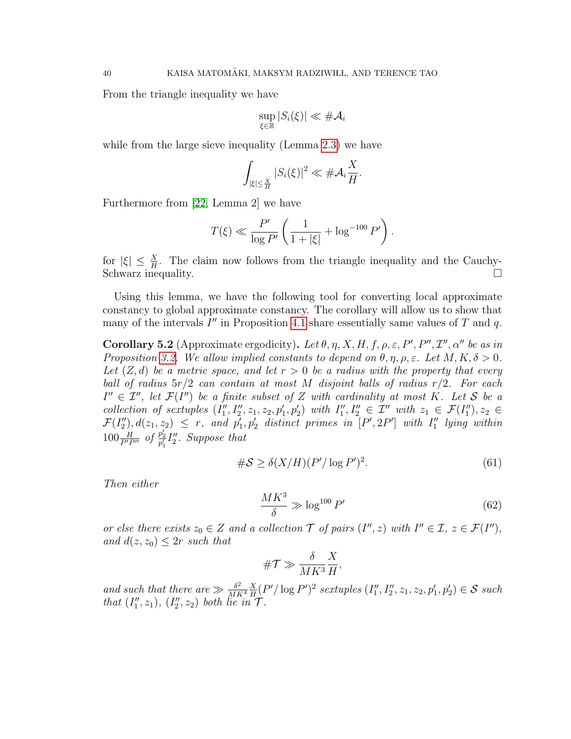From the triangle inequality we have

$$\sup_{\xi \in \mathbb{R}} |S_i(\xi)| \ll \# \mathcal{A}_i$$

while from the large sieve inequality (Lemma 2.3) we have

$$\int_{|\xi| \leq \frac{X}{H}} |S_i(\xi)|^2 \ll \# \mathcal{A}_i \frac{X}{H}.$$

Furthermore from [22, Lemma 2] we have

$$T(\xi) \ll \frac{P'}{\log P'} \left( \frac{1}{1+|\xi|} + \log^{-100} P' \right).$$

for $|\xi| \leq \frac{X}{H}$. The claim now follows from the triangle inequality and the Cauchy-Schwarz inequality. □

Using this lemma, we have the following tool for converting local approximate constancy to global approximate constancy. The corollary will allow us to show that many of the intervals $I''$ in Proposition 4.1 share essentially same values of $T$ and $q$.

**Corollary 5.2** (Approximate ergodicity)**.** *Let $\theta, \eta, X, H, f, \rho, \varepsilon, P', P'', \mathcal{I}'', \alpha''$ be as in Proposition 3.2. We allow implied constants to depend on $\theta, \eta, \rho, \varepsilon$. Let $M, K, \delta > 0$. Let $(Z, d)$ be a metric space, and let $r > 0$ be a radius with the property that every ball of radius $5r/2$ can contain at most $M$ disjoint balls of radius $r/2$. For each $I'' \in \mathcal{I}''$, let $\mathcal{F}(I'')$ be a finite subset of $Z$ with cardinality at most $K$. Let $\mathcal{S}$ be a collection of sextuples $(I''_1, I''_2, z_1, z_2, p'_1, p'_2)$ with $I''_1, I''_2 \in \mathcal{I}''$ with $z_1 \in \mathcal{F}(I''_1), z_2 \in \mathcal{F}(I''_2), d(z_1, z_2) \leq r$, and $p'_1, p'_2$ distinct primes in $[P', 2P']$ with $I''_1$ lying within $100\frac{H}{P'P''}$ of $\frac{p'_2}{p'_1} I''_2$. Suppose that*

$$\# \mathcal{S} \geq \delta (X/H)(P'/\log P')^2. \tag{61}$$

*Then either*

$$\frac{MK^3}{\delta} \gg \log^{100} P' \tag{62}$$

*or else there exists $z_0 \in Z$ and a collection $\mathcal{T}$ of pairs $(I'', z)$ with $I'' \in \mathcal{I}$, $z \in \mathcal{F}(I'')$, and $d(z, z_0) \leq 2r$ such that*

$$\# \mathcal{T} \gg \frac{\delta}{MK^3} \frac{X}{H},$$

*and such that there are $\gg \frac{\delta^2}{MK^4} \frac{X}{H} (P'/\log P')^2$ sextuples $(I''_1, I''_2, z_1, z_2, p'_1, p'_2) \in \mathcal{S}$ such that $(I''_1, z_1)$, $(I''_2, z_2)$ both lie in $\mathcal{T}$.*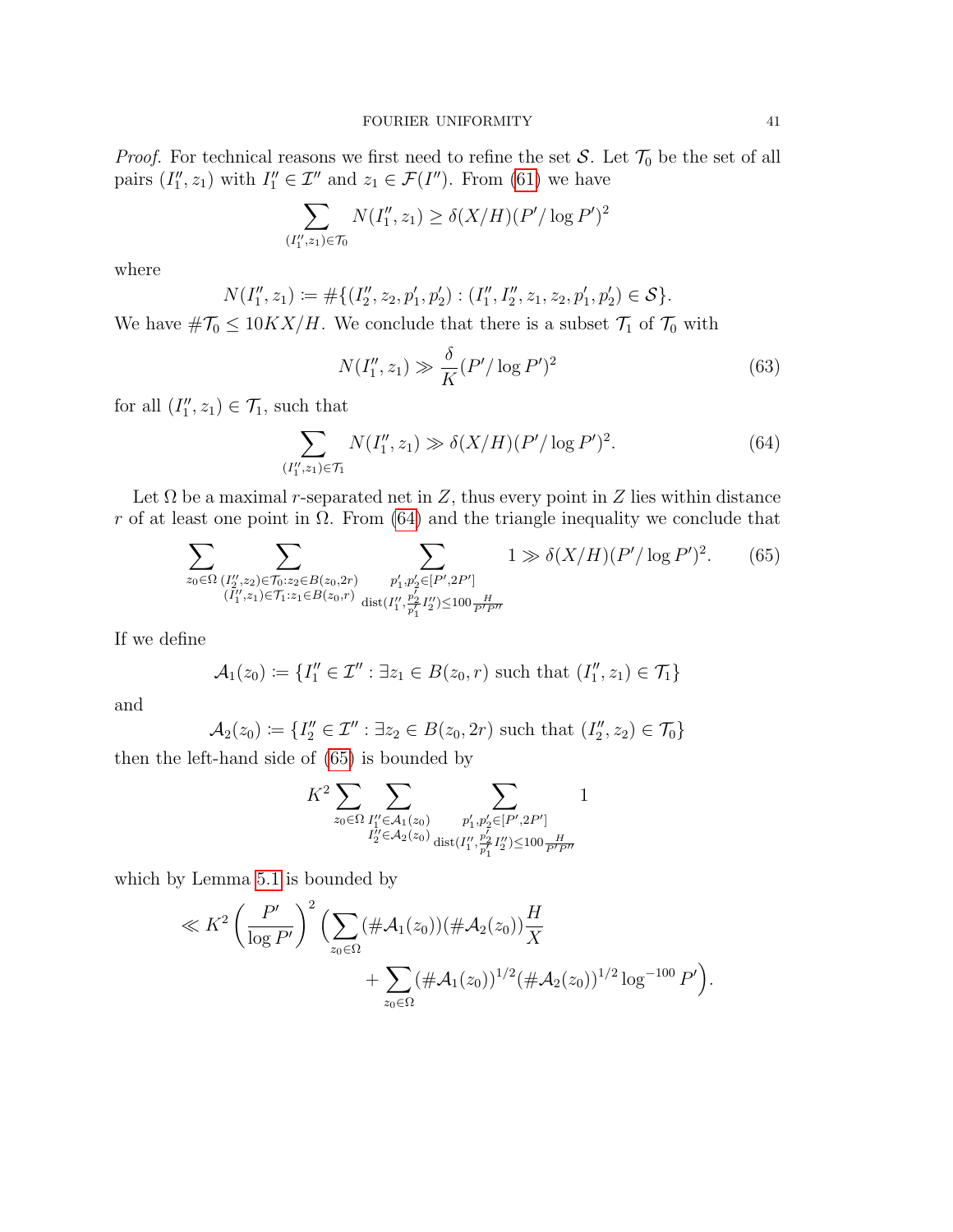*Proof.* For technical reasons we first need to refine the set $\mathcal{S}$. Let $\mathcal{T}_0$ be the set of all pairs $(I_1'', z_1)$ with $I_1'' \in \mathcal{I}''$ and $z_1 \in \mathcal{F}(I'')$. From (61) we have

$$\sum_{(I_1'', z_1) \in \mathcal{T}_0} N(I_1'', z_1) \geq \delta (X/H)(P'/\log P')^2$$

where

$$N(I_1'', z_1) \coloneqq \#\{(I_2'', z_2, p_1', p_2') : (I_1'', I_2'', z_1, z_2, p_1', p_2') \in \mathcal{S}\}.$$

We have $\#\mathcal{T}_0 \leq 10KX/H$. We conclude that there is a subset $\mathcal{T}_1$ of $\mathcal{T}_0$ with

$$N(I_1'', z_1) \gg \frac{\delta}{K}(P'/\log P')^2 \tag{63}$$

for all $(I_1'', z_1) \in \mathcal{T}_1$, such that

$$\sum_{(I_1'', z_1) \in \mathcal{T}_1} N(I_1'', z_1) \gg \delta (X/H)(P'/\log P')^2. \tag{64}$$

Let $\Omega$ be a maximal $r$-separated net in $Z$, thus every point in $Z$ lies within distance $r$ of at least one point in $\Omega$. From (64) and the triangle inequality we conclude that

$$\sum_{z_0 \in \Omega} \sum_{\substack{(I_2'', z_2) \in \mathcal{T}_0 : z_2 \in B(z_0, 2r) \\ (I_1'', z_1) \in \mathcal{T}_1 : z_1 \in B(z_0, r)}} \sum_{\substack{p_1', p_2' \in [P', 2P'] \\ \operatorname{dist}(I_1'', \frac{p_2'}{p_1'} I_2'') \leq 100 \frac{H}{P'P''}}} 1 \gg \delta (X/H)(P'/\log P')^2. \tag{65}$$

If we define

$$\mathcal{A}_1(z_0) \coloneqq \{I_1'' \in \mathcal{I}'' : \exists z_1 \in B(z_0, r) \text{ such that } (I_1'', z_1) \in \mathcal{T}_1\}$$

and

$$\mathcal{A}_2(z_0) \coloneqq \{I_2'' \in \mathcal{I}'' : \exists z_2 \in B(z_0, 2r) \text{ such that } (I_2'', z_2) \in \mathcal{T}_0\}$$

then the left-hand side of (65) is bounded by

$$K^2 \sum_{z_0 \in \Omega} \sum_{\substack{I_1'' \in \mathcal{A}_1(z_0) \\ I_2'' \in \mathcal{A}_2(z_0)}} \sum_{\substack{p_1', p_2' \in [P', 2P'] \\ \operatorname{dist}(I_1'', \frac{p_2'}{p_1'} I_2'') \leq 100 \frac{H}{P'P''}}} 1$$

which by Lemma 5.1 is bounded by

$$\ll K^2 \left(\frac{P'}{\log P'}\right)^2 \Big( \sum_{z_0 \in \Omega} (\#\mathcal{A}_1(z_0))(\#\mathcal{A}_2(z_0)) \frac{H}{X} + \sum_{z_0 \in \Omega} (\#\mathcal{A}_1(z_0))^{1/2} (\#\mathcal{A}_2(z_0))^{1/2} \log^{-100} P' \Big).$$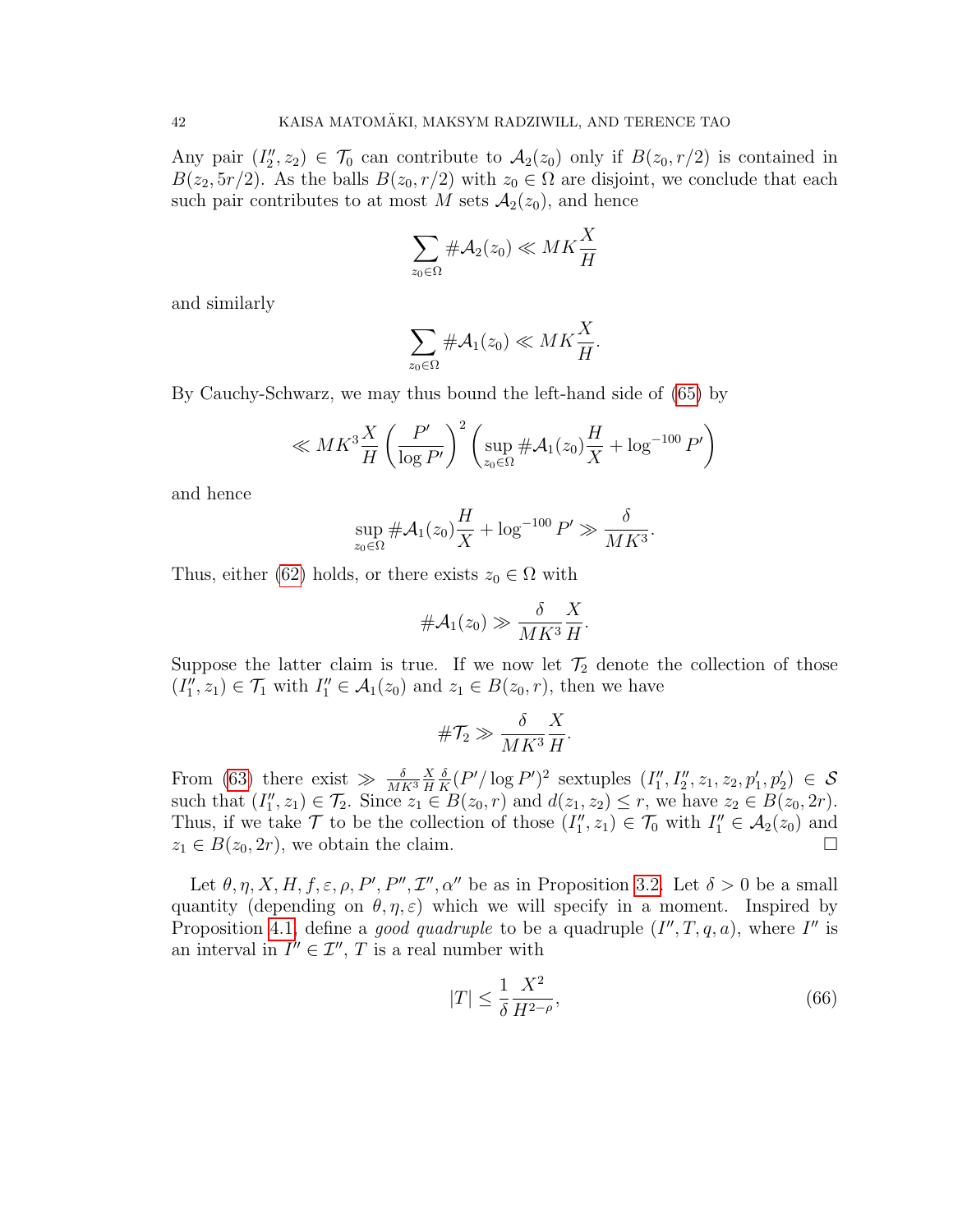Any pair $(I_2'', z_2) \in \mathcal{T}_0$ can contribute to $\mathcal{A}_2(z_0)$ only if $B(z_0, r/2)$ is contained in $B(z_2, 5r/2)$. As the balls $B(z_0, r/2)$ with $z_0 \in \Omega$ are disjoint, we conclude that each such pair contributes to at most $M$ sets $\mathcal{A}_2(z_0)$, and hence

$$\sum_{z_0 \in \Omega} \# \mathcal{A}_2(z_0) \ll MK \frac{X}{H}$$

and similarly

$$\sum_{z_0 \in \Omega} \# \mathcal{A}_1(z_0) \ll MK \frac{X}{H}.$$

By Cauchy-Schwarz, we may thus bound the left-hand side of (65) by

$$\ll MK^3 \frac{X}{H} \left( \frac{P'}{\log P'} \right)^2 \left( \sup_{z_0 \in \Omega} \# \mathcal{A}_1(z_0) \frac{H}{X} + \log^{-100} P' \right)$$

and hence

$$\sup_{z_0 \in \Omega} \# \mathcal{A}_1(z_0) \frac{H}{X} + \log^{-100} P' \gg \frac{\delta}{MK^3}.$$

Thus, either (62) holds, or there exists $z_0 \in \Omega$ with

$$\# \mathcal{A}_1(z_0) \gg \frac{\delta}{MK^3} \frac{X}{H}.$$

Suppose the latter claim is true. If we now let $\mathcal{T}_2$ denote the collection of those $(I_1'', z_1) \in \mathcal{T}_1$ with $I_1'' \in \mathcal{A}_1(z_0)$ and $z_1 \in B(z_0, r)$, then we have

$$\# \mathcal{T}_2 \gg \frac{\delta}{MK^3} \frac{X}{H}.$$

From (63) there exist $\gg \frac{\delta}{MK^3} \frac{X}{H} \frac{\delta}{K} (P'/\log P')^2$ sextuples $(I_1'', I_2'', z_1, z_2, p_1', p_2') \in \mathcal{S}$ such that $(I_1'', z_1) \in \mathcal{T}_2$. Since $z_1 \in B(z_0, r)$ and $d(z_1, z_2) \le r$, we have $z_2 \in B(z_0, 2r)$. Thus, if we take $\mathcal{T}$ to be the collection of those $(I_1'', z_1) \in \mathcal{T}_0$ with $I_1'' \in \mathcal{A}_2(z_0)$ and $z_1 \in B(z_0, 2r)$, we obtain the claim. $\square$

Let $\theta, \eta, X, H, f, \varepsilon, \rho, P', P'', \mathcal{I}'', \alpha''$ be as in Proposition 3.2. Let $\delta > 0$ be a small quantity (depending on $\theta, \eta, \varepsilon$) which we will specify in a moment. Inspired by Proposition 4.1, define a *good quadruple* to be a quadruple $(I'', T, q, a)$, where $I''$ is an interval in $I'' \in \mathcal{I}''$, $T$ is a real number with

$$|T| \le \frac{1}{\delta} \frac{X^2}{H^{2-\rho}}, \tag{66}$$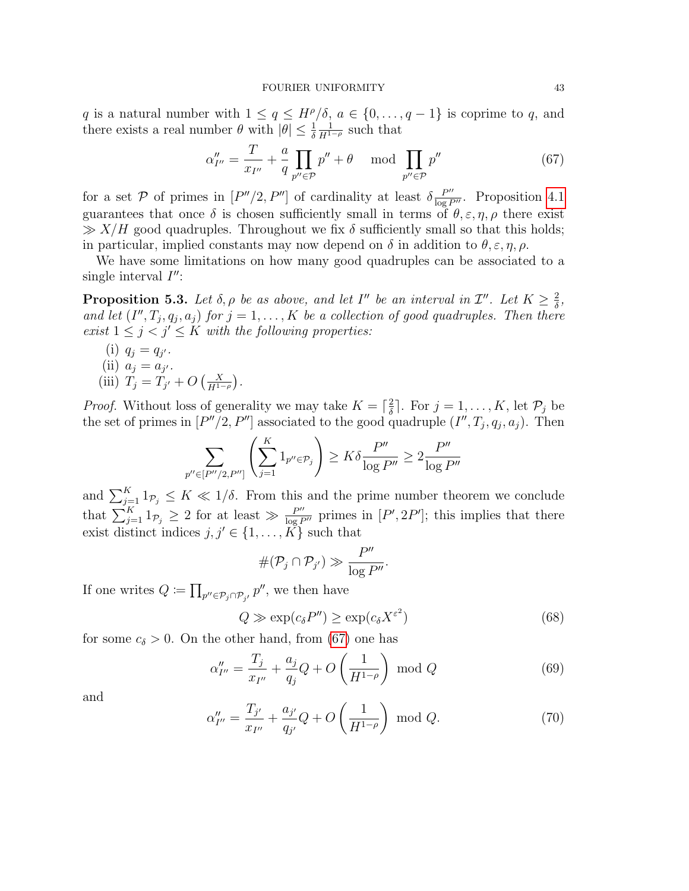$q$ is a natural number with $1 \leq q \leq H^\rho/\delta$, $a \in \{0, \dots, q-1\}$ is coprime to $q$, and there exists a real number $\theta$ with $|\theta| \leq \frac{1}{\delta}\frac{1}{H^{1-\rho}}$ such that

$$\alpha''_{I''} = \frac{T}{x_{I''}} + \frac{a}{q}\prod_{p'' \in \mathcal{P}} p'' + \theta \mod \prod_{p'' \in \mathcal{P}} p'' \tag{67}$$

for a set $\mathcal{P}$ of primes in $[P''/2, P'']$ of cardinality at least $\delta\frac{P''}{\log P''}$. Proposition 4.1 guarantees that once $\delta$ is chosen sufficiently small in terms of $\theta, \varepsilon, \eta, \rho$ there exist $\gg X/H$ good quadruples. Throughout we fix $\delta$ sufficiently small so that this holds; in particular, implied constants may now depend on $\delta$ in addition to $\theta, \varepsilon, \eta, \rho$.

We have some limitations on how many good quadruples can be associated to a single interval $I''$:

**Proposition 5.3.** *Let $\delta, \rho$ be as above, and let $I''$ be an interval in $\mathcal{I}''$. Let $K \geq \frac{2}{\delta}$, and let $(I'', T_j, q_j, a_j)$ for $j = 1, \dots, K$ be a collection of good quadruples. Then there exist $1 \leq j < j' \leq K$ with the following properties:*

- (i) $q_j = q_{j'}$.
- (ii) $a_j = a_{j'}$.
- (iii) $T_j = T_{j'} + O\left(\frac{X}{H^{1-\rho}}\right)$.

*Proof.* Without loss of generality we may take $K = \lceil\frac{2}{\delta}\rceil$. For $j = 1, \dots, K$, let $\mathcal{P}_j$ be the set of primes in $[P''/2, P'']$ associated to the good quadruple $(I'', T_j, q_j, a_j)$. Then

$$\sum_{p'' \in [P''/2, P'']} \left(\sum_{j=1}^K 1_{p'' \in \mathcal{P}_j}\right) \geq K\delta\frac{P''}{\log P''} \geq 2\frac{P''}{\log P''}$$

and $\sum_{j=1}^K 1_{\mathcal{P}_j} \leq K \ll 1/\delta$. From this and the prime number theorem we conclude that $\sum_{j=1}^K 1_{\mathcal{P}_j} \geq 2$ for at least $\gg \frac{P''}{\log P''}$ primes in $[P', 2P']$; this implies that there exist distinct indices $j, j' \in \{1, \dots, K\}$ such that

$$\#(\mathcal{P}_j \cap \mathcal{P}_{j'}) \gg \frac{P''}{\log P''}.$$

If one writes $Q \coloneqq \prod_{p'' \in \mathcal{P}_j \cap \mathcal{P}_{j'}} p''$, we then have

$$Q \gg \exp(c_\delta P'') \geq \exp(c_\delta X^{\varepsilon^2}) \tag{68}$$

for some $c_\delta > 0$. On the other hand, from (67) one has

$$\alpha''_{I''} = \frac{T_j}{x_{I''}} + \frac{a_j}{q_j}Q + O\left(\frac{1}{H^{1-\rho}}\right) \mod Q \tag{69}$$

and

$$\alpha''_{I''} = \frac{T_{j'}}{x_{I''}} + \frac{a_{j'}}{q_{j'}}Q + O\left(\frac{1}{H^{1-\rho}}\right) \mod Q. \tag{70}$$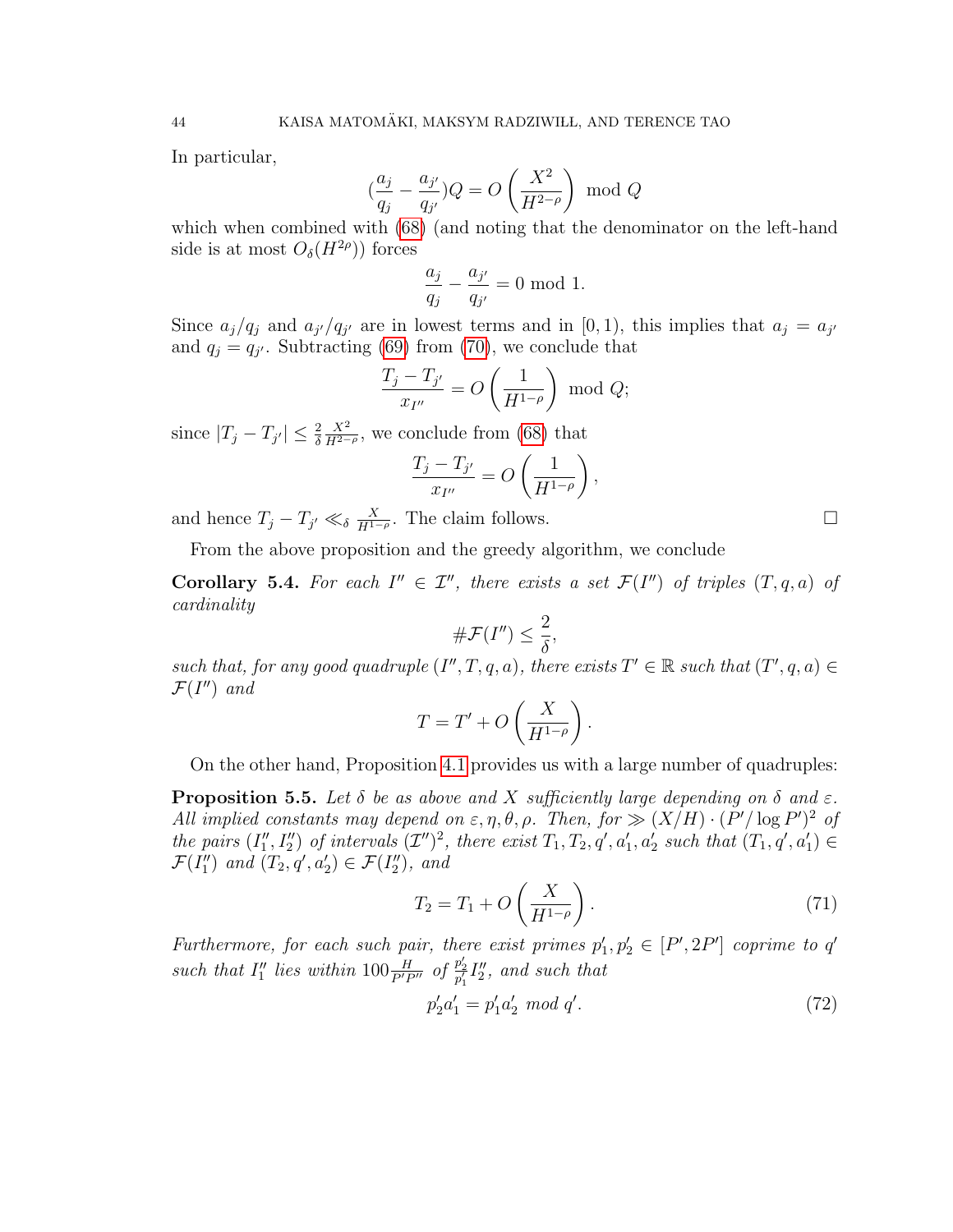In particular,

$$(\frac{a_j}{q_j} - \frac{a_{j'}}{q_{j'}})Q = O\left(\frac{X^2}{H^{2-\rho}}\right) \mod Q$$

which when combined with (68) (and noting that the denominator on the left-hand side is at most $O_\delta(H^{2\rho})$) forces

$$\frac{a_j}{q_j} - \frac{a_{j'}}{q_{j'}} = 0 \text{ mod } 1.$$

Since $a_j/q_j$ and $a_{j'}/q_{j'}$ are in lowest terms and in $[0,1)$, this implies that $a_j = a_{j'}$ and $q_j = q_{j'}$. Subtracting (69) from (70), we conclude that

$$\frac{T_j - T_{j'}}{x_{I''}} = O\left(\frac{1}{H^{1-\rho}}\right) \mod Q;$$

since $|T_j - T_{j'}| \leq \frac{2}{\delta}\frac{X^2}{H^{2-\rho}}$, we conclude from (68) that

$$\frac{T_j - T_{j'}}{x_{I''}} = O\left(\frac{1}{H^{1-\rho}}\right),$$

and hence $T_j - T_{j'} \ll_\delta \frac{X}{H^{1-\rho}}$. The claim follows. □

From the above proposition and the greedy algorithm, we conclude

**Corollary 5.4.** *For each $I'' \in \mathcal{I}''$, there exists a set $\mathcal{F}(I'')$ of triples $(T,q,a)$ of cardinality*

$$\#\mathcal{F}(I'') \leq \frac{2}{\delta},$$

*such that, for any good quadruple $(I'', T, q, a)$, there exists $T' \in \mathbb{R}$ such that $(T', q, a) \in \mathcal{F}(I'')$ and*

$$T = T' + O\left(\frac{X}{H^{1-\rho}}\right).$$

On the other hand, Proposition 4.1 provides us with a large number of quadruples:

**Proposition 5.5.** *Let $\delta$ be as above and $X$ sufficiently large depending on $\delta$ and $\varepsilon$. All implied constants may depend on $\varepsilon, \eta, \theta, \rho$. Then, for $\gg (X/H) \cdot (P'/\log P')^2$ of the pairs $(I''_1, I''_2)$ of intervals $(\mathcal{I}'')^2$, there exist $T_1, T_2, q', a'_1, a'_2$ such that $(T_1, q', a'_1) \in \mathcal{F}(I''_1)$ and $(T_2, q', a'_2) \in \mathcal{F}(I''_2)$, and*

$$T_2 = T_1 + O\left(\frac{X}{H^{1-\rho}}\right). \tag{71}$$

*Furthermore, for each such pair, there exist primes $p'_1, p'_2 \in [P', 2P']$ coprime to $q'$ such that $I''_1$ lies within $100\frac{H}{P'P''}$ of $\frac{p'_2}{p'_1}I''_2$, and such that*

$$p'_2 a'_1 = p'_1 a'_2 \text{ mod } q'. \tag{72}$$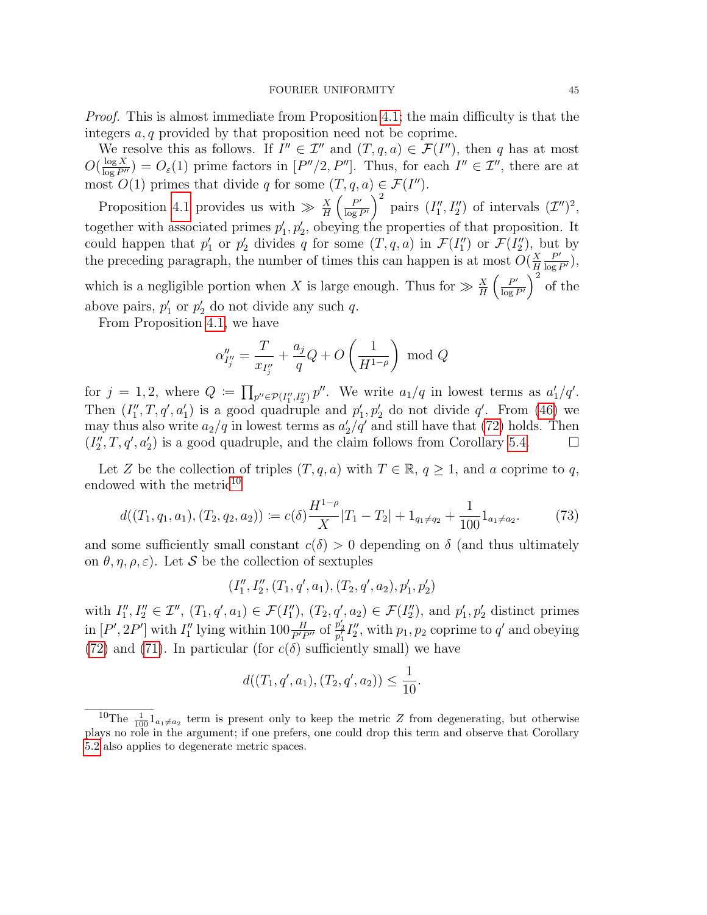*Proof.* This is almost immediate from Proposition 4.1; the main difficulty is that the integers $a, q$ provided by that proposition need not be coprime.

We resolve this as follows. If $I'' \in \mathcal{I}''$ and $(T, q, a) \in \mathcal{F}(I'')$, then $q$ has at most $O(\frac{\log X}{\log P''}) = O_\varepsilon(1)$ prime factors in $[P''/2, P'']$. Thus, for each $I'' \in \mathcal{I}''$, there are at most $O(1)$ primes that divide $q$ for some $(T, q, a) \in \mathcal{F}(I'')$.

Proposition 4.1 provides us with $\gg \frac{X}{H}\left(\frac{P'}{\log P'}\right)^2$ pairs $(I''_1, I''_2)$ of intervals $(\mathcal{I}'')^2$, together with associated primes $p'_1, p'_2$, obeying the properties of that proposition. It could happen that $p'_1$ or $p'_2$ divides $q$ for some $(T, q, a)$ in $\mathcal{F}(I''_1)$ or $\mathcal{F}(I''_2)$, but by the preceding paragraph, the number of times this can happen is at most $O(\frac{X}{H}\frac{P'}{\log P'})$, which is a negligible portion when $X$ is large enough. Thus for $\gg \frac{X}{H}\left(\frac{P'}{\log P'}\right)^2$ of the above pairs, $p'_1$ or $p'_2$ do not divide any such $q$.

From Proposition 4.1, we have

$$\alpha''_{I''_j} = \frac{T}{x_{I''_j}} + \frac{a_j}{q}Q + O\left(\frac{1}{H^{1-\rho}}\right) \bmod Q$$

for $j = 1, 2$, where $Q := \prod_{p'' \in \mathcal{P}(I''_1, I''_2)} p''$. We write $a_1/q$ in lowest terms as $a'_1/q'$. Then $(I''_1, T, q', a'_1)$ is a good quadruple and $p'_1, p'_2$ do not divide $q'$. From (46) we may thus also write $a_2/q$ in lowest terms as $a'_2/q'$ and still have that (72) holds. Then $(I''_2, T, q', a'_2)$ is a good quadruple, and the claim follows from Corollary 5.4. $\square$

Let $Z$ be the collection of triples $(T, q, a)$ with $T \in \mathbb{R}$, $q \geq 1$, and $a$ coprime to $q$, endowed with the metric[10]

$$d((T_1, q_1, a_1), (T_2, q_2, a_2)) := c(\delta)\frac{H^{1-\rho}}{X}|T_1 - T_2| + 1_{q_1 \neq q_2} + \frac{1}{100}1_{a_1 \neq a_2}. \tag{73}$$

and some sufficiently small constant $c(\delta) > 0$ depending on $\delta$ (and thus ultimately on $\theta, \eta, \rho, \varepsilon$). Let $\mathcal{S}$ be the collection of sextuples

$$(I''_1, I''_2, (T_1, q', a_1), (T_2, q', a_2), p'_1, p'_2)$$

with $I''_1, I''_2 \in \mathcal{I}''$, $(T_1, q', a_1) \in \mathcal{F}(I''_1)$, $(T_2, q', a_2) \in \mathcal{F}(I''_2)$, and $p'_1, p'_2$ distinct primes in $[P', 2P']$ with $I''_1$ lying within $100\frac{H}{P'P''}$ of $\frac{p'_2}{p'_1}I''_2$, with $p_1, p_2$ coprime to $q'$ and obeying (72) and (71). In particular (for $c(\delta)$ sufficiently small) we have

$$d((T_1, q', a_1), (T_2, q', a_2)) \leq \frac{1}{10}.$$

[10] The $\frac{1}{100}1_{a_1 \neq a_2}$ term is present only to keep the metric $Z$ from degenerating, but otherwise plays no role in the argument; if one prefers, one could drop this term and observe that Corollary 5.2 also applies to degenerate metric spaces.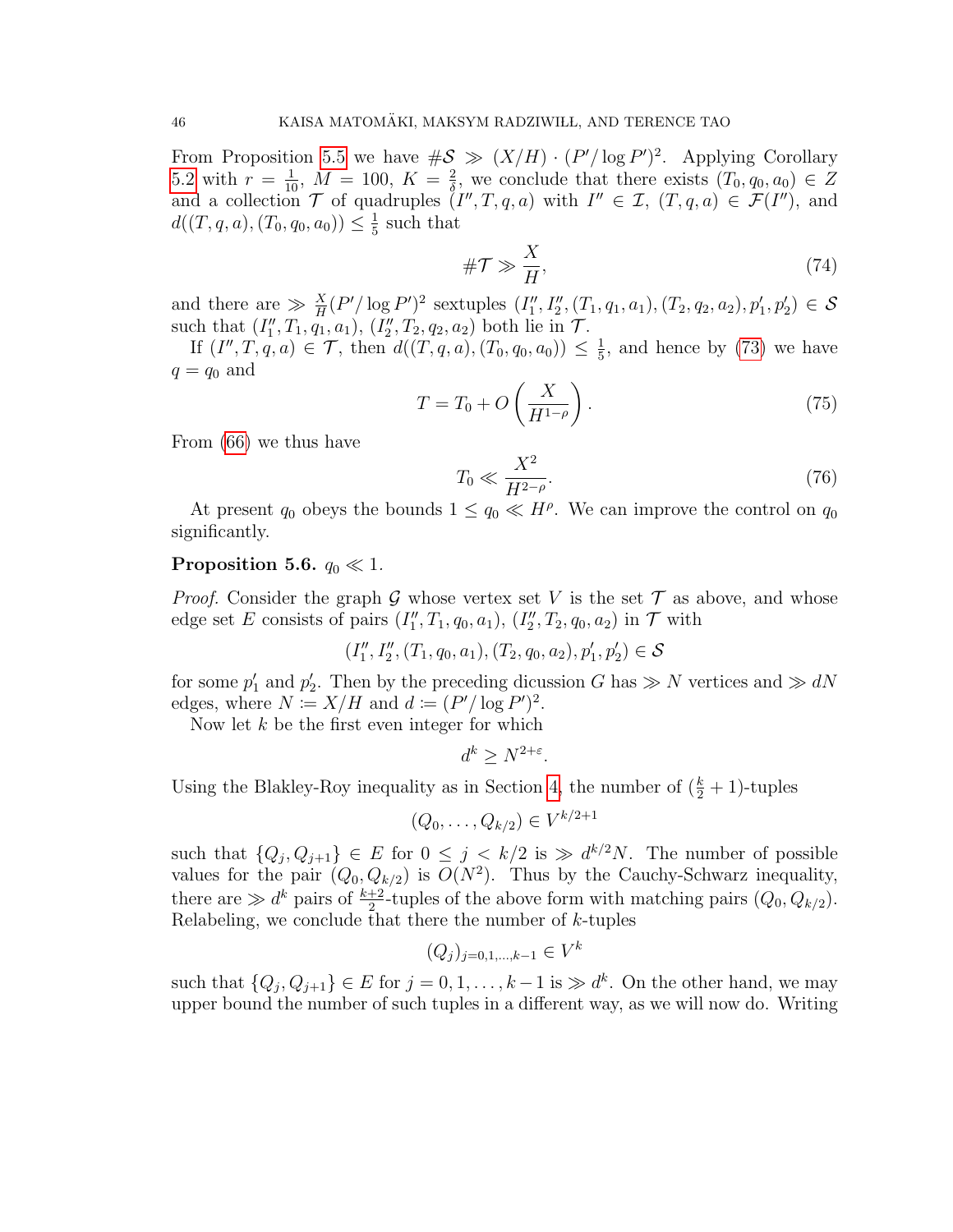From Proposition 5.5 we have $\#\mathcal{S} \gg (X/H) \cdot (P'/\log P')^2$. Applying Corollary 5.2 with $r = \frac{1}{10}$, $M = 100$, $K = \frac{2}{\delta}$, we conclude that there exists $(T_0, q_0, a_0) \in Z$ and a collection $\mathcal{T}$ of quadruples $(I'', T, q, a)$ with $I'' \in \mathcal{I}$, $(T, q, a) \in \mathcal{F}(I'')$, and $d((T, q, a), (T_0, q_0, a_0)) \leq \frac{1}{5}$ such that

$$\#\mathcal{T} \gg \frac{X}{H}, \tag{74}$$

and there are $\gg \frac{X}{H}(P'/\log P')^2$ sextuples $(I_1'', I_2'', (T_1, q_1, a_1), (T_2, q_2, a_2), p_1', p_2') \in \mathcal{S}$ such that $(I_1'', T_1, q_1, a_1)$, $(I_2'', T_2, q_2, a_2)$ both lie in $\mathcal{T}$.

If $(I'', T, q, a) \in \mathcal{T}$, then $d((T, q, a), (T_0, q_0, a_0)) \leq \frac{1}{5}$, and hence by (73) we have $q = q_0$ and

$$T = T_0 + O\left(\frac{X}{H^{1-\rho}}\right). \tag{75}$$

From (66) we thus have

$$T_0 \ll \frac{X^2}{H^{2-\rho}}. \tag{76}$$

At present $q_0$ obeys the bounds $1 \leq q_0 \ll H^\rho$. We can improve the control on $q_0$ significantly.

**Proposition 5.6.** $q_0 \ll 1$.

*Proof.* Consider the graph $\mathcal{G}$ whose vertex set $V$ is the set $\mathcal{T}$ as above, and whose edge set $E$ consists of pairs $(I_1'', T_1, q_0, a_1)$, $(I_2'', T_2, q_0, a_2)$ in $\mathcal{T}$ with

$$(I_1'', I_2'', (T_1, q_0, a_1), (T_2, q_0, a_2), p_1', p_2') \in \mathcal{S}$$

for some $p_1'$ and $p_2'$. Then by the preceding dicussion $G$ has $\gg N$ vertices and $\gg dN$ edges, where $N := X/H$ and $d := (P'/\log P')^2$.

Now let $k$ be the first even integer for which

$$d^k \geq N^{2+\varepsilon}.$$

Using the Blakley-Roy inequality as in Section 4, the number of $(\frac{k}{2}+1)$-tuples

$$(Q_0, \dots, Q_{k/2}) \in V^{k/2+1}$$

such that $\{Q_j, Q_{j+1}\} \in E$ for $0 \leq j < k/2$ is $\gg d^{k/2}N$. The number of possible values for the pair $(Q_0, Q_{k/2})$ is $O(N^2)$. Thus by the Cauchy-Schwarz inequality, there are $\gg d^k$ pairs of $\frac{k+2}{2}$-tuples of the above form with matching pairs $(Q_0, Q_{k/2})$. Relabeling, we conclude that there the number of $k$-tuples

$$(Q_j)_{j=0,1,\dots,k-1} \in V^k$$

such that $\{Q_j, Q_{j+1}\} \in E$ for $j = 0, 1, \dots, k-1$ is $\gg d^k$. On the other hand, we may upper bound the number of such tuples in a different way, as we will now do. Writing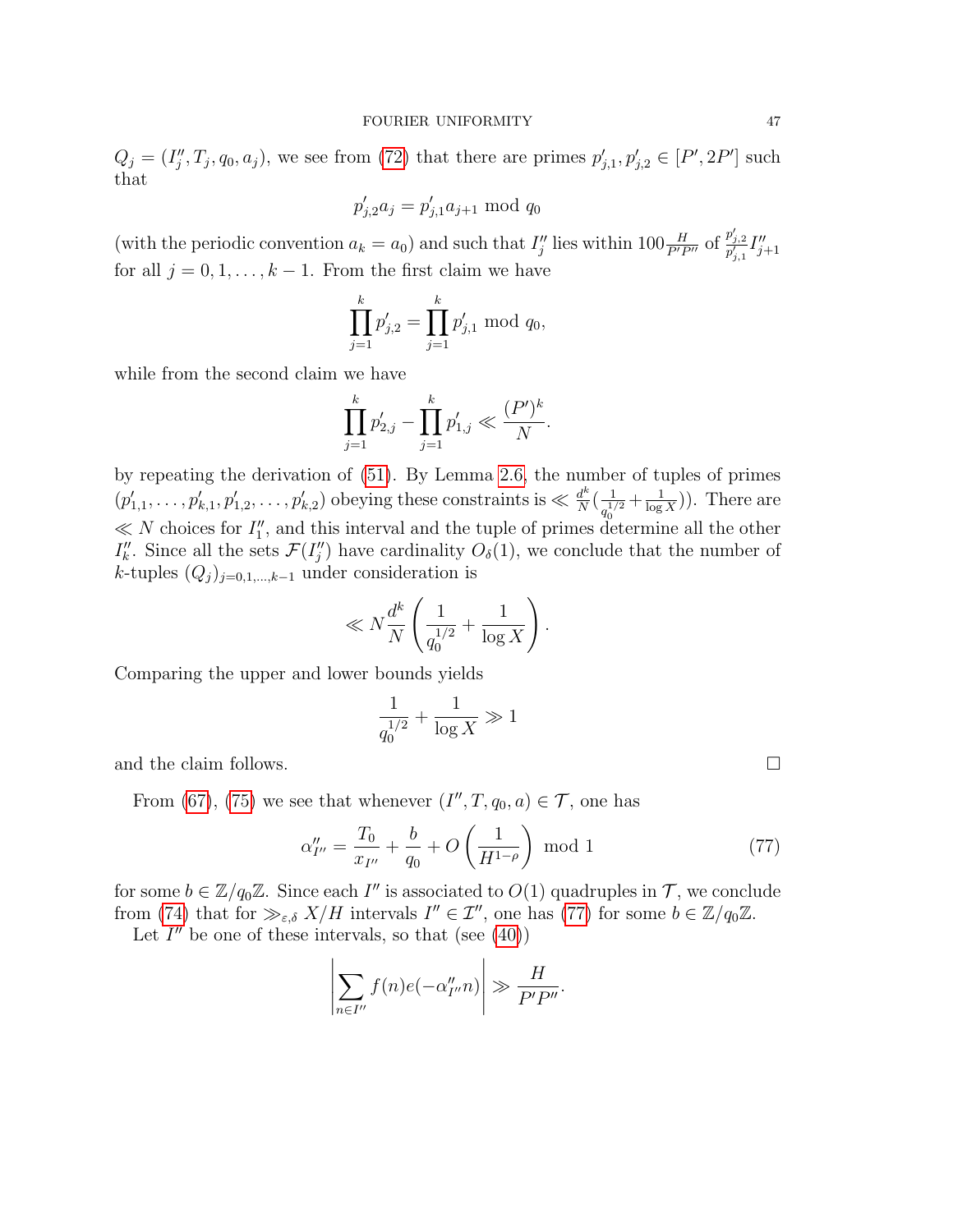$Q_j = (I''_j, T_j, q_0, a_j)$, we see from (72) that there are primes $p'_{j,1}, p'_{j,2} \in [P', 2P']$ such that

$$p'_{j,2} a_j = p'_{j,1} a_{j+1} \bmod q_0$$

(with the periodic convention $a_k = a_0$) and such that $I''_j$ lies within $100 \frac{H}{P'P''}$ of $\frac{p'_{j,2}}{p'_{j,1}} I''_{j+1}$ for all $j = 0, 1, \dots, k-1$. From the first claim we have

$$\prod_{j=1}^{k} p'_{j,2} = \prod_{j=1}^{k} p'_{j,1} \bmod q_0,$$

while from the second claim we have

$$\prod_{j=1}^{k} p'_{2,j} - \prod_{j=1}^{k} p'_{1,j} \ll \frac{(P')^k}{N}.$$

by repeating the derivation of (51). By Lemma 2.6, the number of tuples of primes $(p'_{1,1}, \dots, p'_{k,1}, p'_{1,2}, \dots, p'_{k,2})$ obeying these constraints is $\ll \frac{d^k}{N}(\frac{1}{q_0^{1/2}} + \frac{1}{\log X}))$. There are $\ll N$ choices for $I''_1$, and this interval and the tuple of primes determine all the other $I''_k$. Since all the sets $\mathcal{F}(I''_j)$ have cardinality $O_\delta(1)$, we conclude that the number of $k$-tuples $(Q_j)_{j=0,1,\dots,k-1}$ under consideration is

$$\ll N \frac{d^k}{N} \left( \frac{1}{q_0^{1/2}} + \frac{1}{\log X} \right).$$

Comparing the upper and lower bounds yields

$$\frac{1}{q_0^{1/2}} + \frac{1}{\log X} \gg 1$$

and the claim follows. $\square$

From (67), (75) we see that whenever $(I'', T, q_0, a) \in \mathcal{T}$, one has

$$\alpha''_{I''} = \frac{T_0}{x_{I''}} + \frac{b}{q_0} + O\left(\frac{1}{H^{1-\rho}}\right) \bmod 1 \tag{77}$$

for some $b \in \mathbb{Z}/q_0\mathbb{Z}$. Since each $I''$ is associated to $O(1)$ quadruples in $\mathcal{T}$, we conclude from (74) that for $\gg_{\varepsilon,\delta} X/H$ intervals $I'' \in \mathcal{I}''$, one has (77) for some $b \in \mathbb{Z}/q_0\mathbb{Z}$.

Let $I''$ be one of these intervals, so that (see (40))

$$\left| \sum_{n \in I''} f(n) e(-\alpha''_{I''} n) \right| \gg \frac{H}{P'P''}.$$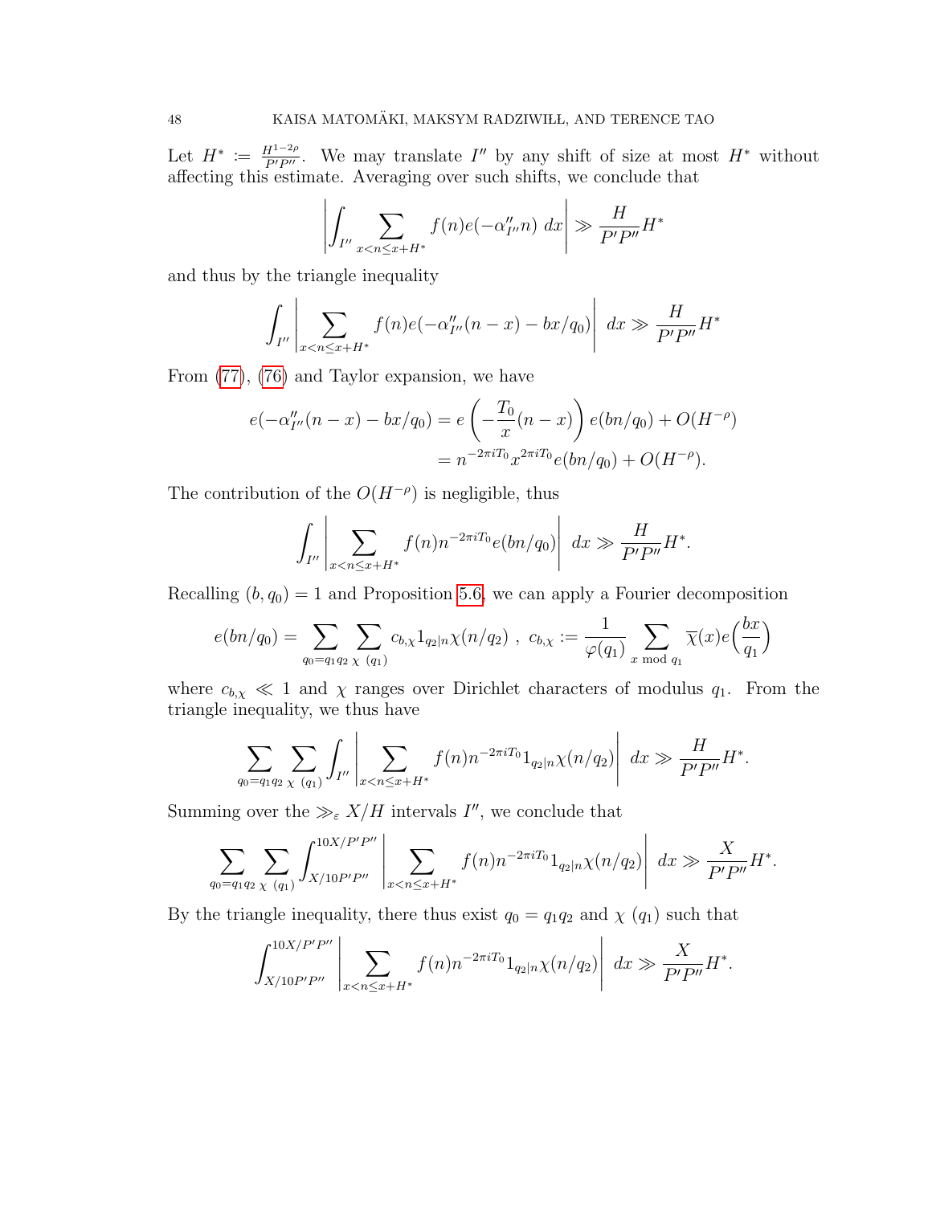Let $H^* := \frac{H^{1-2\rho}}{P'P''}$. We may translate $I''$ by any shift of size at most $H^*$ without affecting this estimate. Averaging over such shifts, we conclude that

$$\left| \int_{I''} \sum_{x<n\leq x+H^*} f(n) e(-\alpha''_{I''} n)\ dx \right| \gg \frac{H}{P'P''} H^*$$

and thus by the triangle inequality

$$\int_{I''} \left| \sum_{x<n\leq x+H^*} f(n) e(-\alpha''_{I''}(n-x) - bx/q_0) \right|\ dx \gg \frac{H}{P'P''} H^*$$

From (77), (76) and Taylor expansion, we have

$$\begin{aligned} e(-\alpha''_{I''}(n-x) - bx/q_0) &= e\left(-\frac{T_0}{x}(n-x)\right) e(bn/q_0) + O(H^{-\rho}) \\ &= n^{-2\pi i T_0} x^{2\pi i T_0} e(bn/q_0) + O(H^{-\rho}). \end{aligned}$$

The contribution of the $O(H^{-\rho})$ is negligible, thus

$$\int_{I''} \left| \sum_{x<n\leq x+H^*} f(n) n^{-2\pi i T_0} e(bn/q_0) \right|\ dx \gg \frac{H}{P'P''} H^*.$$

Recalling $(b, q_0) = 1$ and Proposition 5.6, we can apply a Fourier decomposition

$$e(bn/q_0) = \sum_{q_0 = q_1 q_2} \sum_{\chi\ (q_1)} c_{b,\chi} 1_{q_2|n} \chi(n/q_2)\ ,\ c_{b,\chi} := \frac{1}{\varphi(q_1)} \sum_{x \bmod q_1} \overline{\chi}(x) e\Big(\frac{bx}{q_1}\Big)$$

where $c_{b,\chi} \ll 1$ and $\chi$ ranges over Dirichlet characters of modulus $q_1$. From the triangle inequality, we thus have

$$\sum_{q_0 = q_1 q_2} \sum_{\chi\ (q_1)} \int_{I''} \left| \sum_{x<n\leq x+H^*} f(n) n^{-2\pi i T_0} 1_{q_2|n} \chi(n/q_2) \right|\ dx \gg \frac{H}{P'P''} H^*.$$

Summing over the $\gg_\varepsilon X/H$ intervals $I''$, we conclude that

$$\sum_{q_0 = q_1 q_2} \sum_{\chi\ (q_1)} \int_{X/10P'P''}^{10X/P'P''} \left| \sum_{x<n\leq x+H^*} f(n) n^{-2\pi i T_0} 1_{q_2|n} \chi(n/q_2) \right|\ dx \gg \frac{X}{P'P''} H^*.$$

By the triangle inequality, there thus exist $q_0 = q_1 q_2$ and $\chi\ (q_1)$ such that

$$\int_{X/10P'P''}^{10X/P'P''} \left| \sum_{x<n\leq x+H^*} f(n) n^{-2\pi i T_0} 1_{q_2|n} \chi(n/q_2) \right|\ dx \gg \frac{X}{P'P''} H^*.$$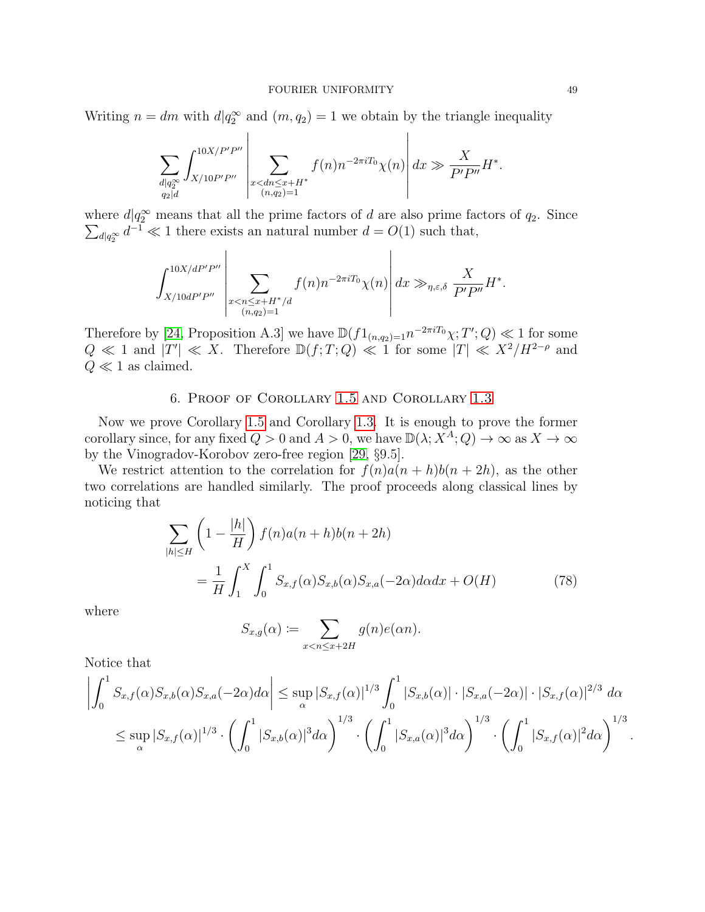Writing $n = dm$ with $d | q_2^\infty$ and $(m, q_2) = 1$ we obtain by the triangle inequality

$$\sum_{\substack{d | q_2^\infty \\ q_2 | d}} \int_{X/10P'P''}^{10X/P'P''} \left| \sum_{\substack{x < dn \leq x + H^* \\ (n, q_2) = 1}} f(n) n^{-2\pi i T_0} \chi(n) \right| dx \gg \frac{X}{P'P''} H^*.$$

where $d | q_2^\infty$ means that all the prime factors of $d$ are also prime factors of $q_2$. Since $\sum_{d | q_2^\infty} d^{-1} \ll 1$ there exists an natural number $d = O(1)$ such that,

$$\int_{X/10dP'P''}^{10X/dP'P''} \left| \sum_{\substack{x < n \leq x + H^*/d \\ (n, q_2) = 1}} f(n) n^{-2\pi i T_0} \chi(n) \right| dx \gg_{\eta, \varepsilon, \delta} \frac{X}{P'P''} H^*.$$

Therefore by [24, Proposition A.3] we have $\mathbb{D}(f 1_{(n,q_2)=1} n^{-2\pi i T_0} \chi; T'; Q) \ll 1$ for some $Q \ll 1$ and $|T'| \ll X$. Therefore $\mathbb{D}(f; T; Q) \ll 1$ for some $|T| \ll X^2 / H^{2-\rho}$ and $Q \ll 1$ as claimed.

## 6. Proof of Corollary 1.5 and Corollary 1.3

Now we prove Corollary 1.5 and Corollary 1.3. It is enough to prove the former corollary since, for any fixed $Q > 0$ and $A > 0$, we have $\mathbb{D}(\lambda; X^A; Q) \to \infty$ as $X \to \infty$ by the Vinogradov-Korobov zero-free region [29, §9.5].

We restrict attention to the correlation for $f(n) a(n+h) b(n+2h)$, as the other two correlations are handled similarly. The proof proceeds along classical lines by noticing that

$$\begin{aligned}
&\sum_{|h| \leq H} \left(1 - \frac{|h|}{H}\right) f(n) a(n+h) b(n+2h) \\
&\qquad = \frac{1}{H} \int_1^X \int_0^1 S_{x,f}(\alpha) S_{x,b}(\alpha) S_{x,a}(-2\alpha) d\alpha dx + O(H) \qquad (78)
\end{aligned}$$

where

$$S_{x,g}(\alpha) := \sum_{x < n \leq x + 2H} g(n) e(\alpha n).$$

Notice that

$$\begin{aligned}
\left| \int_0^1 S_{x,f}(\alpha) S_{x,b}(\alpha) S_{x,a}(-2\alpha) d\alpha \right| &\leq \sup_\alpha |S_{x,f}(\alpha)|^{1/3} \int_0^1 |S_{x,b}(\alpha)| \cdot |S_{x,a}(-2\alpha)| \cdot |S_{x,f}(\alpha)|^{2/3} \, d\alpha \\
&\leq \sup_\alpha |S_{x,f}(\alpha)|^{1/3} \cdot \left( \int_0^1 |S_{x,b}(\alpha)|^3 d\alpha \right)^{1/3} \cdot \left( \int_0^1 |S_{x,a}(\alpha)|^3 d\alpha \right)^{1/3} \cdot \left( \int_0^1 |S_{x,f}(\alpha)|^2 d\alpha \right)^{1/3}.
\end{aligned}$$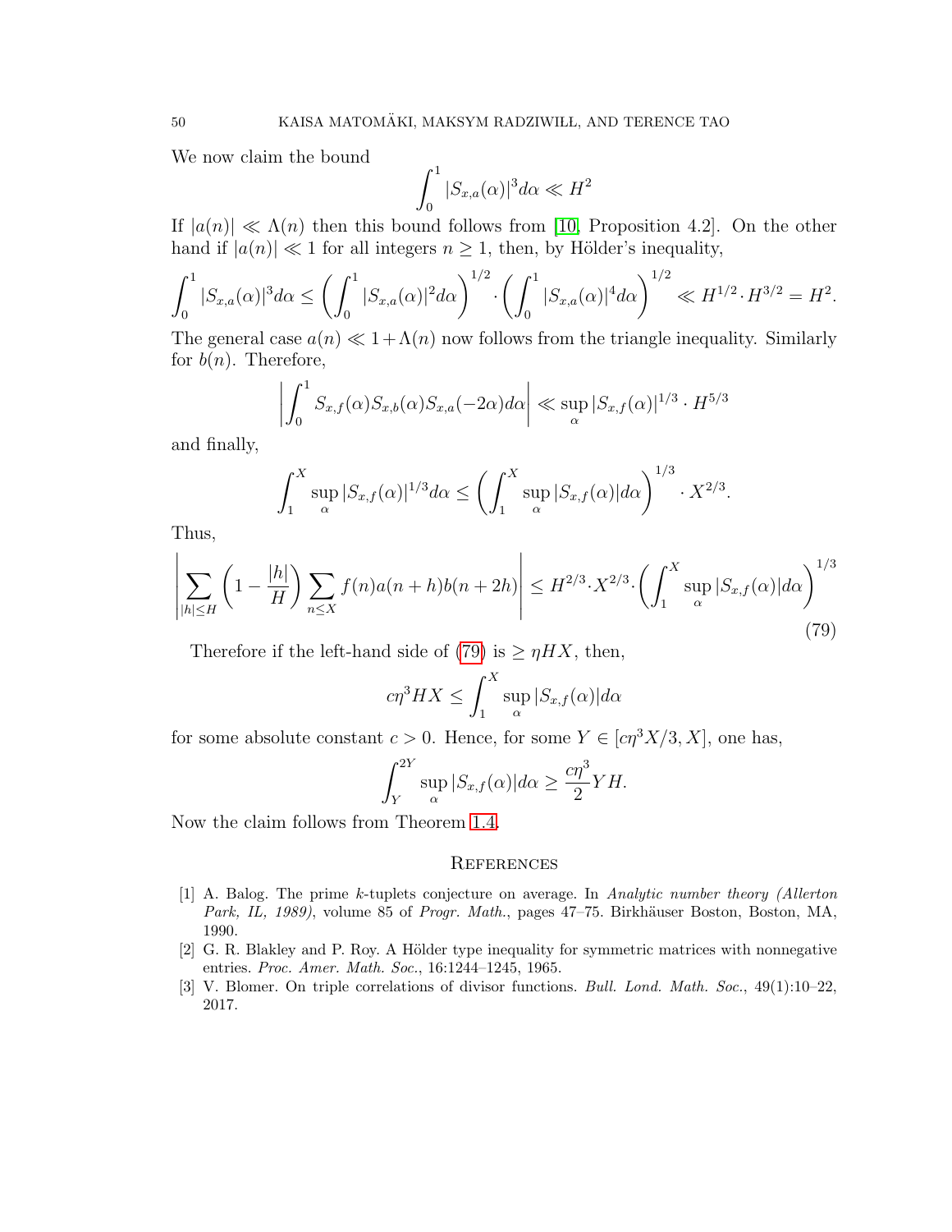We now claim the bound

$$\int_0^1 |S_{x,a}(\alpha)|^3 d\alpha \ll H^2$$

If $|a(n)| \ll \Lambda(n)$ then this bound follows from [10, Proposition 4.2]. On the other hand if $|a(n)| \ll 1$ for all integers $n \geq 1$, then, by Hölder's inequality,

$$\int_0^1 |S_{x,a}(\alpha)|^3 d\alpha \leq \left( \int_0^1 |S_{x,a}(\alpha)|^2 d\alpha \right)^{1/2} \cdot \left( \int_0^1 |S_{x,a}(\alpha)|^4 d\alpha \right)^{1/2} \ll H^{1/2} \cdot H^{3/2} = H^2.$$

The general case $a(n) \ll 1 + \Lambda(n)$ now follows from the triangle inequality. Similarly for $b(n)$. Therefore,

$$\left| \int_0^1 S_{x,f}(\alpha) S_{x,b}(\alpha) S_{x,a}(-2\alpha) d\alpha \right| \ll \sup_\alpha |S_{x,f}(\alpha)|^{1/3} \cdot H^{5/3}$$

and finally,

$$\int_1^X \sup_\alpha |S_{x,f}(\alpha)|^{1/3} d\alpha \leq \left( \int_1^X \sup_\alpha |S_{x,f}(\alpha)| d\alpha \right)^{1/3} \cdot X^{2/3}.$$

Thus,

$$\left| \sum_{|h| \leq H} \left(1 - \frac{|h|}{H}\right) \sum_{n \leq X} f(n) a(n+h) b(n+2h) \right| \leq H^{2/3} \cdot X^{2/3} \cdot \left( \int_1^X \sup_\alpha |S_{x,f}(\alpha)| d\alpha \right)^{1/3} \tag{79}$$

Therefore if the left-hand side of (79) is $\geq \eta H X$, then,

$$c\eta^3 H X \leq \int_1^X \sup_\alpha |S_{x,f}(\alpha)| d\alpha$$

for some absolute constant $c > 0$. Hence, for some $Y \in [c\eta^3 X/3, X]$, one has,

$$\int_Y^{2Y} \sup_\alpha |S_{x,f}(\alpha)| d\alpha \geq \frac{c\eta^3}{2} Y H.$$

Now the claim follows from Theorem 1.4.

## References

[1] A. Balog. The prime $k$-tuplets conjecture on average. In *Analytic number theory (Allerton Park, IL, 1989)*, volume 85 of *Progr. Math.*, pages 47–75. Birkhäuser Boston, Boston, MA, 1990.

[2] G. R. Blakley and P. Roy. A Hölder type inequality for symmetric matrices with nonnegative entries. *Proc. Amer. Math. Soc.*, 16:1244–1245, 1965.

[3] V. Blomer. On triple correlations of divisor functions. *Bull. Lond. Math. Soc.*, 49(1):10–22, 2017.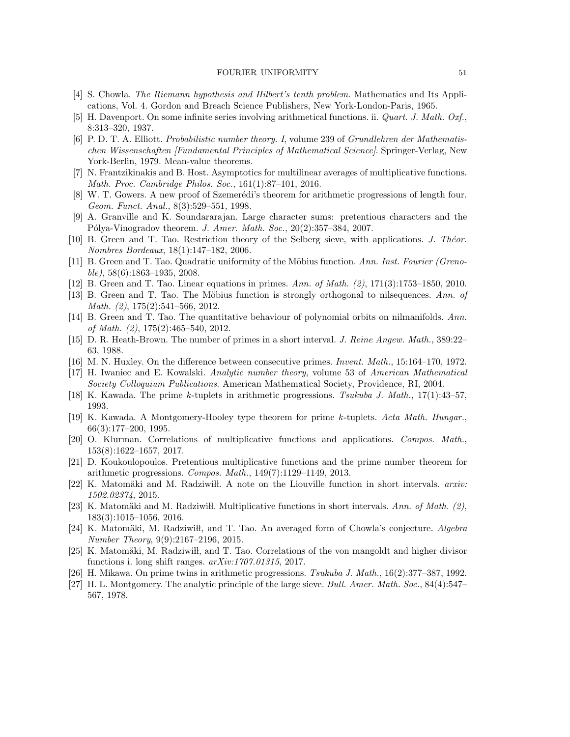[4] S. Chowla. *The Riemann hypothesis and Hilbert's tenth problem*. Mathematics and Its Applications, Vol. 4. Gordon and Breach Science Publishers, New York-London-Paris, 1965.

[5] H. Davenport. On some infinite series involving arithmetical functions. ii. *Quart. J. Math. Oxf.*, 8:313–320, 1937.

[6] P. D. T. A. Elliott. *Probabilistic number theory. I*, volume 239 of *Grundlehren der Mathematischen Wissenschaften [Fundamental Principles of Mathematical Science]*. Springer-Verlag, New York-Berlin, 1979. Mean-value theorems.

[7] N. Frantzikinakis and B. Host. Asymptotics for multilinear averages of multiplicative functions. *Math. Proc. Cambridge Philos. Soc.*, 161(1):87–101, 2016.

[8] W. T. Gowers. A new proof of Szemerédi's theorem for arithmetic progressions of length four. *Geom. Funct. Anal.*, 8(3):529–551, 1998.

[9] A. Granville and K. Soundararajan. Large character sums: pretentious characters and the Pólya-Vinogradov theorem. *J. Amer. Math. Soc.*, 20(2):357–384, 2007.

[10] B. Green and T. Tao. Restriction theory of the Selberg sieve, with applications. *J. Théor. Nombres Bordeaux*, 18(1):147–182, 2006.

[11] B. Green and T. Tao. Quadratic uniformity of the Möbius function. *Ann. Inst. Fourier (Grenoble)*, 58(6):1863–1935, 2008.

[12] B. Green and T. Tao. Linear equations in primes. *Ann. of Math. (2)*, 171(3):1753–1850, 2010.

[13] B. Green and T. Tao. The Möbius function is strongly orthogonal to nilsequences. *Ann. of Math. (2)*, 175(2):541–566, 2012.

[14] B. Green and T. Tao. The quantitative behaviour of polynomial orbits on nilmanifolds. *Ann. of Math. (2)*, 175(2):465–540, 2012.

[15] D. R. Heath-Brown. The number of primes in a short interval. *J. Reine Angew. Math.*, 389:22–63, 1988.

[16] M. N. Huxley. On the difference between consecutive primes. *Invent. Math.*, 15:164–170, 1972.

[17] H. Iwaniec and E. Kowalski. *Analytic number theory*, volume 53 of *American Mathematical Society Colloquium Publications*. American Mathematical Society, Providence, RI, 2004.

[18] K. Kawada. The prime $k$-tuplets in arithmetic progressions. *Tsukuba J. Math.*, 17(1):43–57, 1993.

[19] K. Kawada. A Montgomery-Hooley type theorem for prime $k$-tuplets. *Acta Math. Hungar.*, 66(3):177–200, 1995.

[20] O. Klurman. Correlations of multiplicative functions and applications. *Compos. Math.*, 153(8):1622–1657, 2017.

[21] D. Koukoulopoulos. Pretentious multiplicative functions and the prime number theorem for arithmetic progressions. *Compos. Math.*, 149(7):1129–1149, 2013.

[22] K. Matomäki and M. Radziwiłł. A note on the Liouville function in short intervals. *arxiv: 1502.02374*, 2015.

[23] K. Matomäki and M. Radziwiłł. Multiplicative functions in short intervals. *Ann. of Math. (2)*, 183(3):1015–1056, 2016.

[24] K. Matomäki, M. Radziwiłł, and T. Tao. An averaged form of Chowla's conjecture. *Algebra Number Theory*, 9(9):2167–2196, 2015.

[25] K. Matomäki, M. Radziwiłł, and T. Tao. Correlations of the von mangoldt and higher divisor functions i. long shift ranges. *arXiv:1707.01315*, 2017.

[26] H. Mikawa. On prime twins in arithmetic progressions. *Tsukuba J. Math.*, 16(2):377–387, 1992.

[27] H. L. Montgomery. The analytic principle of the large sieve. *Bull. Amer. Math. Soc.*, 84(4):547–567, 1978.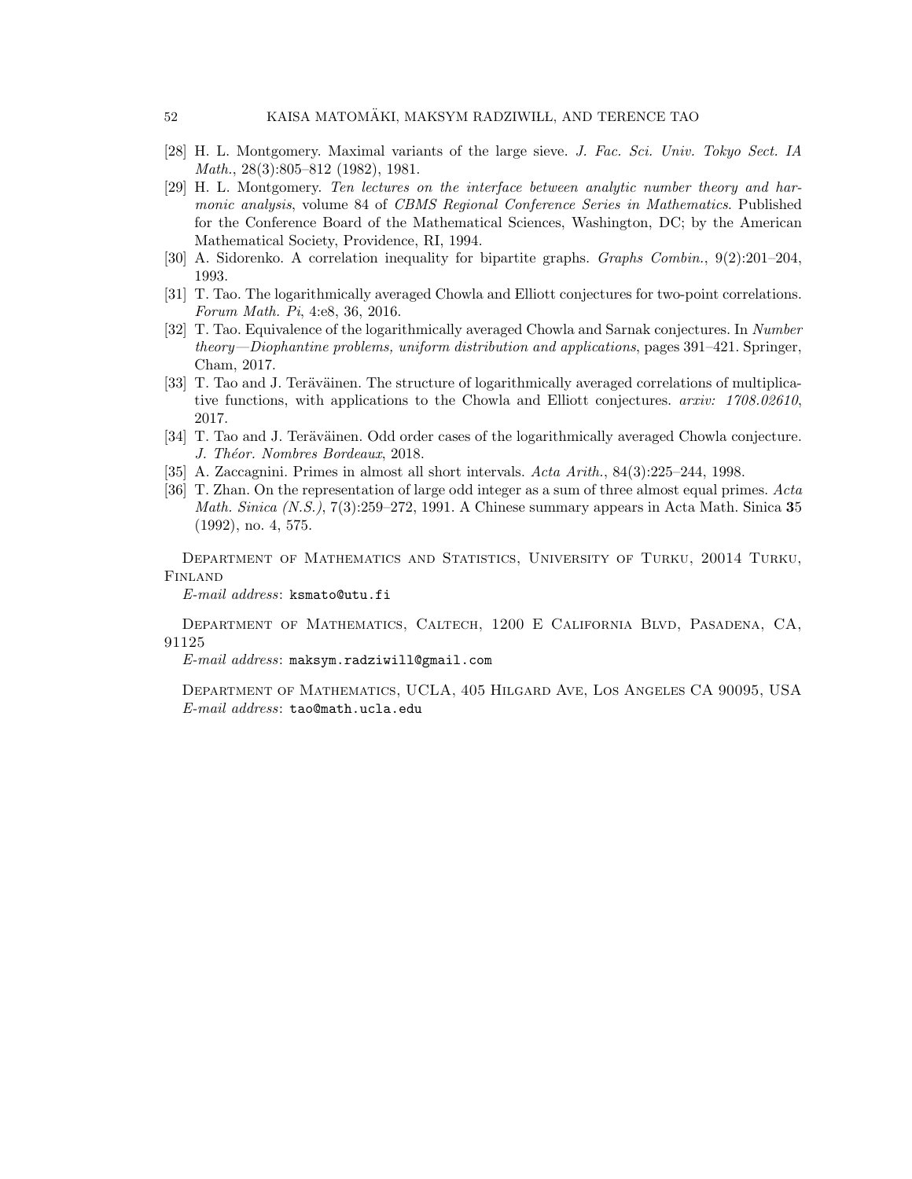[28] H. L. Montgomery. Maximal variants of the large sieve. *J. Fac. Sci. Univ. Tokyo Sect. IA Math.*, 28(3):805–812 (1982), 1981.

[29] H. L. Montgomery. *Ten lectures on the interface between analytic number theory and harmonic analysis*, volume 84 of *CBMS Regional Conference Series in Mathematics*. Published for the Conference Board of the Mathematical Sciences, Washington, DC; by the American Mathematical Society, Providence, RI, 1994.

[30] A. Sidorenko. A correlation inequality for bipartite graphs. *Graphs Combin.*, 9(2):201–204, 1993.

[31] T. Tao. The logarithmically averaged Chowla and Elliott conjectures for two-point correlations. *Forum Math. Pi*, 4:e8, 36, 2016.

[32] T. Tao. Equivalence of the logarithmically averaged Chowla and Sarnak conjectures. In *Number theory—Diophantine problems, uniform distribution and applications*, pages 391–421. Springer, Cham, 2017.

[33] T. Tao and J. Teräväinen. The structure of logarithmically averaged correlations of multiplicative functions, with applications to the Chowla and Elliott conjectures. *arxiv: 1708.02610*, 2017.

[34] T. Tao and J. Teräväinen. Odd order cases of the logarithmically averaged Chowla conjecture. *J. Théor. Nombres Bordeaux*, 2018.

[35] A. Zaccagnini. Primes in almost all short intervals. *Acta Arith.*, 84(3):225–244, 1998.

[36] T. Zhan. On the representation of large odd integer as a sum of three almost equal primes. *Acta Math. Sinica (N.S.)*, 7(3):259–272, 1991. A Chinese summary appears in Acta Math. Sinica **3**5 (1992), no. 4, 575.

Department of Mathematics and Statistics, University of Turku, 20014 Turku, Finland

*E-mail address*: `ksmato@utu.fi`

Department of Mathematics, Caltech, 1200 E California Blvd, Pasadena, CA, 91125

*E-mail address*: `maksym.radziwill@gmail.com`

Department of Mathematics, UCLA, 405 Hilgard Ave, Los Angeles CA 90095, USA

*E-mail address*: `tao@math.ucla.edu`